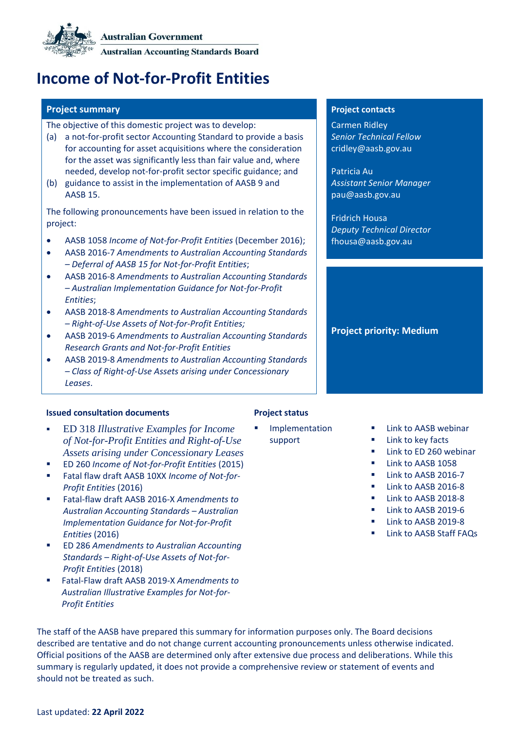Australian Government

Australian Accounting Standards Board

# Income of Not-for-Profit Entities

## Project summary

The objective of this domestic project was to develop:

(a) a not-for-profit sector Accounting Standard to provide a basis for accounting for asset acquisitions where the consideration for the asset was significantly less than fair value and, where needed, develop not-for-profit sector specific guidance; and

(b) guidance to assist in the implementation of AASB 9 and AASB 15.

The following pronouncements have been issued in relation to the project:

- AASB 1058 *Income of Not-for-Profit Entities* (December 2016);
- AASB 2016-7 *Amendments to Australian Accounting Standards – Deferral of AASB 15 for Not-for-Profit Entities*;
- AASB 2016-8 *Amendments to Australian Accounting Standards – Australian Implementation Guidance for Not-for-Profit Entities*;
- AASB 2018-8 *Amendments to Australian Accounting Standards – Right-of-Use Assets of Not-for-Profit Entities;*
- AASB 2019-6 *Amendments to Australian Accounting Standards Research Grants and Not-for-Profit Entities*
- AASB 2019-8 *Amendments to Australian Accounting Standards – Class of Right-of-Use Assets arising under Concessionary Leases*.

## Project contacts

Carmen Ridley
*Senior Technical Fellow*
cridley@aasb.gov.au

Patricia Au
*Assistant Senior Manager*
pau@aasb.gov.au

Fridrich Housa
*Deputy Technical Director*
fhousa@aasb.gov.au

**Project priority: Medium**

### Issued consultation documents

- ED 318 *Illustrative Examples for Income of Not-for-Profit Entities and Right-of-Use Assets arising under Concessionary Leases*
- ED 260 *Income of Not-for-Profit Entities* (2015)
- Fatal flaw draft AASB 10XX *Income of Not-for-Profit Entities* (2016)
- Fatal-flaw draft AASB 2016-X *Amendments to Australian Accounting Standards – Australian Implementation Guidance for Not-for-Profit Entities* (2016)
- ED 286 *Amendments to Australian Accounting Standards – Right-of-Use Assets of Not-for-Profit Entities* (2018)
- Fatal-Flaw draft AASB 2019-X *Amendments to Australian Illustrative Examples for Not-for-Profit Entities*

### Project status

- Implementation support

- Link to AASB webinar
- Link to key facts
- Link to ED 260 webinar
- Link to AASB 1058
- Link to AASB 2016-7
- Link to AASB 2016-8
- Link to AASB 2018-8
- Link to AASB 2019-6
- Link to AASB 2019-8
- Link to AASB Staff FAQs

The staff of the AASB have prepared this summary for information purposes only. The Board decisions described are tentative and do not change current accounting pronouncements unless otherwise indicated. Official positions of the AASB are determined only after extensive due process and deliberations. While this summary is regularly updated, it does not provide a comprehensive review or statement of events and should not be treated as such.

Last updated: **22 April 2022**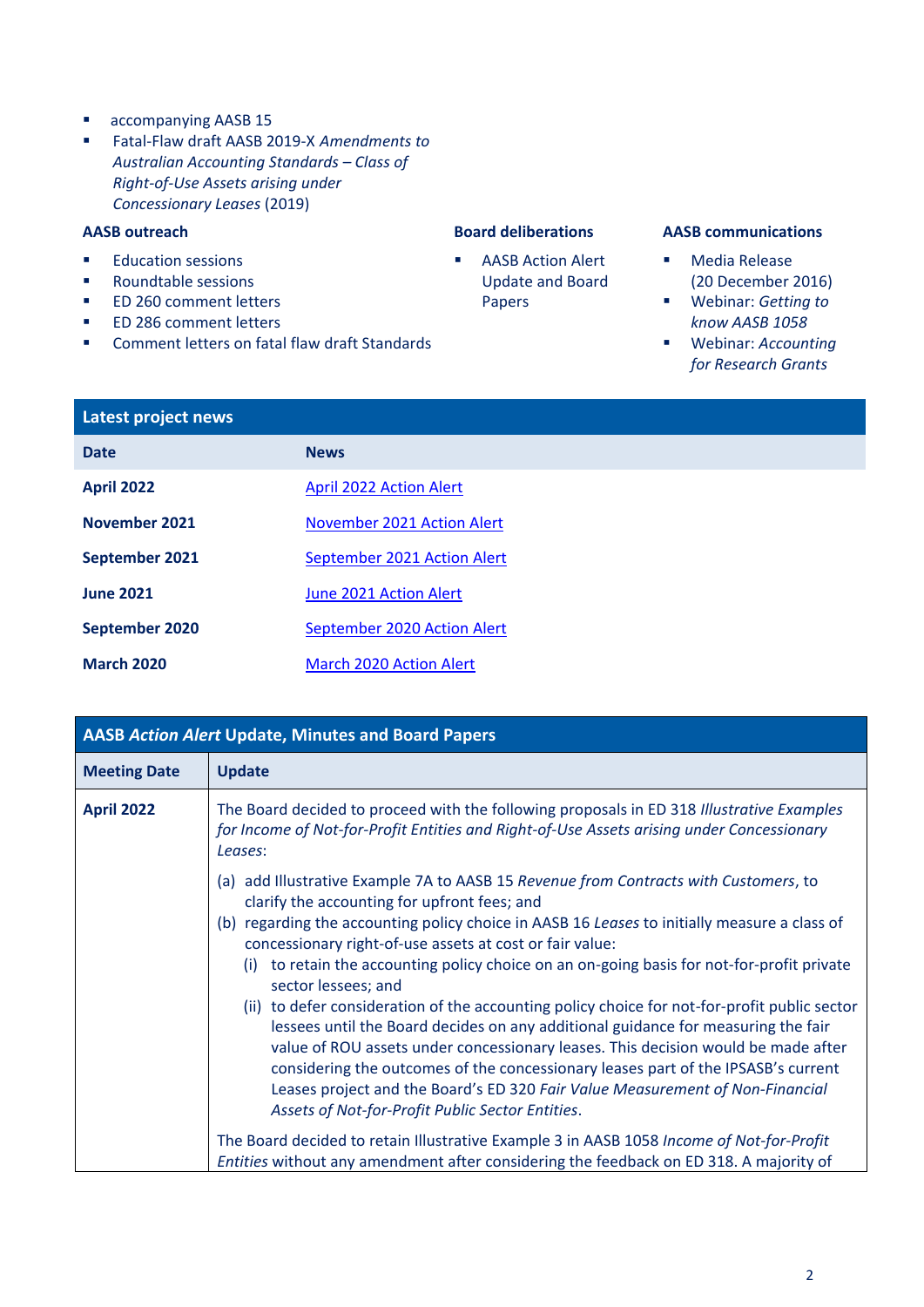- accompanying AASB 15
- Fatal-Flaw draft AASB 2019-X *Amendments to Australian Accounting Standards – Class of Right-of-Use Assets arising under Concessionary Leases* (2019)

**AASB outreach**

- Education sessions
- Roundtable sessions
- ED 260 comment letters
- ED 286 comment letters
- Comment letters on fatal flaw draft Standards

**Board deliberations**

- AASB Action Alert Update and Board Papers

**AASB communications**

- Media Release (20 December 2016)
- Webinar: *Getting to know AASB 1058*
- Webinar: *Accounting for Research Grants*

| **Latest project news** | |
|---|---|
| **Date** | **News** |
| **April 2022** | April 2022 Action Alert |
| **November 2021** | November 2021 Action Alert |
| **September 2021** | September 2021 Action Alert |
| **June 2021** | June 2021 Action Alert |
| **September 2020** | September 2020 Action Alert |
| **March 2020** | March 2020 Action Alert |

| **AASB *Action Alert* Update, Minutes and Board Papers** | |
|---|---|
| **Meeting Date** | **Update** |
| **April 2022** | The Board decided to proceed with the following proposals in ED 318 *Illustrative Examples for Income of Not-for-Profit Entities and Right-of-Use Assets arising under Concessionary Leases*:<br><br>(a) add Illustrative Example 7A to AASB 15 *Revenue from Contracts with Customers*, to clarify the accounting for upfront fees; and<br>(b) regarding the accounting policy choice in AASB 16 *Leases* to initially measure a class of concessionary right-of-use assets at cost or fair value:<br>(i) to retain the accounting policy choice on an on-going basis for not-for-profit private sector lessees; and<br>(ii) to defer consideration of the accounting policy choice for not-for-profit public sector lessees until the Board decides on any additional guidance for measuring the fair value of ROU assets under concessionary leases. This decision would be made after considering the outcomes of the concessionary leases part of the IPSASB's current Leases project and the Board's ED 320 *Fair Value Measurement of Non-Financial Assets of Not-for-Profit Public Sector Entities*.<br><br>The Board decided to retain Illustrative Example 3 in AASB 1058 *Income of Not-for-Profit Entities* without any amendment after considering the feedback on ED 318. A majority of |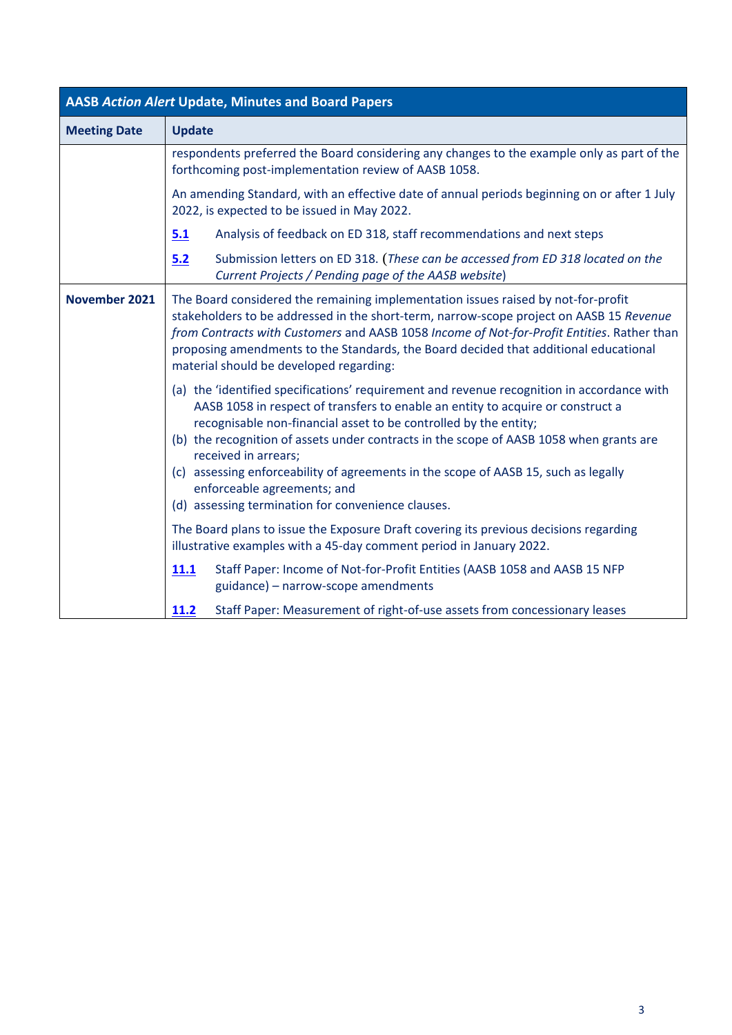| AASB *Action Alert* Update, Minutes and Board Papers | |
|---|---|
| **Meeting Date** | **Update** |
| | respondents preferred the Board considering any changes to the example only as part of the forthcoming post-implementation review of AASB 1058.<br><br>An amending Standard, with an effective date of annual periods beginning on or after 1 July 2022, is expected to be issued in May 2022.<br><br>**5.1** Analysis of feedback on ED 318, staff recommendations and next steps<br><br>**5.2** Submission letters on ED 318. (*These can be accessed from ED 318 located on the Current Projects / Pending page of the AASB website*) |
| **November 2021** | The Board considered the remaining implementation issues raised by not-for-profit stakeholders to be addressed in the short-term, narrow-scope project on AASB 15 *Revenue from Contracts with Customers* and AASB 1058 *Income of Not-for-Profit Entities*. Rather than proposing amendments to the Standards, the Board decided that additional educational material should be developed regarding:<br><br>(a) the 'identified specifications' requirement and revenue recognition in accordance with AASB 1058 in respect of transfers to enable an entity to acquire or construct a recognisable non-financial asset to be controlled by the entity;<br>(b) the recognition of assets under contracts in the scope of AASB 1058 when grants are received in arrears;<br>(c) assessing enforceability of agreements in the scope of AASB 15, such as legally enforceable agreements; and<br>(d) assessing termination for convenience clauses.<br><br>The Board plans to issue the Exposure Draft covering its previous decisions regarding illustrative examples with a 45-day comment period in January 2022.<br><br>**11.1** Staff Paper: Income of Not-for-Profit Entities (AASB 1058 and AASB 15 NFP guidance) – narrow-scope amendments<br><br>**11.2** Staff Paper: Measurement of right-of-use assets from concessionary leases |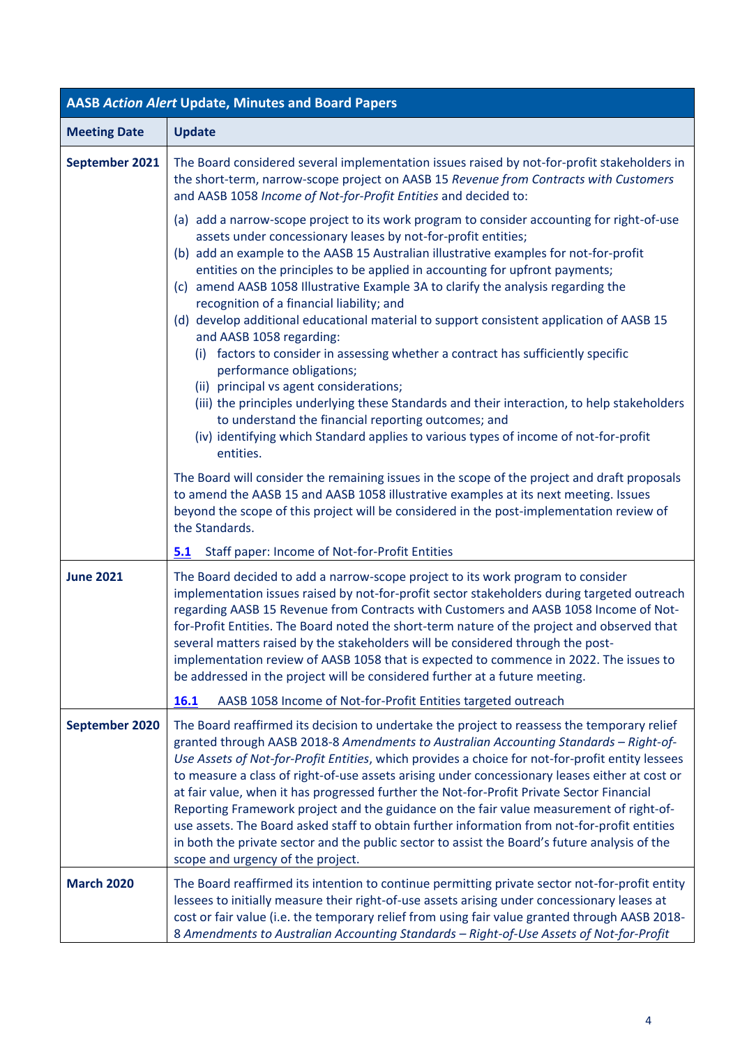| AASB *Action Alert* Update, Minutes and Board Papers | |
|---|---|
| **Meeting Date** | **Update** |
| **September 2021** | The Board considered several implementation issues raised by not-for-profit stakeholders in the short-term, narrow-scope project on AASB 15 *Revenue from Contracts with Customers* and AASB 1058 *Income of Not-for-Profit Entities* and decided to:<br>(a) add a narrow-scope project to its work program to consider accounting for right-of-use assets under concessionary leases by not-for-profit entities;<br>(b) add an example to the AASB 15 Australian illustrative examples for not-for-profit entities on the principles to be applied in accounting for upfront payments;<br>(c) amend AASB 1058 Illustrative Example 3A to clarify the analysis regarding the recognition of a financial liability; and<br>(d) develop additional educational material to support consistent application of AASB 15 and AASB 1058 regarding:<br>(i) factors to consider in assessing whether a contract has sufficiently specific performance obligations;<br>(ii) principal vs agent considerations;<br>(iii) the principles underlying these Standards and their interaction, to help stakeholders to understand the financial reporting outcomes; and<br>(iv) identifying which Standard applies to various types of income of not-for-profit entities.<br>The Board will consider the remaining issues in the scope of the project and draft proposals to amend the AASB 15 and AASB 1058 illustrative examples at its next meeting. Issues beyond the scope of this project will be considered in the post-implementation review of the Standards.<br>**5.1** Staff paper: Income of Not-for-Profit Entities |
| **June 2021** | The Board decided to add a narrow-scope project to its work program to consider implementation issues raised by not-for-profit sector stakeholders during targeted outreach regarding AASB 15 Revenue from Contracts with Customers and AASB 1058 Income of Not-for-Profit Entities. The Board noted the short-term nature of the project and observed that several matters raised by the stakeholders will be considered through the post-implementation review of AASB 1058 that is expected to commence in 2022. The issues to be addressed in the project will be considered further at a future meeting.<br>**16.1** AASB 1058 Income of Not-for-Profit Entities targeted outreach |
| **September 2020** | The Board reaffirmed its decision to undertake the project to reassess the temporary relief granted through AASB 2018-8 *Amendments to Australian Accounting Standards – Right-of-Use Assets of Not-for-Profit Entities*, which provides a choice for not-for-profit entity lessees to measure a class of right-of-use assets arising under concessionary leases either at cost or at fair value, when it has progressed further the Not-for-Profit Private Sector Financial Reporting Framework project and the guidance on the fair value measurement of right-of-use assets. The Board asked staff to obtain further information from not-for-profit entities in both the private sector and the public sector to assist the Board's future analysis of the scope and urgency of the project. |
| **March 2020** | The Board reaffirmed its intention to continue permitting private sector not-for-profit entity lessees to initially measure their right-of-use assets arising under concessionary leases at cost or fair value (i.e. the temporary relief from using fair value granted through AASB 2018-8 *Amendments to Australian Accounting Standards – Right-of-Use Assets of Not-for-Profit* |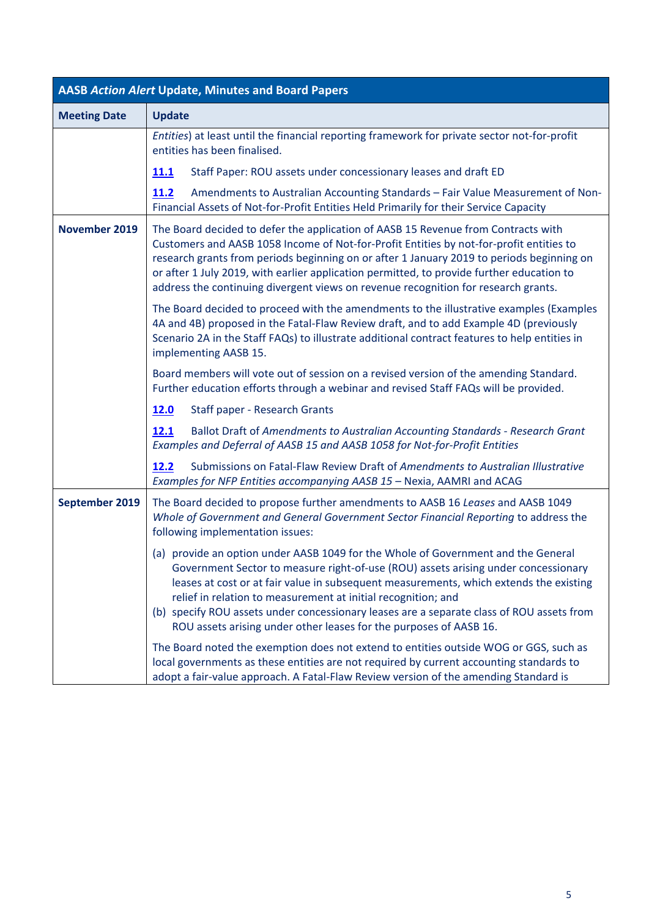| AASB *Action Alert* Update, Minutes and Board Papers | |
|---|---|
| **Meeting Date** | **Update** |
| | *Entities*) at least until the financial reporting framework for private sector not-for-profit entities has been finalised.<br><br>**11.1** Staff Paper: ROU assets under concessionary leases and draft ED<br><br>**11.2** Amendments to Australian Accounting Standards – Fair Value Measurement of Non-Financial Assets of Not-for-Profit Entities Held Primarily for their Service Capacity |
| **November 2019** | The Board decided to defer the application of AASB 15 Revenue from Contracts with Customers and AASB 1058 Income of Not-for-Profit Entities by not-for-profit entities to research grants from periods beginning on or after 1 January 2019 to periods beginning on or after 1 July 2019, with earlier application permitted, to provide further education to address the continuing divergent views on revenue recognition for research grants.<br><br>The Board decided to proceed with the amendments to the illustrative examples (Examples 4A and 4B) proposed in the Fatal-Flaw Review draft, and to add Example 4D (previously Scenario 2A in the Staff FAQs) to illustrate additional contract features to help entities in implementing AASB 15.<br><br>Board members will vote out of session on a revised version of the amending Standard. Further education efforts through a webinar and revised Staff FAQs will be provided.<br><br>**12.0** Staff paper - Research Grants<br><br>**12.1** Ballot Draft of *Amendments to Australian Accounting Standards - Research Grant Examples and Deferral of AASB 15 and AASB 1058 for Not-for-Profit Entities*<br><br>**12.2** Submissions on Fatal-Flaw Review Draft of *Amendments to Australian Illustrative Examples for NFP Entities accompanying AASB 15* – Nexia, AAMRI and ACAG |
| **September 2019** | The Board decided to propose further amendments to AASB 16 *Leases* and AASB 1049 *Whole of Government and General Government Sector Financial Reporting* to address the following implementation issues:<br><br>(a) provide an option under AASB 1049 for the Whole of Government and the General Government Sector to measure right-of-use (ROU) assets arising under concessionary leases at cost or at fair value in subsequent measurements, which extends the existing relief in relation to measurement at initial recognition; and<br>(b) specify ROU assets under concessionary leases are a separate class of ROU assets from ROU assets arising under other leases for the purposes of AASB 16.<br><br>The Board noted the exemption does not extend to entities outside WOG or GGS, such as local governments as these entities are not required by current accounting standards to adopt a fair-value approach. A Fatal-Flaw Review version of the amending Standard is |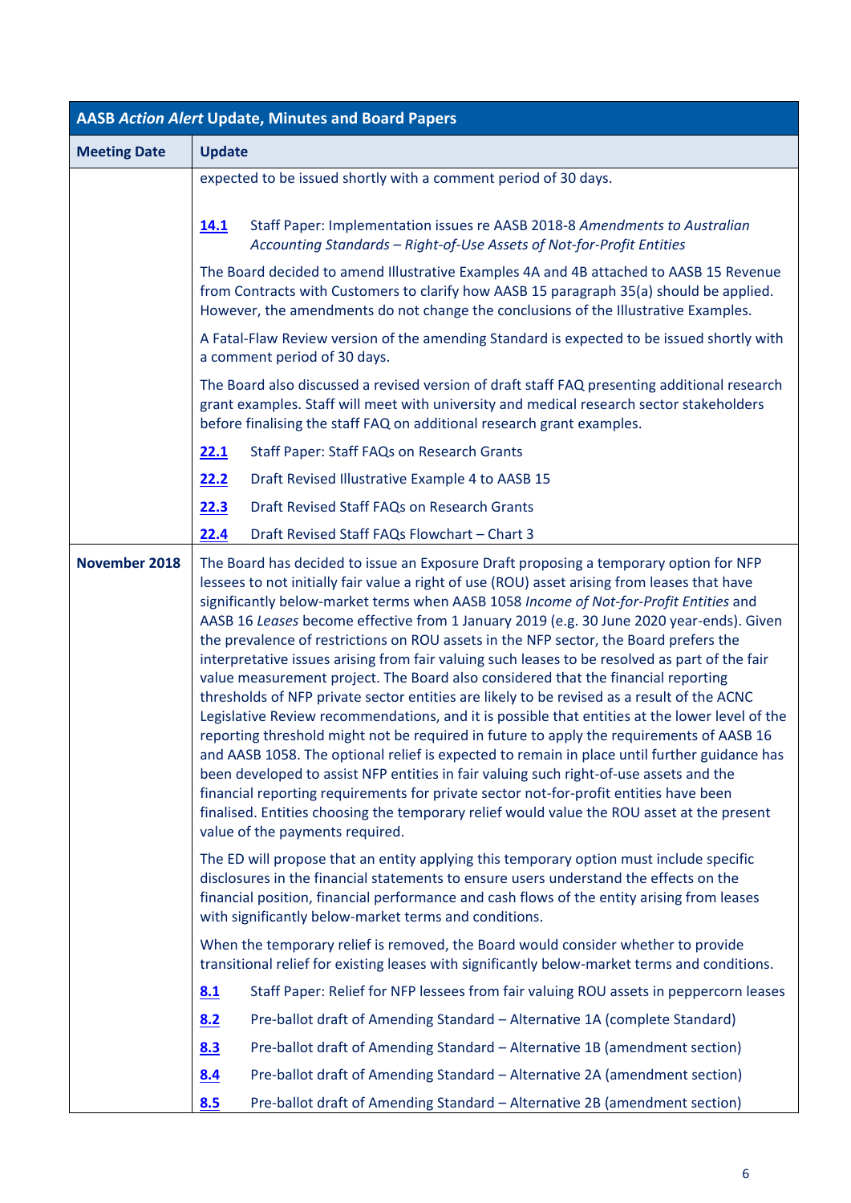| AASB *Action Alert* Update, Minutes and Board Papers | |
|---|---|
| **Meeting Date** | **Update** |
| | expected to be issued shortly with a comment period of 30 days.<br><br>**14.1** Staff Paper: Implementation issues re AASB 2018-8 *Amendments to Australian Accounting Standards – Right-of-Use Assets of Not-for-Profit Entities*<br><br>The Board decided to amend Illustrative Examples 4A and 4B attached to AASB 15 Revenue from Contracts with Customers to clarify how AASB 15 paragraph 35(a) should be applied. However, the amendments do not change the conclusions of the Illustrative Examples.<br><br>A Fatal-Flaw Review version of the amending Standard is expected to be issued shortly with a comment period of 30 days.<br><br>The Board also discussed a revised version of draft staff FAQ presenting additional research grant examples. Staff will meet with university and medical research sector stakeholders before finalising the staff FAQ on additional research grant examples.<br><br>**22.1** Staff Paper: Staff FAQs on Research Grants<br><br>**22.2** Draft Revised Illustrative Example 4 to AASB 15<br><br>**22.3** Draft Revised Staff FAQs on Research Grants<br><br>**22.4** Draft Revised Staff FAQs Flowchart – Chart 3 |
| **November 2018** | The Board has decided to issue an Exposure Draft proposing a temporary option for NFP lessees to not initially fair value a right of use (ROU) asset arising from leases that have significantly below-market terms when AASB 1058 *Income of Not-for-Profit Entities* and AASB 16 *Leases* become effective from 1 January 2019 (e.g. 30 June 2020 year-ends). Given the prevalence of restrictions on ROU assets in the NFP sector, the Board prefers the interpretative issues arising from fair valuing such leases to be resolved as part of the fair value measurement project. The Board also considered that the financial reporting thresholds of NFP private sector entities are likely to be revised as a result of the ACNC Legislative Review recommendations, and it is possible that entities at the lower level of the reporting threshold might not be required in future to apply the requirements of AASB 16 and AASB 1058. The optional relief is expected to remain in place until further guidance has been developed to assist NFP entities in fair valuing such right-of-use assets and the financial reporting requirements for private sector not-for-profit entities have been finalised. Entities choosing the temporary relief would value the ROU asset at the present value of the payments required.<br><br>The ED will propose that an entity applying this temporary option must include specific disclosures in the financial statements to ensure users understand the effects on the financial position, financial performance and cash flows of the entity arising from leases with significantly below-market terms and conditions.<br><br>When the temporary relief is removed, the Board would consider whether to provide transitional relief for existing leases with significantly below-market terms and conditions.<br><br>**8.1** Staff Paper: Relief for NFP lessees from fair valuing ROU assets in peppercorn leases<br><br>**8.2** Pre-ballot draft of Amending Standard – Alternative 1A (complete Standard)<br><br>**8.3** Pre-ballot draft of Amending Standard – Alternative 1B (amendment section)<br><br>**8.4** Pre-ballot draft of Amending Standard – Alternative 2A (amendment section)<br><br>**8.5** Pre-ballot draft of Amending Standard – Alternative 2B (amendment section) |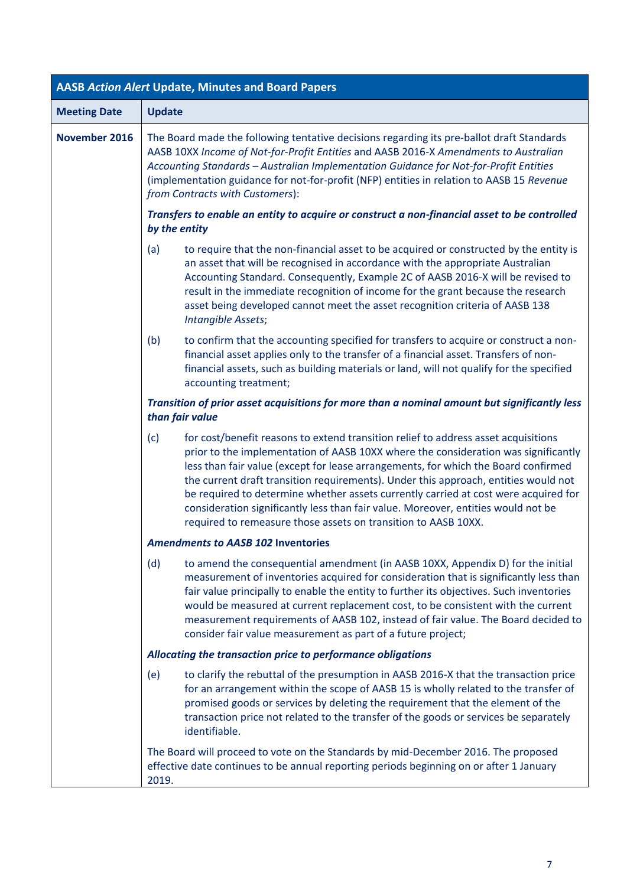| AASB *Action Alert* Update, Minutes and Board Papers | |
|---|---|
| **Meeting Date** | **Update** |
| **November 2016** | The Board made the following tentative decisions regarding its pre-ballot draft Standards AASB 10XX *Income of Not-for-Profit Entities* and AASB 2016-X *Amendments to Australian Accounting Standards – Australian Implementation Guidance for Not-for-Profit Entities* (implementation guidance for not-for-profit (NFP) entities in relation to AASB 15 *Revenue from Contracts with Customers*):<br><br>***Transfers to enable an entity to acquire or construct a non-financial asset to be controlled by the entity***<br><br>(a) to require that the non-financial asset to be acquired or constructed by the entity is an asset that will be recognised in accordance with the appropriate Australian Accounting Standard. Consequently, Example 2C of AASB 2016-X will be revised to result in the immediate recognition of income for the grant because the research asset being developed cannot meet the asset recognition criteria of AASB 138 *Intangible Assets*;<br><br>(b) to confirm that the accounting specified for transfers to acquire or construct a non-financial asset applies only to the transfer of a financial asset. Transfers of non-financial assets, such as building materials or land, will not qualify for the specified accounting treatment;<br><br>***Transition of prior asset acquisitions for more than a nominal amount but significantly less than fair value***<br><br>(c) for cost/benefit reasons to extend transition relief to address asset acquisitions prior to the implementation of AASB 10XX where the consideration was significantly less than fair value (except for lease arrangements, for which the Board confirmed the current draft transition requirements). Under this approach, entities would not be required to determine whether assets currently carried at cost were acquired for consideration significantly less than fair value. Moreover, entities would not be required to remeasure those assets on transition to AASB 10XX.<br><br>***Amendments to AASB 102* Inventories**<br><br>(d) to amend the consequential amendment (in AASB 10XX, Appendix D) for the initial measurement of inventories acquired for consideration that is significantly less than fair value principally to enable the entity to further its objectives. Such inventories would be measured at current replacement cost, to be consistent with the current measurement requirements of AASB 102, instead of fair value. The Board decided to consider fair value measurement as part of a future project;<br><br>***Allocating the transaction price to performance obligations***<br><br>(e) to clarify the rebuttal of the presumption in AASB 2016-X that the transaction price for an arrangement within the scope of AASB 15 is wholly related to the transfer of promised goods or services by deleting the requirement that the element of the transaction price not related to the transfer of the goods or services be separately identifiable.<br><br>The Board will proceed to vote on the Standards by mid-December 2016. The proposed effective date continues to be annual reporting periods beginning on or after 1 January 2019. |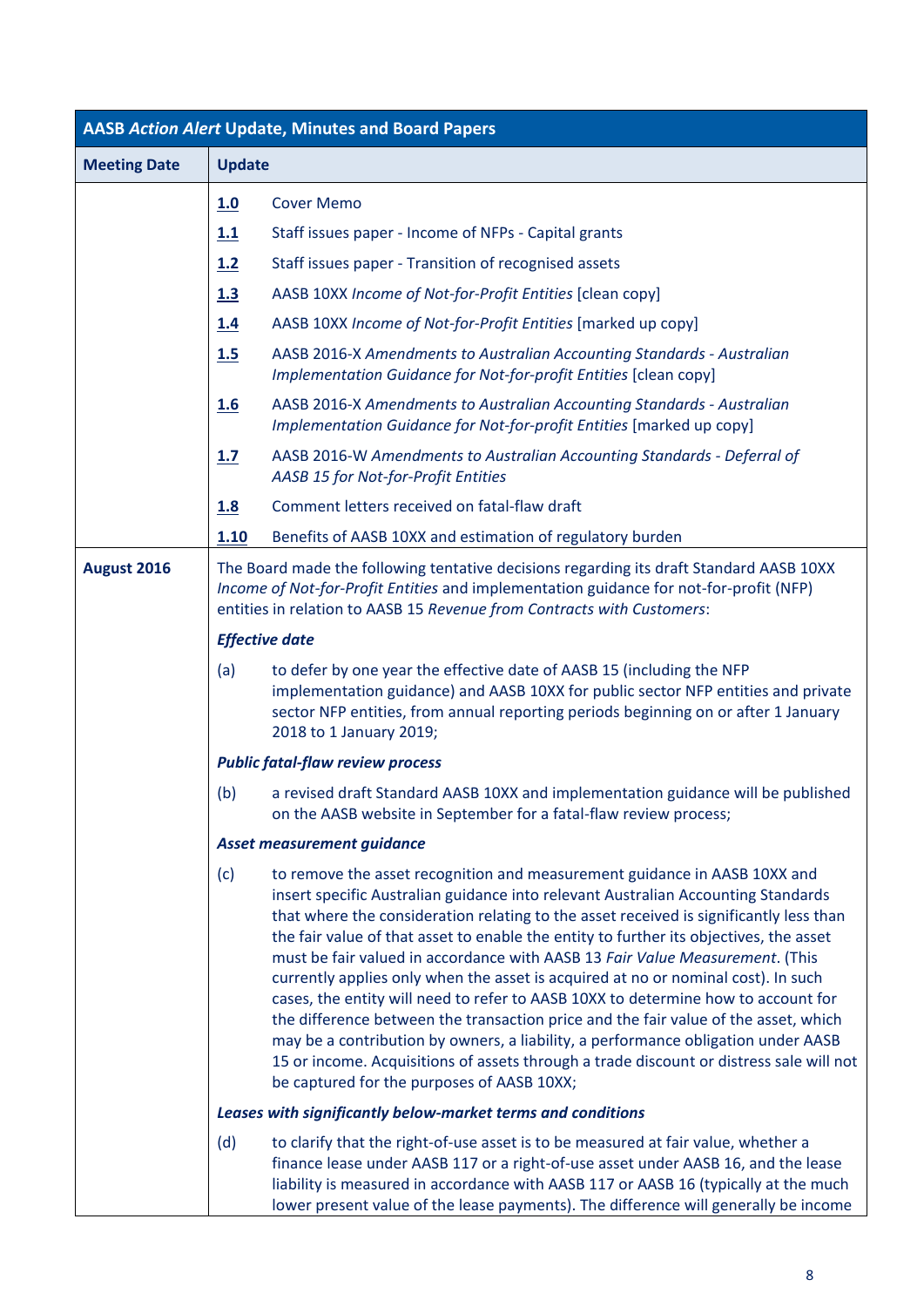| AASB *Action Alert* Update, Minutes and Board Papers | |
|---|---|
| **Meeting Date** | **Update** |
| | **1.0** Cover Memo<br>**1.1** Staff issues paper - Income of NFPs - Capital grants<br>**1.2** Staff issues paper - Transition of recognised assets<br>**1.3** AASB 10XX *Income of Not-for-Profit Entities* [clean copy]<br>**1.4** AASB 10XX *Income of Not-for-Profit Entities* [marked up copy]<br>**1.5** AASB 2016-X *Amendments to Australian Accounting Standards - Australian Implementation Guidance for Not-for-profit Entities* [clean copy]<br>**1.6** AASB 2016-X *Amendments to Australian Accounting Standards - Australian Implementation Guidance for Not-for-profit Entities* [marked up copy]<br>**1.7** AASB 2016-W *Amendments to Australian Accounting Standards - Deferral of AASB 15 for Not-for-Profit Entities*<br>**1.8** Comment letters received on fatal-flaw draft<br>**1.10** Benefits of AASB 10XX and estimation of regulatory burden |
| **August 2016** | The Board made the following tentative decisions regarding its draft Standard AASB 10XX *Income of Not-for-Profit Entities* and implementation guidance for not-for-profit (NFP) entities in relation to AASB 15 *Revenue from Contracts with Customers*:<br>***Effective date***<br>(a) to defer by one year the effective date of AASB 15 (including the NFP implementation guidance) and AASB 10XX for public sector NFP entities and private sector NFP entities, from annual reporting periods beginning on or after 1 January 2018 to 1 January 2019;<br>***Public fatal-flaw review process***<br>(b) a revised draft Standard AASB 10XX and implementation guidance will be published on the AASB website in September for a fatal-flaw review process;<br>***Asset measurement guidance***<br>(c) to remove the asset recognition and measurement guidance in AASB 10XX and insert specific Australian guidance into relevant Australian Accounting Standards that where the consideration relating to the asset received is significantly less than the fair value of that asset to enable the entity to further its objectives, the asset must be fair valued in accordance with AASB 13 *Fair Value Measurement*. (This currently applies only when the asset is acquired at no or nominal cost). In such cases, the entity will need to refer to AASB 10XX to determine how to account for the difference between the transaction price and the fair value of the asset, which may be a contribution by owners, a liability, a performance obligation under AASB 15 or income. Acquisitions of assets through a trade discount or distress sale will not be captured for the purposes of AASB 10XX;<br>***Leases with significantly below-market terms and conditions***<br>(d) to clarify that the right-of-use asset is to be measured at fair value, whether a finance lease under AASB 117 or a right-of-use asset under AASB 16, and the lease liability is measured in accordance with AASB 117 or AASB 16 (typically at the much lower present value of the lease payments). The difference will generally be income |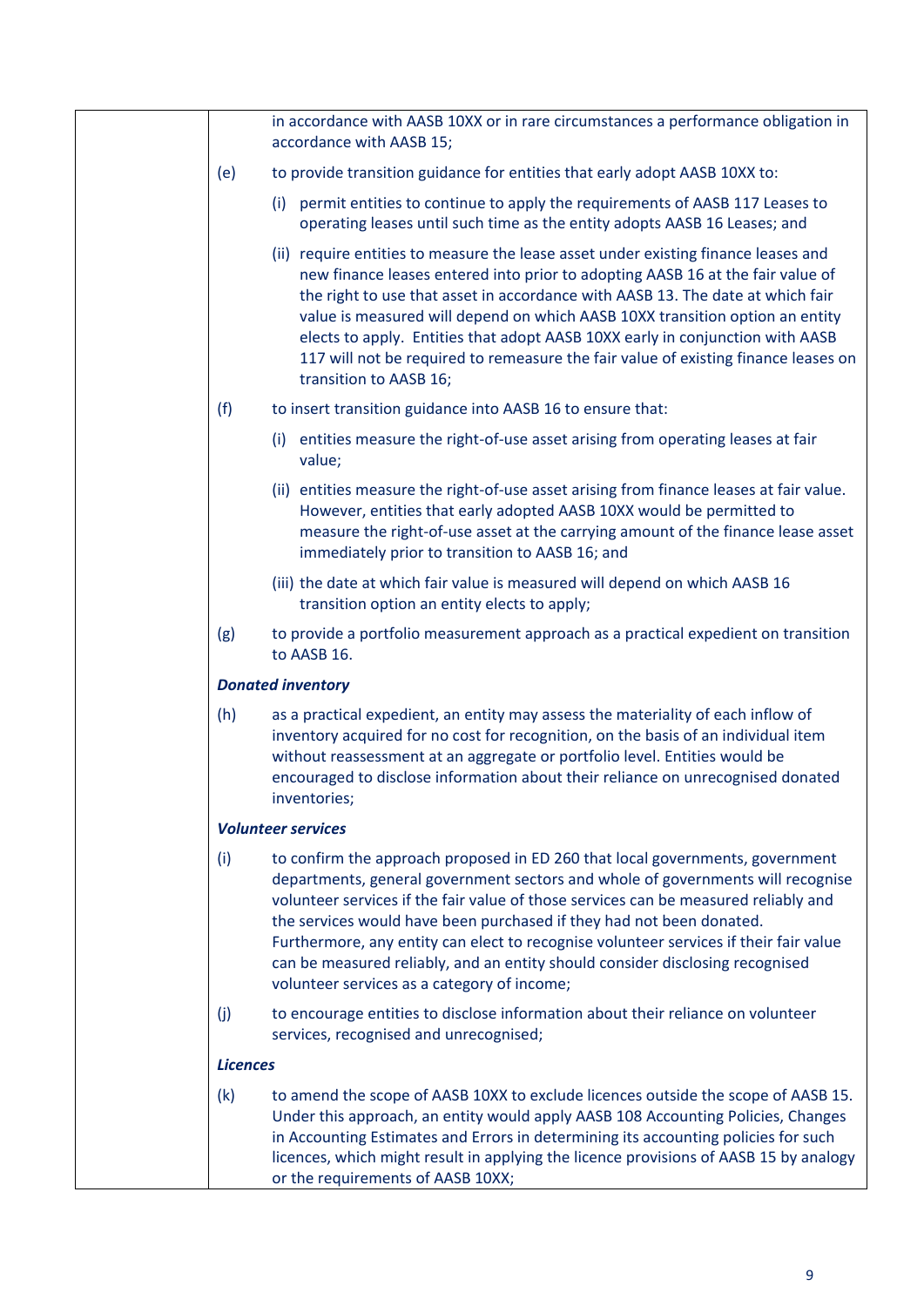in accordance with AASB 10XX or in rare circumstances a performance obligation in accordance with AASB 15;

(e) to provide transition guidance for entities that early adopt AASB 10XX to:

(i) permit entities to continue to apply the requirements of AASB 117 Leases to operating leases until such time as the entity adopts AASB 16 Leases; and

(ii) require entities to measure the lease asset under existing finance leases and new finance leases entered into prior to adopting AASB 16 at the fair value of the right to use that asset in accordance with AASB 13. The date at which fair value is measured will depend on which AASB 10XX transition option an entity elects to apply. Entities that adopt AASB 10XX early in conjunction with AASB 117 will not be required to remeasure the fair value of existing finance leases on transition to AASB 16;

(f) to insert transition guidance into AASB 16 to ensure that:

(i) entities measure the right-of-use asset arising from operating leases at fair value;

(ii) entities measure the right-of-use asset arising from finance leases at fair value. However, entities that early adopted AASB 10XX would be permitted to measure the right-of-use asset at the carrying amount of the finance lease asset immediately prior to transition to AASB 16; and

(iii) the date at which fair value is measured will depend on which AASB 16 transition option an entity elects to apply;

(g) to provide a portfolio measurement approach as a practical expedient on transition to AASB 16.

***Donated inventory***

(h) as a practical expedient, an entity may assess the materiality of each inflow of inventory acquired for no cost for recognition, on the basis of an individual item without reassessment at an aggregate or portfolio level. Entities would be encouraged to disclose information about their reliance on unrecognised donated inventories;

***Volunteer services***

(i) to confirm the approach proposed in ED 260 that local governments, government departments, general government sectors and whole of governments will recognise volunteer services if the fair value of those services can be measured reliably and the services would have been purchased if they had not been donated. Furthermore, any entity can elect to recognise volunteer services if their fair value can be measured reliably, and an entity should consider disclosing recognised volunteer services as a category of income;

(j) to encourage entities to disclose information about their reliance on volunteer services, recognised and unrecognised;

***Licences***

(k) to amend the scope of AASB 10XX to exclude licences outside the scope of AASB 15. Under this approach, an entity would apply AASB 108 Accounting Policies, Changes in Accounting Estimates and Errors in determining its accounting policies for such licences, which might result in applying the licence provisions of AASB 15 by analogy or the requirements of AASB 10XX;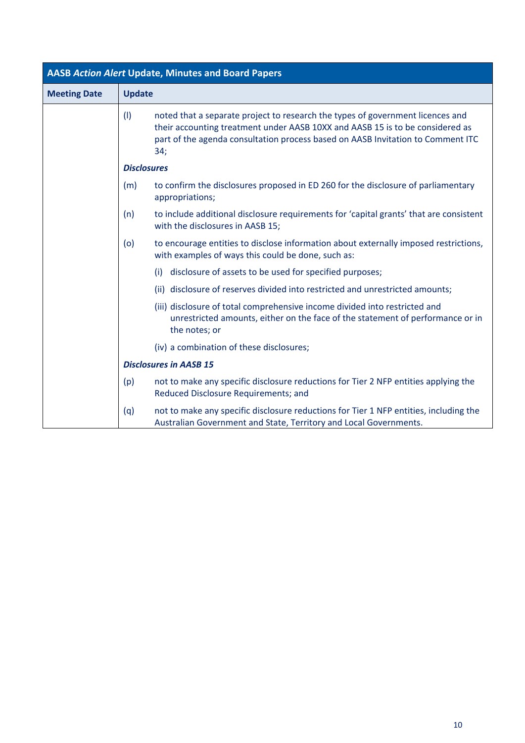| AASB *Action Alert* Update, Minutes and Board Papers | |
|---|---|
| **Meeting Date** | **Update** |
| | (l) noted that a separate project to research the types of government licences and their accounting treatment under AASB 10XX and AASB 15 is to be considered as part of the agenda consultation process based on AASB Invitation to Comment ITC 34;<br><br>***Disclosures***<br><br>(m) to confirm the disclosures proposed in ED 260 for the disclosure of parliamentary appropriations;<br><br>(n) to include additional disclosure requirements for 'capital grants' that are consistent with the disclosures in AASB 15;<br><br>(o) to encourage entities to disclose information about externally imposed restrictions, with examples of ways this could be done, such as:<br><br>(i) disclosure of assets to be used for specified purposes;<br><br>(ii) disclosure of reserves divided into restricted and unrestricted amounts;<br><br>(iii) disclosure of total comprehensive income divided into restricted and unrestricted amounts, either on the face of the statement of performance or in the notes; or<br><br>(iv) a combination of these disclosures;<br><br>***Disclosures in AASB 15***<br><br>(p) not to make any specific disclosure reductions for Tier 2 NFP entities applying the Reduced Disclosure Requirements; and<br><br>(q) not to make any specific disclosure reductions for Tier 1 NFP entities, including the Australian Government and State, Territory and Local Governments. |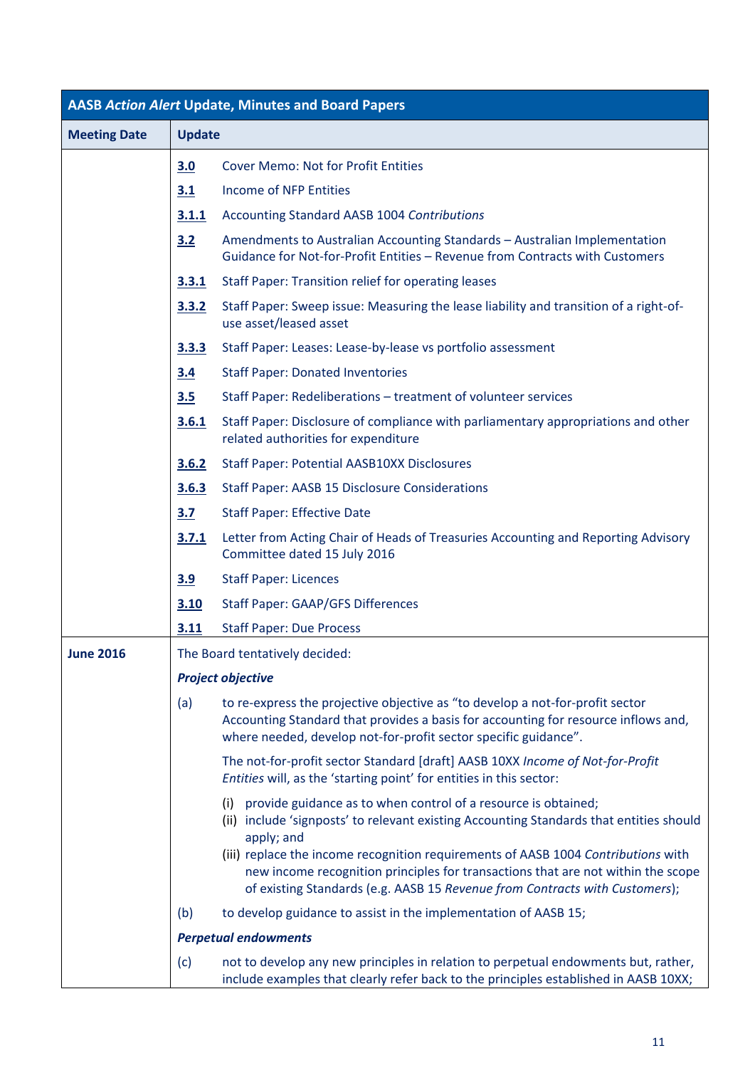| AASB *Action Alert* Update, Minutes and Board Papers | |
|---|---|
| **Meeting Date** | **Update** |
| | **3.0** Cover Memo: Not for Profit Entities<br>**3.1** Income of NFP Entities<br>**3.1.1** Accounting Standard AASB 1004 *Contributions*<br>**3.2** Amendments to Australian Accounting Standards – Australian Implementation Guidance for Not-for-Profit Entities – Revenue from Contracts with Customers<br>**3.3.1** Staff Paper: Transition relief for operating leases<br>**3.3.2** Staff Paper: Sweep issue: Measuring the lease liability and transition of a right-of-use asset/leased asset<br>**3.3.3** Staff Paper: Leases: Lease-by-lease vs portfolio assessment<br>**3.4** Staff Paper: Donated Inventories<br>**3.5** Staff Paper: Redeliberations – treatment of volunteer services<br>**3.6.1** Staff Paper: Disclosure of compliance with parliamentary appropriations and other related authorities for expenditure<br>**3.6.2** Staff Paper: Potential AASB10XX Disclosures<br>**3.6.3** Staff Paper: AASB 15 Disclosure Considerations<br>**3.7** Staff Paper: Effective Date<br>**3.7.1** Letter from Acting Chair of Heads of Treasuries Accounting and Reporting Advisory Committee dated 15 July 2016<br>**3.9** Staff Paper: Licences<br>**3.10** Staff Paper: GAAP/GFS Differences<br>**3.11** Staff Paper: Due Process |
| **June 2016** | The Board tentatively decided:<br>***Project objective***<br>(a) to re-express the projective objective as "to develop a not-for-profit sector Accounting Standard that provides a basis for accounting for resource inflows and, where needed, develop not-for-profit sector specific guidance".<br>The not-for-profit sector Standard [draft] AASB 10XX *Income of Not-for-Profit Entities* will, as the 'starting point' for entities in this sector:<br>(i) provide guidance as to when control of a resource is obtained;<br>(ii) include 'signposts' to relevant existing Accounting Standards that entities should apply; and<br>(iii) replace the income recognition requirements of AASB 1004 *Contributions* with new income recognition principles for transactions that are not within the scope of existing Standards (e.g. AASB 15 *Revenue from Contracts with Customers*);<br>(b) to develop guidance to assist in the implementation of AASB 15;<br>***Perpetual endowments***<br>(c) not to develop any new principles in relation to perpetual endowments but, rather, include examples that clearly refer back to the principles established in AASB 10XX; |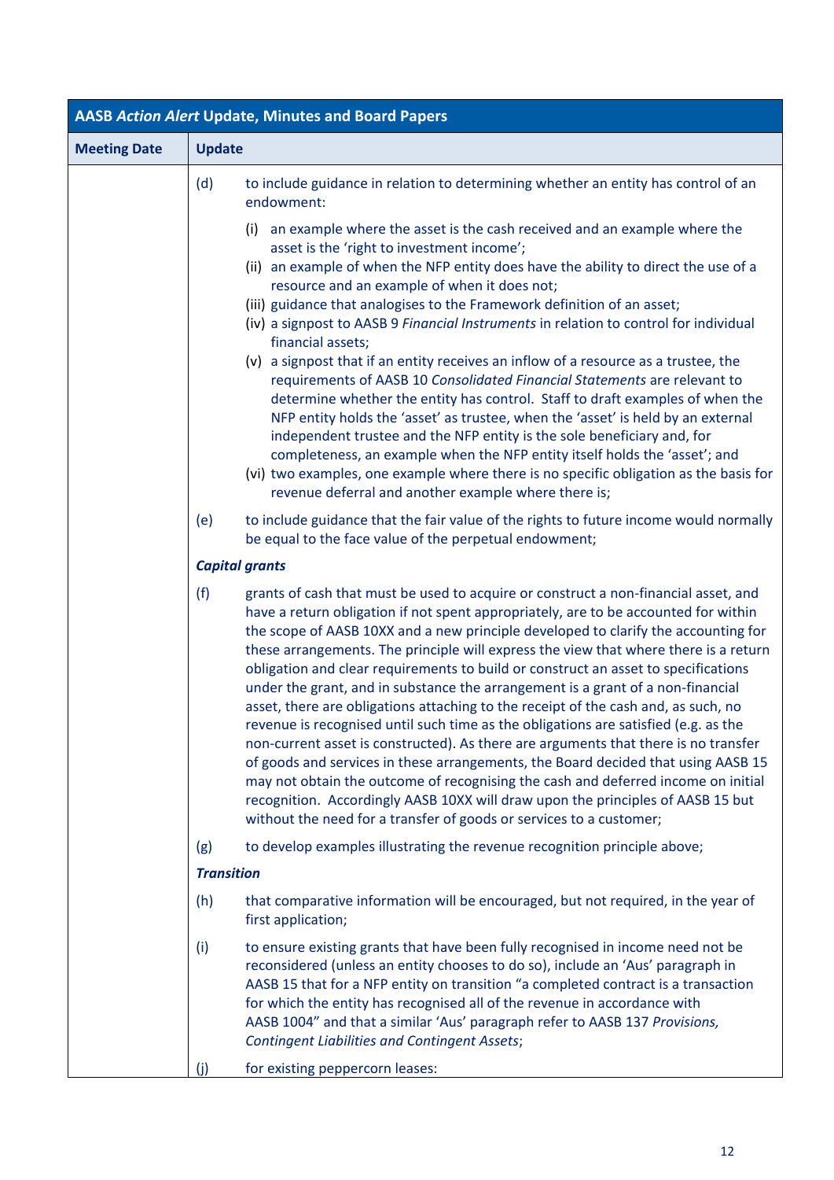| AASB *Action Alert* Update, Minutes and Board Papers | |
|---|---|
| **Meeting Date** | **Update** |
| | (d) to include guidance in relation to determining whether an entity has control of an endowment:<br>(i) an example where the asset is the cash received and an example where the asset is the 'right to investment income';<br>(ii) an example of when the NFP entity does have the ability to direct the use of a resource and an example of when it does not;<br>(iii) guidance that analogises to the Framework definition of an asset;<br>(iv) a signpost to AASB 9 *Financial Instruments* in relation to control for individual financial assets;<br>(v) a signpost that if an entity receives an inflow of a resource as a trustee, the requirements of AASB 10 *Consolidated Financial Statements* are relevant to determine whether the entity has control. Staff to draft examples of when the NFP entity holds the 'asset' as trustee, when the 'asset' is held by an external independent trustee and the NFP entity is the sole beneficiary and, for completeness, an example when the NFP entity itself holds the 'asset'; and<br>(vi) two examples, one example where there is no specific obligation as the basis for revenue deferral and another example where there is;<br>(e) to include guidance that the fair value of the rights to future income would normally be equal to the face value of the perpetual endowment;<br>***Capital grants***<br>(f) grants of cash that must be used to acquire or construct a non-financial asset, and have a return obligation if not spent appropriately, are to be accounted for within the scope of AASB 10XX and a new principle developed to clarify the accounting for these arrangements. The principle will express the view that where there is a return obligation and clear requirements to build or construct an asset to specifications under the grant, and in substance the arrangement is a grant of a non-financial asset, there are obligations attaching to the receipt of the cash and, as such, no revenue is recognised until such time as the obligations are satisfied (e.g. as the non-current asset is constructed). As there are arguments that there is no transfer of goods and services in these arrangements, the Board decided that using AASB 15 may not obtain the outcome of recognising the cash and deferred income on initial recognition. Accordingly AASB 10XX will draw upon the principles of AASB 15 but without the need for a transfer of goods or services to a customer;<br>(g) to develop examples illustrating the revenue recognition principle above;<br>***Transition***<br>(h) that comparative information will be encouraged, but not required, in the year of first application;<br>(i) to ensure existing grants that have been fully recognised in income need not be reconsidered (unless an entity chooses to do so), include an 'Aus' paragraph in AASB 15 that for a NFP entity on transition "a completed contract is a transaction for which the entity has recognised all of the revenue in accordance with AASB 1004" and that a similar 'Aus' paragraph refer to AASB 137 *Provisions, Contingent Liabilities and Contingent Assets*;<br>(j) for existing peppercorn leases: |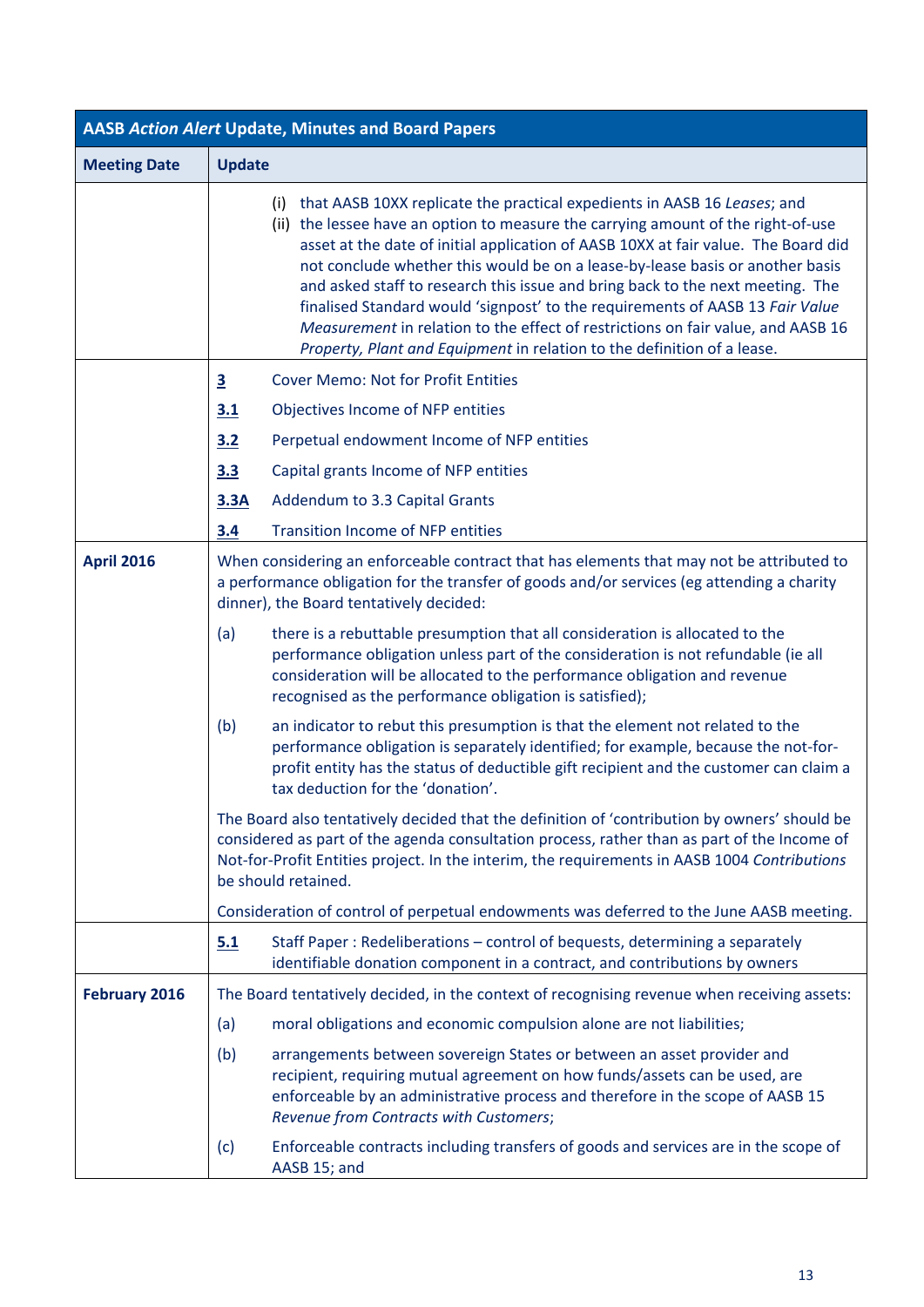| AASB *Action Alert* Update, Minutes and Board Papers | |
|---|---|
| **Meeting Date** | **Update** |
| | (i) that AASB 10XX replicate the practical expedients in AASB 16 *Leases*; and<br>(ii) the lessee have an option to measure the carrying amount of the right-of-use asset at the date of initial application of AASB 10XX at fair value. The Board did not conclude whether this would be on a lease-by-lease basis or another basis and asked staff to research this issue and bring back to the next meeting. The finalised Standard would 'signpost' to the requirements of AASB 13 *Fair Value Measurement* in relation to the effect of restrictions on fair value, and AASB 16 *Property, Plant and Equipment* in relation to the definition of a lease. |
| | **3** Cover Memo: Not for Profit Entities<br>**3.1** Objectives Income of NFP entities<br>**3.2** Perpetual endowment Income of NFP entities<br>**3.3** Capital grants Income of NFP entities<br>**3.3A** Addendum to 3.3 Capital Grants<br>**3.4** Transition Income of NFP entities |
| **April 2016** | When considering an enforceable contract that has elements that may not be attributed to a performance obligation for the transfer of goods and/or services (eg attending a charity dinner), the Board tentatively decided:<br>(a) there is a rebuttable presumption that all consideration is allocated to the performance obligation unless part of the consideration is not refundable (ie all consideration will be allocated to the performance obligation and revenue recognised as the performance obligation is satisfied);<br>(b) an indicator to rebut this presumption is that the element not related to the performance obligation is separately identified; for example, because the not-for-profit entity has the status of deductible gift recipient and the customer can claim a tax deduction for the 'donation'.<br>The Board also tentatively decided that the definition of 'contribution by owners' should be considered as part of the agenda consultation process, rather than as part of the Income of Not-for-Profit Entities project. In the interim, the requirements in AASB 1004 *Contributions* be should retained.<br>Consideration of control of perpetual endowments was deferred to the June AASB meeting. |
| | **5.1** Staff Paper : Redeliberations – control of bequests, determining a separately identifiable donation component in a contract, and contributions by owners |
| **February 2016** | The Board tentatively decided, in the context of recognising revenue when receiving assets:<br>(a) moral obligations and economic compulsion alone are not liabilities;<br>(b) arrangements between sovereign States or between an asset provider and recipient, requiring mutual agreement on how funds/assets can be used, are enforceable by an administrative process and therefore in the scope of AASB 15 *Revenue from Contracts with Customers*;<br>(c) Enforceable contracts including transfers of goods and services are in the scope of AASB 15; and |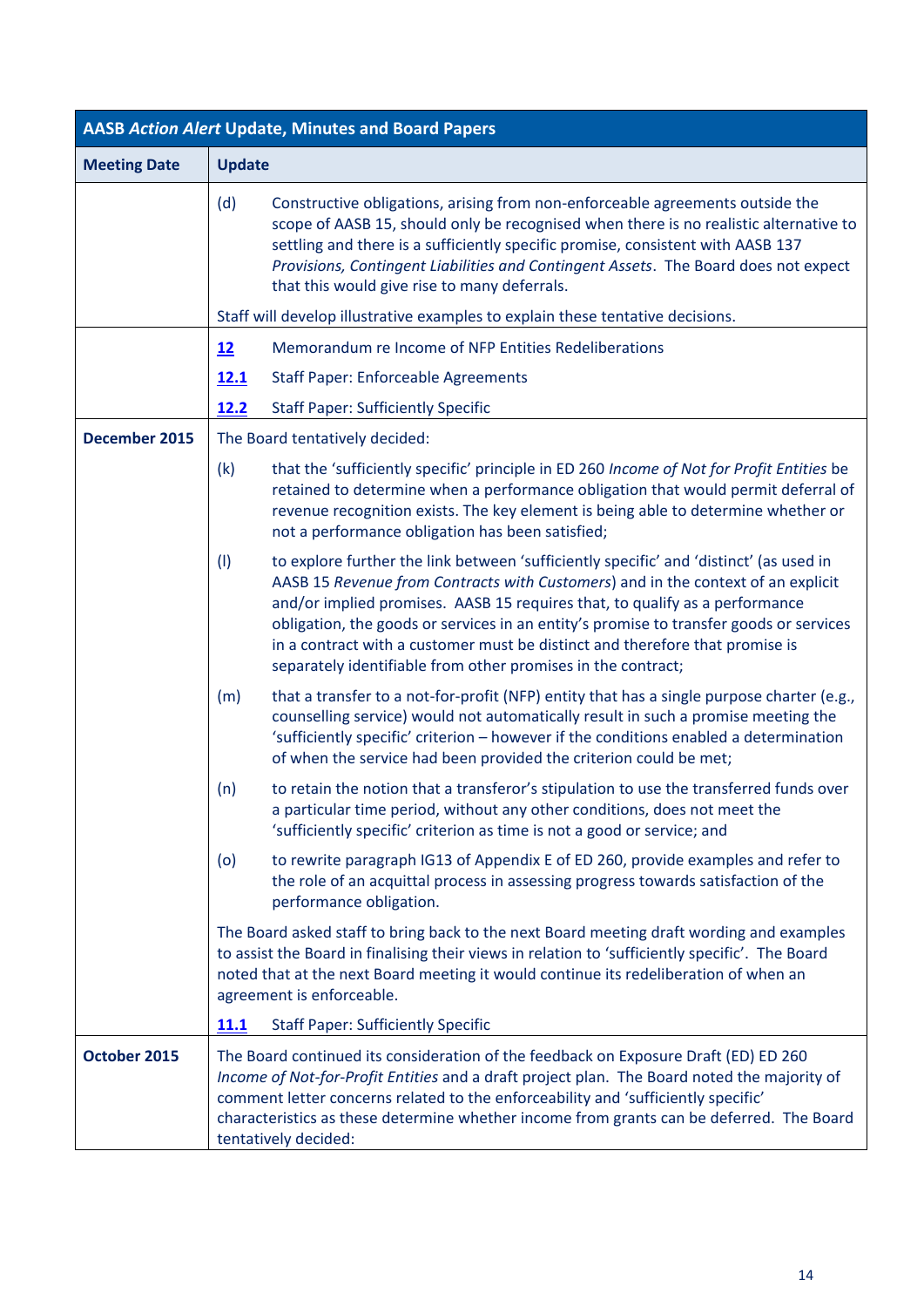| AASB *Action Alert* Update, Minutes and Board Papers | |
|---|---|
| **Meeting Date** | **Update** |
| | (d) Constructive obligations, arising from non-enforceable agreements outside the scope of AASB 15, should only be recognised when there is no realistic alternative to settling and there is a sufficiently specific promise, consistent with AASB 137 *Provisions, Contingent Liabilities and Contingent Assets*. The Board does not expect that this would give rise to many deferrals.<br><br>Staff will develop illustrative examples to explain these tentative decisions. |
| | **12** Memorandum re Income of NFP Entities Redeliberations<br>**12.1** Staff Paper: Enforceable Agreements<br>**12.2** Staff Paper: Sufficiently Specific |
| **December 2015** | The Board tentatively decided:<br><br>(k) that the 'sufficiently specific' principle in ED 260 *Income of Not for Profit Entities* be retained to determine when a performance obligation that would permit deferral of revenue recognition exists. The key element is being able to determine whether or not a performance obligation has been satisfied;<br><br>(l) to explore further the link between 'sufficiently specific' and 'distinct' (as used in AASB 15 *Revenue from Contracts with Customers*) and in the context of an explicit and/or implied promises. AASB 15 requires that, to qualify as a performance obligation, the goods or services in an entity's promise to transfer goods or services in a contract with a customer must be distinct and therefore that promise is separately identifiable from other promises in the contract;<br><br>(m) that a transfer to a not-for-profit (NFP) entity that has a single purpose charter (e.g., counselling service) would not automatically result in such a promise meeting the 'sufficiently specific' criterion – however if the conditions enabled a determination of when the service had been provided the criterion could be met;<br><br>(n) to retain the notion that a transferor's stipulation to use the transferred funds over a particular time period, without any other conditions, does not meet the 'sufficiently specific' criterion as time is not a good or service; and<br><br>(o) to rewrite paragraph IG13 of Appendix E of ED 260, provide examples and refer to the role of an acquittal process in assessing progress towards satisfaction of the performance obligation.<br><br>The Board asked staff to bring back to the next Board meeting draft wording and examples to assist the Board in finalising their views in relation to 'sufficiently specific'. The Board noted that at the next Board meeting it would continue its redeliberation of when an agreement is enforceable.<br><br>**11.1** Staff Paper: Sufficiently Specific |
| **October 2015** | The Board continued its consideration of the feedback on Exposure Draft (ED) ED 260 *Income of Not-for-Profit Entities* and a draft project plan. The Board noted the majority of comment letter concerns related to the enforceability and 'sufficiently specific' characteristics as these determine whether income from grants can be deferred. The Board tentatively decided: |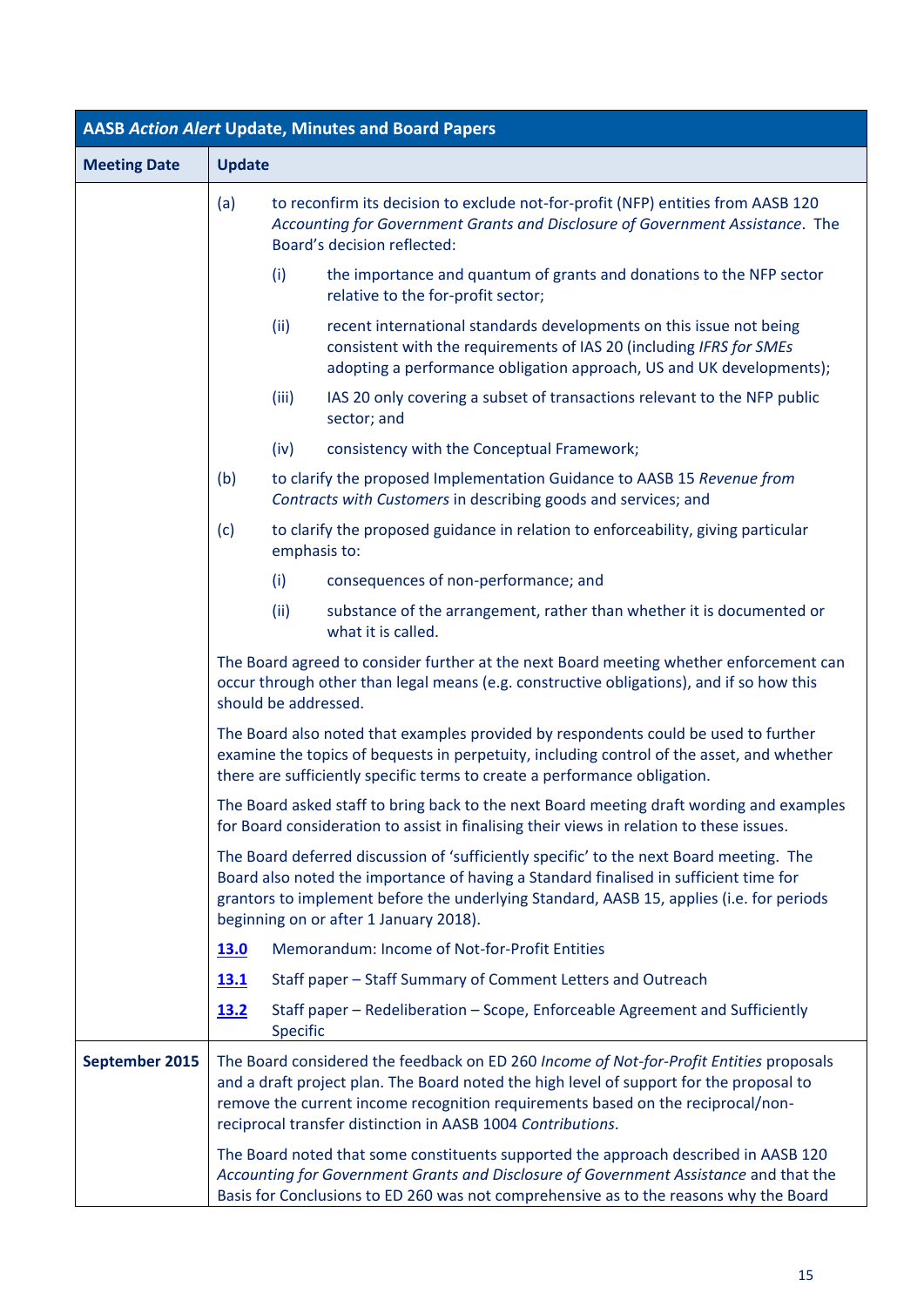| AASB *Action Alert* Update, Minutes and Board Papers | |
|---|---|
| **Meeting Date** | **Update** |
| | (a) to reconfirm its decision to exclude not-for-profit (NFP) entities from AASB 120 *Accounting for Government Grants and Disclosure of Government Assistance*. The Board's decision reflected:<br>(i) the importance and quantum of grants and donations to the NFP sector relative to the for-profit sector;<br>(ii) recent international standards developments on this issue not being consistent with the requirements of IAS 20 (including *IFRS for SMEs* adopting a performance obligation approach, US and UK developments);<br>(iii) IAS 20 only covering a subset of transactions relevant to the NFP public sector; and<br>(iv) consistency with the Conceptual Framework;<br>(b) to clarify the proposed Implementation Guidance to AASB 15 *Revenue from Contracts with Customers* in describing goods and services; and<br>(c) to clarify the proposed guidance in relation to enforceability, giving particular emphasis to:<br>(i) consequences of non-performance; and<br>(ii) substance of the arrangement, rather than whether it is documented or what it is called.<br><br>The Board agreed to consider further at the next Board meeting whether enforcement can occur through other than legal means (e.g. constructive obligations), and if so how this should be addressed.<br><br>The Board also noted that examples provided by respondents could be used to further examine the topics of bequests in perpetuity, including control of the asset, and whether there are sufficiently specific terms to create a performance obligation.<br><br>The Board asked staff to bring back to the next Board meeting draft wording and examples for Board consideration to assist in finalising their views in relation to these issues.<br><br>The Board deferred discussion of 'sufficiently specific' to the next Board meeting. The Board also noted the importance of having a Standard finalised in sufficient time for grantors to implement before the underlying Standard, AASB 15, applies (i.e. for periods beginning on or after 1 January 2018).<br><br>**13.0** Memorandum: Income of Not-for-Profit Entities<br>**13.1** Staff paper – Staff Summary of Comment Letters and Outreach<br>**13.2** Staff paper – Redeliberation – Scope, Enforceable Agreement and Sufficiently Specific |
| **September 2015** | The Board considered the feedback on ED 260 *Income of Not-for-Profit Entities* proposals and a draft project plan. The Board noted the high level of support for the proposal to remove the current income recognition requirements based on the reciprocal/non-reciprocal transfer distinction in AASB 1004 *Contributions*.<br><br>The Board noted that some constituents supported the approach described in AASB 120 *Accounting for Government Grants and Disclosure of Government Assistance* and that the Basis for Conclusions to ED 260 was not comprehensive as to the reasons why the Board |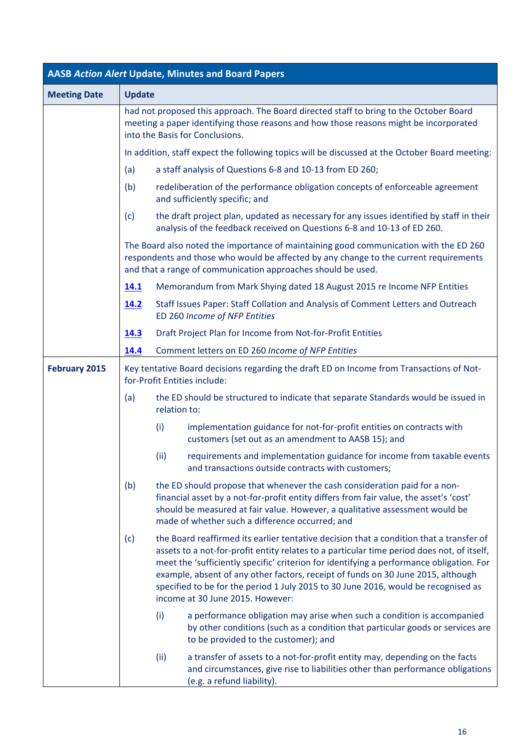| AASB *Action Alert* Update, Minutes and Board Papers | |
|---|---|
| **Meeting Date** | **Update** |
| | had not proposed this approach. The Board directed staff to bring to the October Board meeting a paper identifying those reasons and how those reasons might be incorporated into the Basis for Conclusions.<br><br>In addition, staff expect the following topics will be discussed at the October Board meeting:<br><br>(a) a staff analysis of Questions 6-8 and 10-13 from ED 260;<br><br>(b) redeliberation of the performance obligation concepts of enforceable agreement and sufficiently specific; and<br><br>(c) the draft project plan, updated as necessary for any issues identified by staff in their analysis of the feedback received on Questions 6-8 and 10-13 of ED 260.<br><br>The Board also noted the importance of maintaining good communication with the ED 260 respondents and those who would be affected by any change to the current requirements and that a range of communication approaches should be used.<br><br>**14.1** Memorandum from Mark Shying dated 18 August 2015 re Income NFP Entities<br><br>**14.2** Staff Issues Paper: Staff Collation and Analysis of Comment Letters and Outreach ED 260 *Income of NFP Entities*<br><br>**14.3** Draft Project Plan for Income from Not-for-Profit Entities<br><br>**14.4** Comment letters on ED 260 *Income of NFP Entities* |
| **February 2015** | Key tentative Board decisions regarding the draft ED on Income from Transactions of Not-for-Profit Entities include:<br><br>(a) the ED should be structured to indicate that separate Standards would be issued in relation to:<br><br>(i) implementation guidance for not-for-profit entities on contracts with customers (set out as an amendment to AASB 15); and<br><br>(ii) requirements and implementation guidance for income from taxable events and transactions outside contracts with customers;<br><br>(b) the ED should propose that whenever the cash consideration paid for a non-financial asset by a not-for-profit entity differs from fair value, the asset's 'cost' should be measured at fair value. However, a qualitative assessment would be made of whether such a difference occurred; and<br><br>(c) the Board reaffirmed its earlier tentative decision that a condition that a transfer of assets to a not-for-profit entity relates to a particular time period does not, of itself, meet the 'sufficiently specific' criterion for identifying a performance obligation. For example, absent of any other factors, receipt of funds on 30 June 2015, although specified to be for the period 1 July 2015 to 30 June 2016, would be recognised as income at 30 June 2015. However:<br><br>(i) a performance obligation may arise when such a condition is accompanied by other conditions (such as a condition that particular goods or services are to be provided to the customer); and<br><br>(ii) a transfer of assets to a not-for-profit entity may, depending on the facts and circumstances, give rise to liabilities other than performance obligations (e.g. a refund liability). |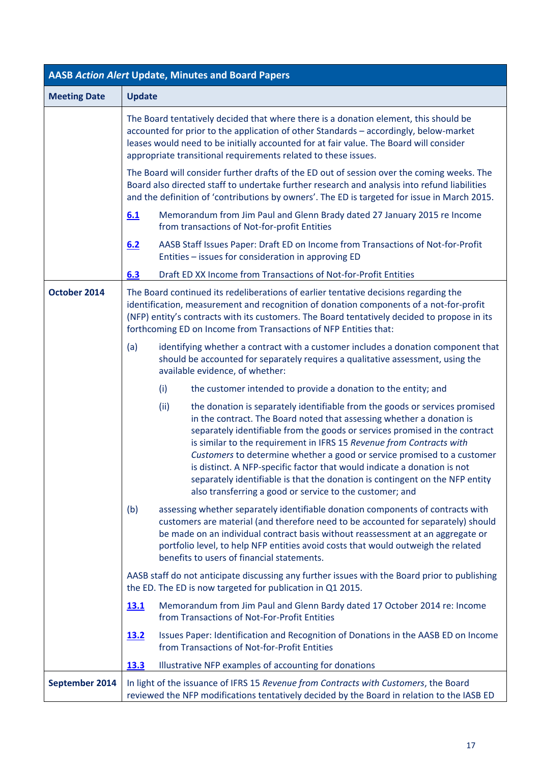| AASB *Action Alert* Update, Minutes and Board Papers | |
|---|---|
| **Meeting Date** | **Update** |
| | The Board tentatively decided that where there is a donation element, this should be accounted for prior to the application of other Standards – accordingly, below-market leases would need to be initially accounted for at fair value. The Board will consider appropriate transitional requirements related to these issues.<br><br>The Board will consider further drafts of the ED out of session over the coming weeks. The Board also directed staff to undertake further research and analysis into refund liabilities and the definition of 'contributions by owners'. The ED is targeted for issue in March 2015.<br><br>**6.1** Memorandum from Jim Paul and Glenn Brady dated 27 January 2015 re Income from transactions of Not-for-profit Entities<br><br>**6.2** AASB Staff Issues Paper: Draft ED on Income from Transactions of Not-for-Profit Entities – issues for consideration in approving ED<br><br>**6.3** Draft ED XX Income from Transactions of Not-for-Profit Entities |
| **October 2014** | The Board continued its redeliberations of earlier tentative decisions regarding the identification, measurement and recognition of donation components of a not-for-profit (NFP) entity's contracts with its customers. The Board tentatively decided to propose in its forthcoming ED on Income from Transactions of NFP Entities that:<br><br>(a) identifying whether a contract with a customer includes a donation component that should be accounted for separately requires a qualitative assessment, using the available evidence, of whether:<br><br>(i) the customer intended to provide a donation to the entity; and<br><br>(ii) the donation is separately identifiable from the goods or services promised in the contract. The Board noted that assessing whether a donation is separately identifiable from the goods or services promised in the contract is similar to the requirement in IFRS 15 *Revenue from Contracts with Customers* to determine whether a good or service promised to a customer is distinct. A NFP-specific factor that would indicate a donation is not separately identifiable is that the donation is contingent on the NFP entity also transferring a good or service to the customer; and<br><br>(b) assessing whether separately identifiable donation components of contracts with customers are material (and therefore need to be accounted for separately) should be made on an individual contract basis without reassessment at an aggregate or portfolio level, to help NFP entities avoid costs that would outweigh the related benefits to users of financial statements.<br><br>AASB staff do not anticipate discussing any further issues with the Board prior to publishing the ED. The ED is now targeted for publication in Q1 2015.<br><br>**13.1** Memorandum from Jim Paul and Glenn Bardy dated 17 October 2014 re: Income from Transactions of Not-For-Profit Entities<br><br>**13.2** Issues Paper: Identification and Recognition of Donations in the AASB ED on Income from Transactions of Not-for-Profit Entities<br><br>**13.3** Illustrative NFP examples of accounting for donations |
| **September 2014** | In light of the issuance of IFRS 15 *Revenue from Contracts with Customers*, the Board reviewed the NFP modifications tentatively decided by the Board in relation to the IASB ED |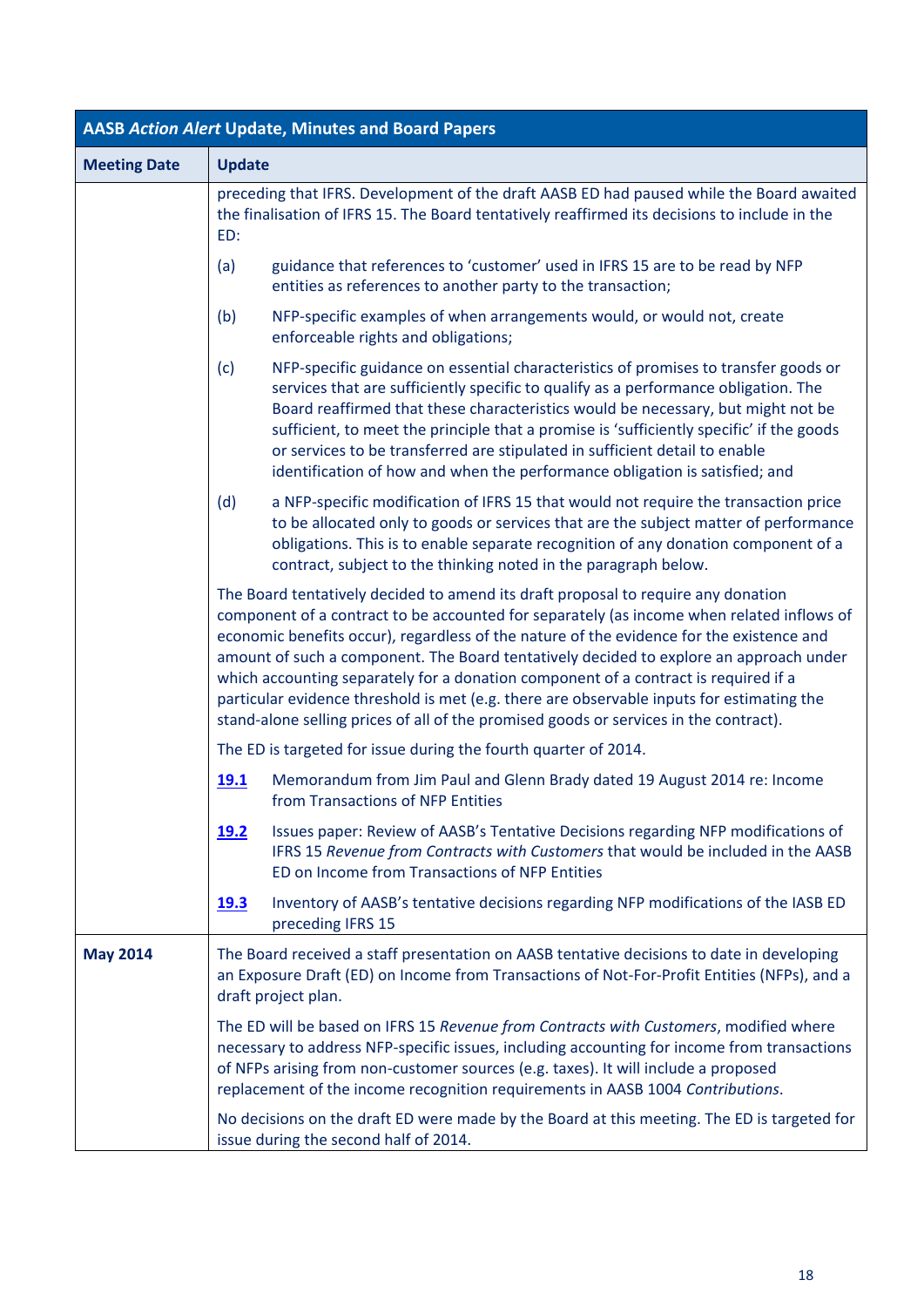| AASB *Action Alert* Update, Minutes and Board Papers | |
|---|---|
| **Meeting Date** | **Update** |
| | preceding that IFRS. Development of the draft AASB ED had paused while the Board awaited the finalisation of IFRS 15. The Board tentatively reaffirmed its decisions to include in the ED:<br><br>(a) guidance that references to 'customer' used in IFRS 15 are to be read by NFP entities as references to another party to the transaction;<br><br>(b) NFP-specific examples of when arrangements would, or would not, create enforceable rights and obligations;<br><br>(c) NFP-specific guidance on essential characteristics of promises to transfer goods or services that are sufficiently specific to qualify as a performance obligation. The Board reaffirmed that these characteristics would be necessary, but might not be sufficient, to meet the principle that a promise is 'sufficiently specific' if the goods or services to be transferred are stipulated in sufficient detail to enable identification of how and when the performance obligation is satisfied; and<br><br>(d) a NFP-specific modification of IFRS 15 that would not require the transaction price to be allocated only to goods or services that are the subject matter of performance obligations. This is to enable separate recognition of any donation component of a contract, subject to the thinking noted in the paragraph below.<br><br>The Board tentatively decided to amend its draft proposal to require any donation component of a contract to be accounted for separately (as income when related inflows of economic benefits occur), regardless of the nature of the evidence for the existence and amount of such a component. The Board tentatively decided to explore an approach under which accounting separately for a donation component of a contract is required if a particular evidence threshold is met (e.g. there are observable inputs for estimating the stand-alone selling prices of all of the promised goods or services in the contract).<br><br>The ED is targeted for issue during the fourth quarter of 2014.<br><br>**19.1** Memorandum from Jim Paul and Glenn Brady dated 19 August 2014 re: Income from Transactions of NFP Entities<br><br>**19.2** Issues paper: Review of AASB's Tentative Decisions regarding NFP modifications of IFRS 15 *Revenue from Contracts with Customers* that would be included in the AASB ED on Income from Transactions of NFP Entities<br><br>**19.3** Inventory of AASB's tentative decisions regarding NFP modifications of the IASB ED preceding IFRS 15 |
| **May 2014** | The Board received a staff presentation on AASB tentative decisions to date in developing an Exposure Draft (ED) on Income from Transactions of Not-For-Profit Entities (NFPs), and a draft project plan.<br><br>The ED will be based on IFRS 15 *Revenue from Contracts with Customers*, modified where necessary to address NFP-specific issues, including accounting for income from transactions of NFPs arising from non-customer sources (e.g. taxes). It will include a proposed replacement of the income recognition requirements in AASB 1004 *Contributions*.<br><br>No decisions on the draft ED were made by the Board at this meeting. The ED is targeted for issue during the second half of 2014. |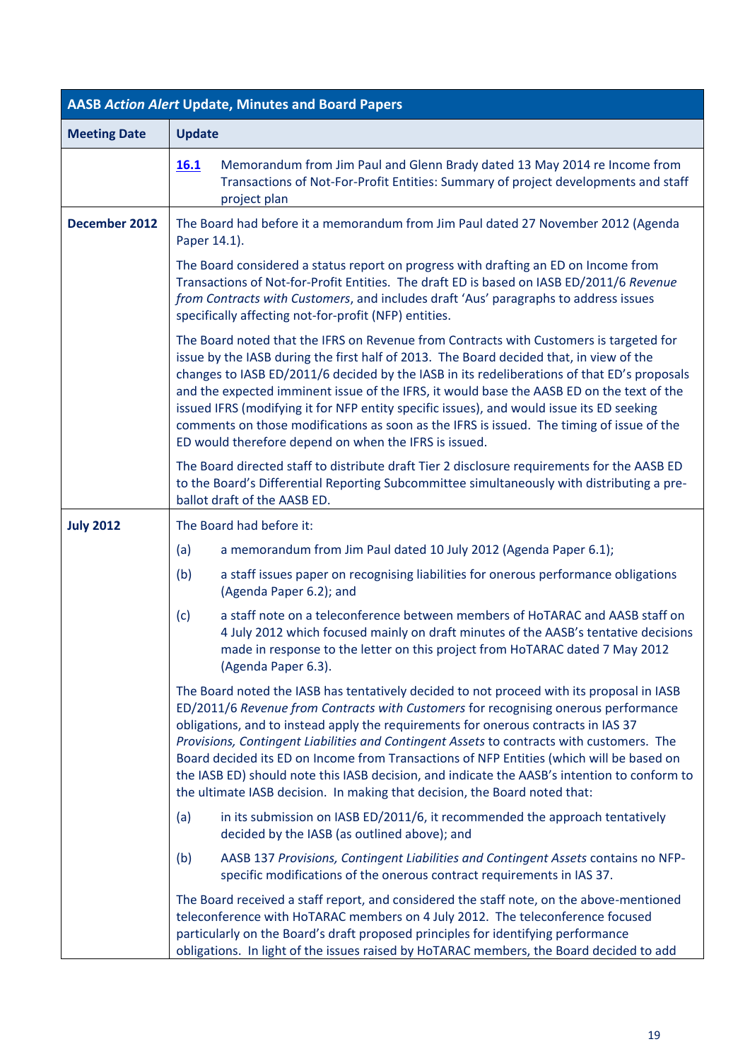| AASB *Action Alert* Update, Minutes and Board Papers | |
|---|---|
| **Meeting Date** | **Update** |
| | **16.1** Memorandum from Jim Paul and Glenn Brady dated 13 May 2014 re Income from Transactions of Not-For-Profit Entities: Summary of project developments and staff project plan |
| **December 2012** | The Board had before it a memorandum from Jim Paul dated 27 November 2012 (Agenda Paper 14.1).<br><br>The Board considered a status report on progress with drafting an ED on Income from Transactions of Not-for-Profit Entities. The draft ED is based on IASB ED/2011/6 *Revenue from Contracts with Customers*, and includes draft 'Aus' paragraphs to address issues specifically affecting not-for-profit (NFP) entities.<br><br>The Board noted that the IFRS on Revenue from Contracts with Customers is targeted for issue by the IASB during the first half of 2013. The Board decided that, in view of the changes to IASB ED/2011/6 decided by the IASB in its redeliberations of that ED's proposals and the expected imminent issue of the IFRS, it would base the AASB ED on the text of the issued IFRS (modifying it for NFP entity specific issues), and would issue its ED seeking comments on those modifications as soon as the IFRS is issued. The timing of issue of the ED would therefore depend on when the IFRS is issued.<br><br>The Board directed staff to distribute draft Tier 2 disclosure requirements for the AASB ED to the Board's Differential Reporting Subcommittee simultaneously with distributing a pre-ballot draft of the AASB ED. |
| **July 2012** | The Board had before it:<br><br>(a) a memorandum from Jim Paul dated 10 July 2012 (Agenda Paper 6.1);<br><br>(b) a staff issues paper on recognising liabilities for onerous performance obligations (Agenda Paper 6.2); and<br><br>(c) a staff note on a teleconference between members of HoTARAC and AASB staff on 4 July 2012 which focused mainly on draft minutes of the AASB's tentative decisions made in response to the letter on this project from HoTARAC dated 7 May 2012 (Agenda Paper 6.3).<br><br>The Board noted the IASB has tentatively decided to not proceed with its proposal in IASB ED/2011/6 *Revenue from Contracts with Customers* for recognising onerous performance obligations, and to instead apply the requirements for onerous contracts in IAS 37 *Provisions, Contingent Liabilities and Contingent Assets* to contracts with customers. The Board decided its ED on Income from Transactions of NFP Entities (which will be based on the IASB ED) should note this IASB decision, and indicate the AASB's intention to conform to the ultimate IASB decision. In making that decision, the Board noted that:<br><br>(a) in its submission on IASB ED/2011/6, it recommended the approach tentatively decided by the IASB (as outlined above); and<br><br>(b) AASB 137 *Provisions, Contingent Liabilities and Contingent Assets* contains no NFP-specific modifications of the onerous contract requirements in IAS 37.<br><br>The Board received a staff report, and considered the staff note, on the above-mentioned teleconference with HoTARAC members on 4 July 2012. The teleconference focused particularly on the Board's draft proposed principles for identifying performance obligations. In light of the issues raised by HoTARAC members, the Board decided to add |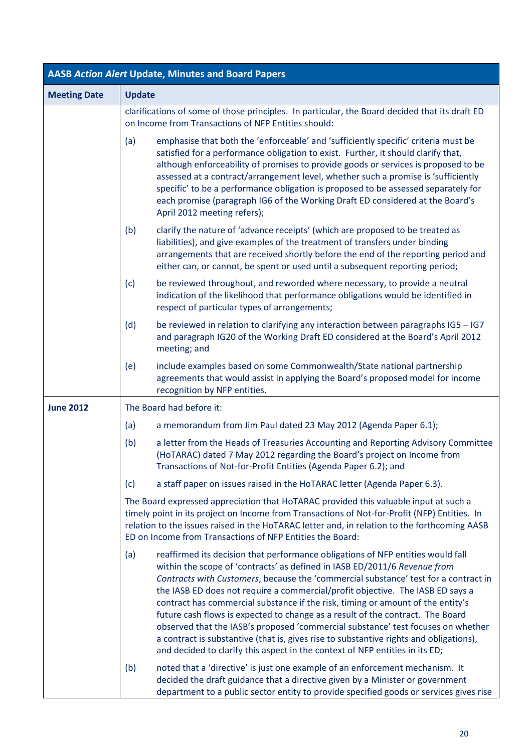| AASB *Action Alert* Update, Minutes and Board Papers | |
|---|---|
| **Meeting Date** | **Update** |
| | clarifications of some of those principles. In particular, the Board decided that its draft ED on Income from Transactions of NFP Entities should:<br><br>(a) emphasise that both the 'enforceable' and 'sufficiently specific' criteria must be satisfied for a performance obligation to exist. Further, it should clarify that, although enforceability of promises to provide goods or services is proposed to be assessed at a contract/arrangement level, whether such a promise is 'sufficiently specific' to be a performance obligation is proposed to be assessed separately for each promise (paragraph IG6 of the Working Draft ED considered at the Board's April 2012 meeting refers);<br><br>(b) clarify the nature of 'advance receipts' (which are proposed to be treated as liabilities), and give examples of the treatment of transfers under binding arrangements that are received shortly before the end of the reporting period and either can, or cannot, be spent or used until a subsequent reporting period;<br><br>(c) be reviewed throughout, and reworded where necessary, to provide a neutral indication of the likelihood that performance obligations would be identified in respect of particular types of arrangements;<br><br>(d) be reviewed in relation to clarifying any interaction between paragraphs IG5 – IG7 and paragraph IG20 of the Working Draft ED considered at the Board's April 2012 meeting; and<br><br>(e) include examples based on some Commonwealth/State national partnership agreements that would assist in applying the Board's proposed model for income recognition by NFP entities. |
| **June 2012** | The Board had before it:<br><br>(a) a memorandum from Jim Paul dated 23 May 2012 (Agenda Paper 6.1);<br><br>(b) a letter from the Heads of Treasuries Accounting and Reporting Advisory Committee (HoTARAC) dated 7 May 2012 regarding the Board's project on Income from Transactions of Not-for-Profit Entities (Agenda Paper 6.2); and<br><br>(c) a staff paper on issues raised in the HoTARAC letter (Agenda Paper 6.3).<br><br>The Board expressed appreciation that HoTARAC provided this valuable input at such a timely point in its project on Income from Transactions of Not-for-Profit (NFP) Entities. In relation to the issues raised in the HoTARAC letter and, in relation to the forthcoming AASB ED on Income from Transactions of NFP Entities the Board:<br><br>(a) reaffirmed its decision that performance obligations of NFP entities would fall within the scope of 'contracts' as defined in IASB ED/2011/6 *Revenue from Contracts with Customers*, because the 'commercial substance' test for a contract in the IASB ED does not require a commercial/profit objective. The IASB ED says a contract has commercial substance if the risk, timing or amount of the entity's future cash flows is expected to change as a result of the contract. The Board observed that the IASB's proposed 'commercial substance' test focuses on whether a contract is substantive (that is, gives rise to substantive rights and obligations), and decided to clarify this aspect in the context of NFP entities in its ED;<br><br>(b) noted that a 'directive' is just one example of an enforcement mechanism. It decided the draft guidance that a directive given by a Minister or government department to a public sector entity to provide specified goods or services gives rise |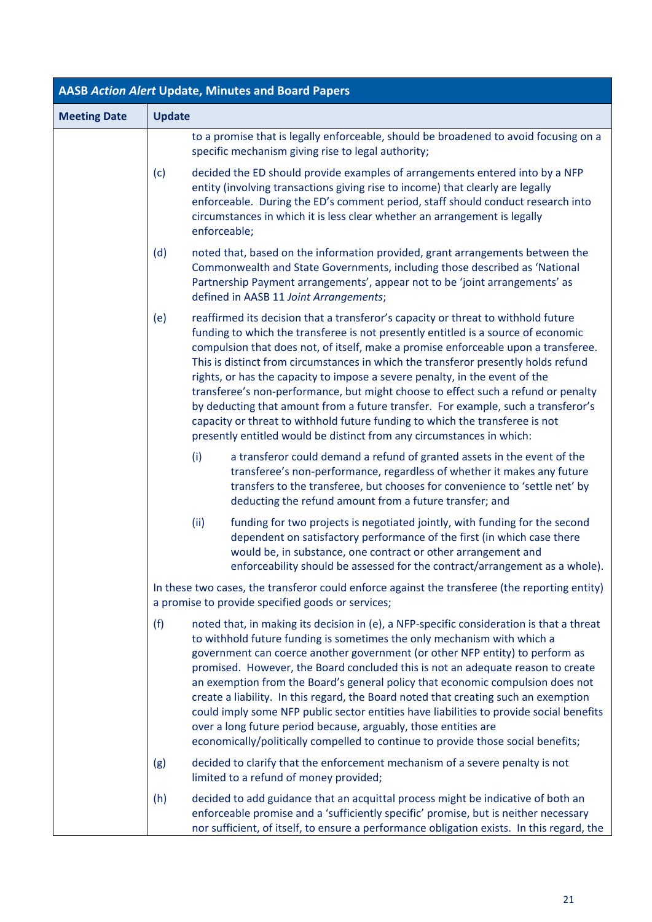| AASB *Action Alert* Update, Minutes and Board Papers | |
|---|---|
| **Meeting Date** | **Update** |
| | to a promise that is legally enforceable, should be broadened to avoid focusing on a specific mechanism giving rise to legal authority;<br><br>(c) decided the ED should provide examples of arrangements entered into by a NFP entity (involving transactions giving rise to income) that clearly are legally enforceable. During the ED's comment period, staff should conduct research into circumstances in which it is less clear whether an arrangement is legally enforceable;<br><br>(d) noted that, based on the information provided, grant arrangements between the Commonwealth and State Governments, including those described as 'National Partnership Payment arrangements', appear not to be 'joint arrangements' as defined in AASB 11 *Joint Arrangements*;<br><br>(e) reaffirmed its decision that a transferor's capacity or threat to withhold future funding to which the transferee is not presently entitled is a source of economic compulsion that does not, of itself, make a promise enforceable upon a transferee. This is distinct from circumstances in which the transferor presently holds refund rights, or has the capacity to impose a severe penalty, in the event of the transferee's non-performance, but might choose to effect such a refund or penalty by deducting that amount from a future transfer. For example, such a transferor's capacity or threat to withhold future funding to which the transferee is not presently entitled would be distinct from any circumstances in which:<br><br>(i) a transferor could demand a refund of granted assets in the event of the transferee's non-performance, regardless of whether it makes any future transfers to the transferee, but chooses for convenience to 'settle net' by deducting the refund amount from a future transfer; and<br><br>(ii) funding for two projects is negotiated jointly, with funding for the second dependent on satisfactory performance of the first (in which case there would be, in substance, one contract or other arrangement and enforceability should be assessed for the contract/arrangement as a whole).<br><br>In these two cases, the transferor could enforce against the transferee (the reporting entity) a promise to provide specified goods or services;<br><br>(f) noted that, in making its decision in (e), a NFP-specific consideration is that a threat to withhold future funding is sometimes the only mechanism with which a government can coerce another government (or other NFP entity) to perform as promised. However, the Board concluded this is not an adequate reason to create an exemption from the Board's general policy that economic compulsion does not create a liability. In this regard, the Board noted that creating such an exemption could imply some NFP public sector entities have liabilities to provide social benefits over a long future period because, arguably, those entities are economically/politically compelled to continue to provide those social benefits;<br><br>(g) decided to clarify that the enforcement mechanism of a severe penalty is not limited to a refund of money provided;<br><br>(h) decided to add guidance that an acquittal process might be indicative of both an enforceable promise and a 'sufficiently specific' promise, but is neither necessary nor sufficient, of itself, to ensure a performance obligation exists. In this regard, the |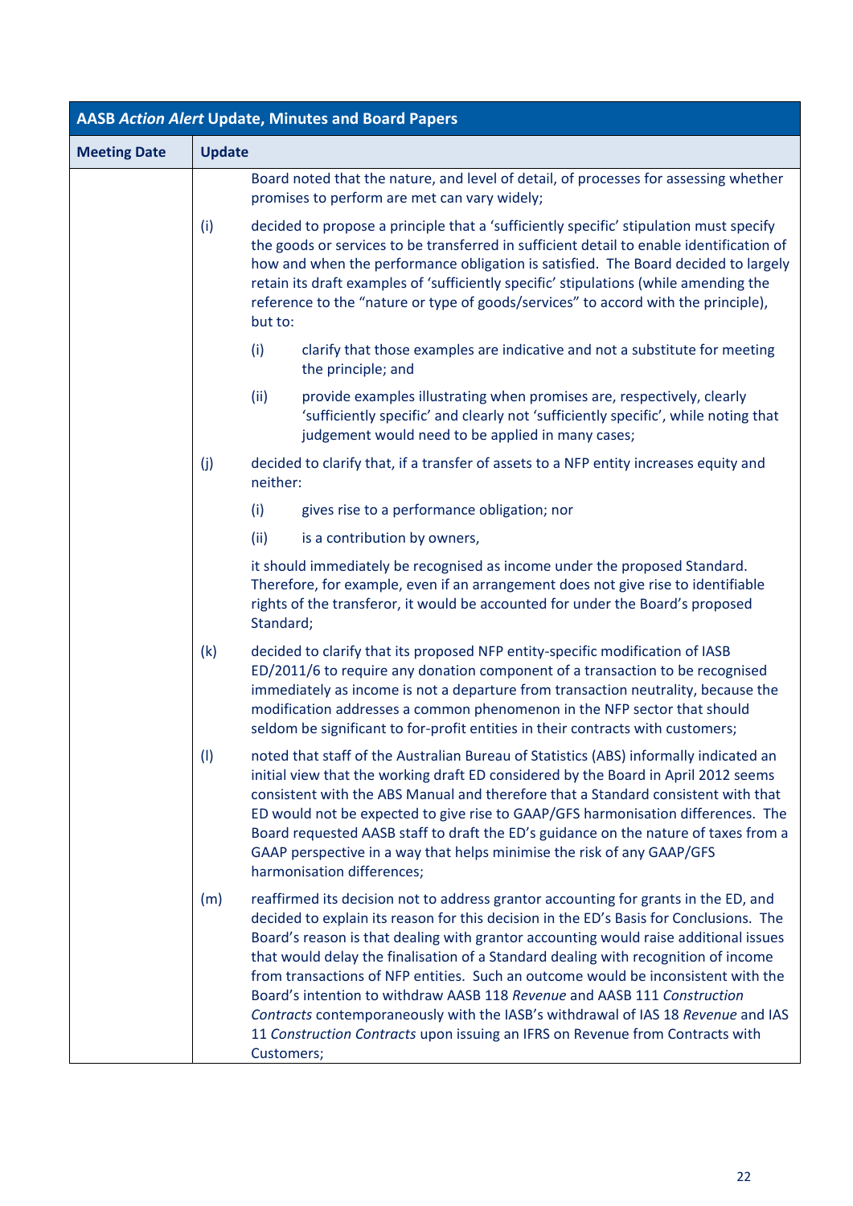| AASB *Action Alert* Update, Minutes and Board Papers | |
|---|---|
| **Meeting Date** | **Update** |
| | Board noted that the nature, and level of detail, of processes for assessing whether promises to perform are met can vary widely;<br><br>(i) decided to propose a principle that a 'sufficiently specific' stipulation must specify the goods or services to be transferred in sufficient detail to enable identification of how and when the performance obligation is satisfied. The Board decided to largely retain its draft examples of 'sufficiently specific' stipulations (while amending the reference to the "nature or type of goods/services" to accord with the principle), but to:<br><br>(i) clarify that those examples are indicative and not a substitute for meeting the principle; and<br><br>(ii) provide examples illustrating when promises are, respectively, clearly 'sufficiently specific' and clearly not 'sufficiently specific', while noting that judgement would need to be applied in many cases;<br><br>(j) decided to clarify that, if a transfer of assets to a NFP entity increases equity and neither:<br><br>(i) gives rise to a performance obligation; nor<br><br>(ii) is a contribution by owners,<br><br>it should immediately be recognised as income under the proposed Standard. Therefore, for example, even if an arrangement does not give rise to identifiable rights of the transferor, it would be accounted for under the Board's proposed Standard;<br><br>(k) decided to clarify that its proposed NFP entity-specific modification of IASB ED/2011/6 to require any donation component of a transaction to be recognised immediately as income is not a departure from transaction neutrality, because the modification addresses a common phenomenon in the NFP sector that should seldom be significant to for-profit entities in their contracts with customers;<br><br>(l) noted that staff of the Australian Bureau of Statistics (ABS) informally indicated an initial view that the working draft ED considered by the Board in April 2012 seems consistent with the ABS Manual and therefore that a Standard consistent with that ED would not be expected to give rise to GAAP/GFS harmonisation differences. The Board requested AASB staff to draft the ED's guidance on the nature of taxes from a GAAP perspective in a way that helps minimise the risk of any GAAP/GFS harmonisation differences;<br><br>(m) reaffirmed its decision not to address grantor accounting for grants in the ED, and decided to explain its reason for this decision in the ED's Basis for Conclusions. The Board's reason is that dealing with grantor accounting would raise additional issues that would delay the finalisation of a Standard dealing with recognition of income from transactions of NFP entities. Such an outcome would be inconsistent with the Board's intention to withdraw AASB 118 *Revenue* and AASB 111 *Construction Contracts* contemporaneously with the IASB's withdrawal of IAS 18 *Revenue* and IAS 11 *Construction Contracts* upon issuing an IFRS on Revenue from Contracts with Customers; |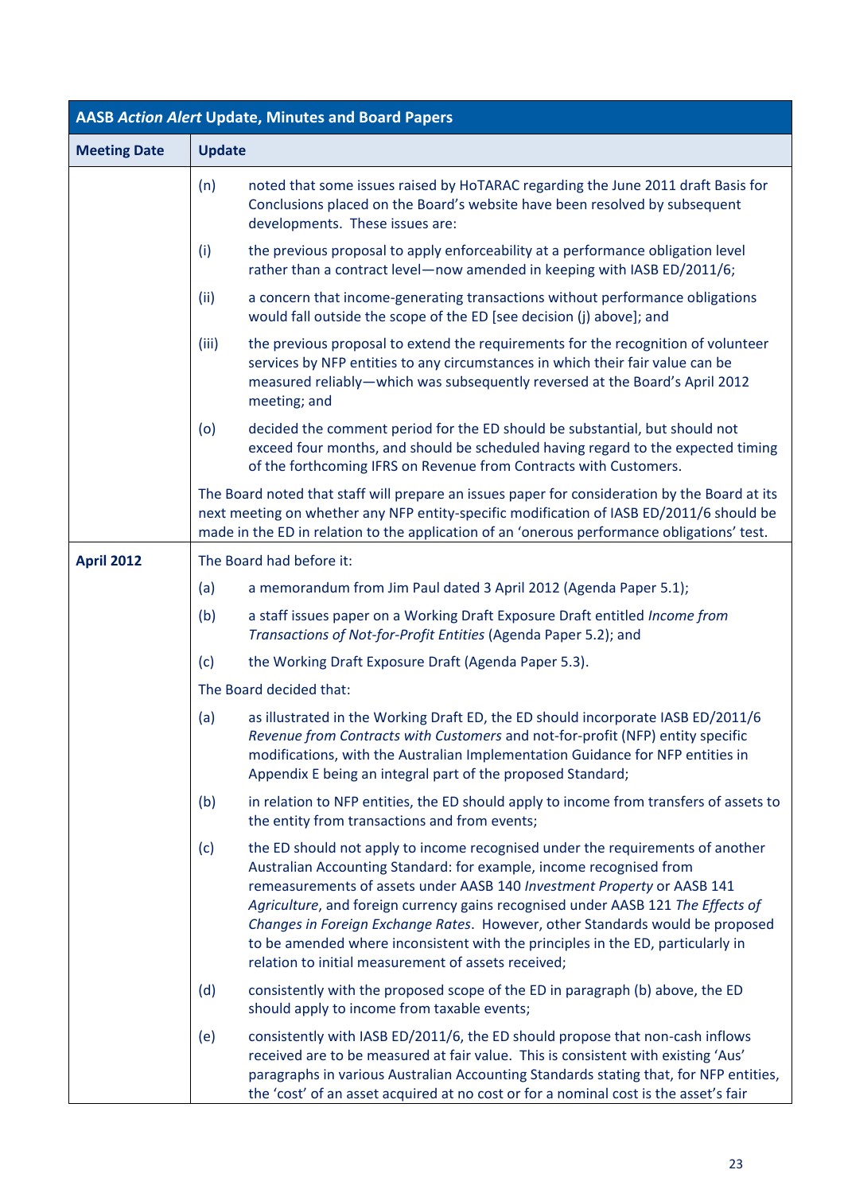| AASB *Action Alert* Update, Minutes and Board Papers | |
|---|---|
| **Meeting Date** | **Update** |
| | (n) noted that some issues raised by HoTARAC regarding the June 2011 draft Basis for Conclusions placed on the Board's website have been resolved by subsequent developments. These issues are:<br><br>(i) the previous proposal to apply enforceability at a performance obligation level rather than a contract level—now amended in keeping with IASB ED/2011/6;<br><br>(ii) a concern that income-generating transactions without performance obligations would fall outside the scope of the ED [see decision (j) above]; and<br><br>(iii) the previous proposal to extend the requirements for the recognition of volunteer services by NFP entities to any circumstances in which their fair value can be measured reliably—which was subsequently reversed at the Board's April 2012 meeting; and<br><br>(o) decided the comment period for the ED should be substantial, but should not exceed four months, and should be scheduled having regard to the expected timing of the forthcoming IFRS on Revenue from Contracts with Customers.<br><br>The Board noted that staff will prepare an issues paper for consideration by the Board at its next meeting on whether any NFP entity-specific modification of IASB ED/2011/6 should be made in the ED in relation to the application of an 'onerous performance obligations' test. |
| **April 2012** | The Board had before it:<br><br>(a) a memorandum from Jim Paul dated 3 April 2012 (Agenda Paper 5.1);<br><br>(b) a staff issues paper on a Working Draft Exposure Draft entitled *Income from Transactions of Not-for-Profit Entities* (Agenda Paper 5.2); and<br><br>(c) the Working Draft Exposure Draft (Agenda Paper 5.3).<br><br>The Board decided that:<br><br>(a) as illustrated in the Working Draft ED, the ED should incorporate IASB ED/2011/6 *Revenue from Contracts with Customers* and not-for-profit (NFP) entity specific modifications, with the Australian Implementation Guidance for NFP entities in Appendix E being an integral part of the proposed Standard;<br><br>(b) in relation to NFP entities, the ED should apply to income from transfers of assets to the entity from transactions and from events;<br><br>(c) the ED should not apply to income recognised under the requirements of another Australian Accounting Standard: for example, income recognised from remeasurements of assets under AASB 140 *Investment Property* or AASB 141 *Agriculture*, and foreign currency gains recognised under AASB 121 *The Effects of Changes in Foreign Exchange Rates*. However, other Standards would be proposed to be amended where inconsistent with the principles in the ED, particularly in relation to initial measurement of assets received;<br><br>(d) consistently with the proposed scope of the ED in paragraph (b) above, the ED should apply to income from taxable events;<br><br>(e) consistently with IASB ED/2011/6, the ED should propose that non-cash inflows received are to be measured at fair value. This is consistent with existing 'Aus' paragraphs in various Australian Accounting Standards stating that, for NFP entities, the 'cost' of an asset acquired at no cost or for a nominal cost is the asset's fair |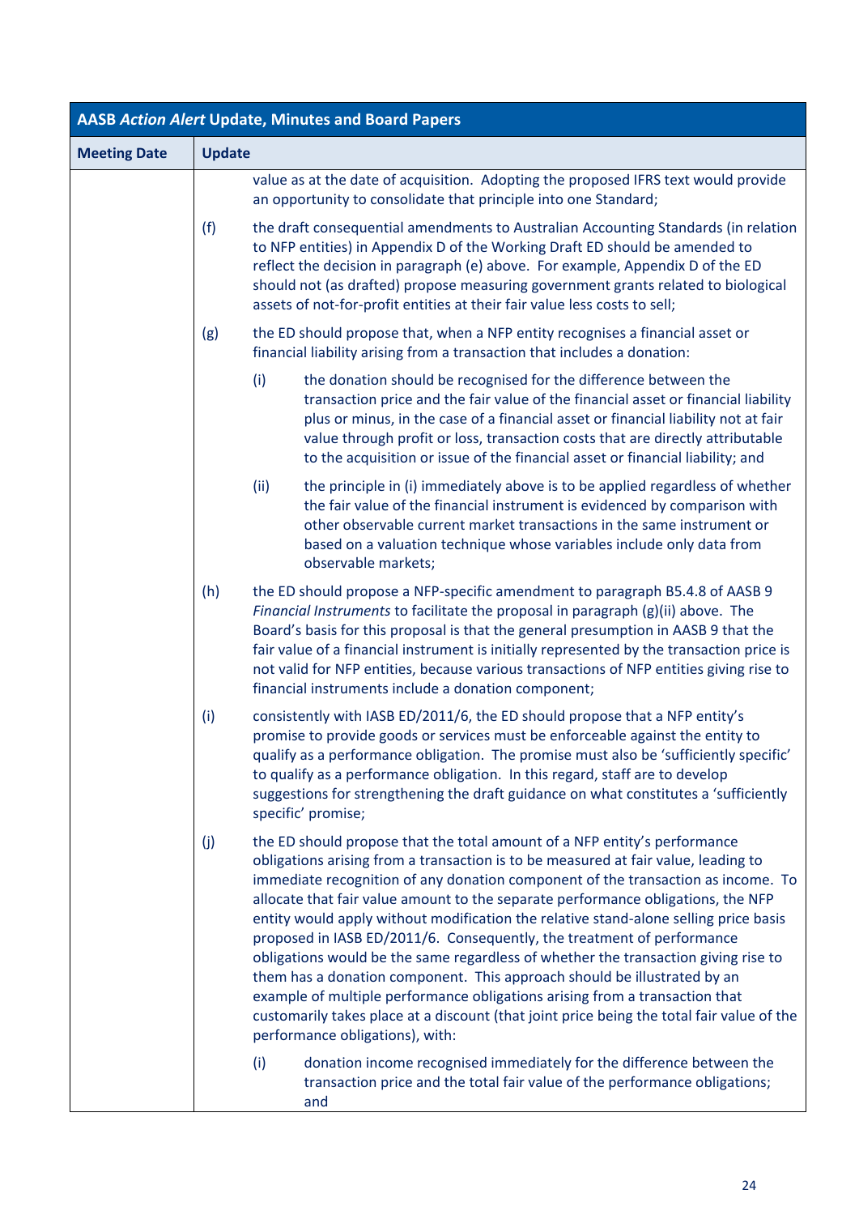| AASB *Action Alert* Update, Minutes and Board Papers | |
|---|---|
| **Meeting Date** | **Update** |
| | value as at the date of acquisition. Adopting the proposed IFRS text would provide an opportunity to consolidate that principle into one Standard;<br><br>(f) the draft consequential amendments to Australian Accounting Standards (in relation to NFP entities) in Appendix D of the Working Draft ED should be amended to reflect the decision in paragraph (e) above. For example, Appendix D of the ED should not (as drafted) propose measuring government grants related to biological assets of not-for-profit entities at their fair value less costs to sell;<br><br>(g) the ED should propose that, when a NFP entity recognises a financial asset or financial liability arising from a transaction that includes a donation:<br><br>(i) the donation should be recognised for the difference between the transaction price and the fair value of the financial asset or financial liability plus or minus, in the case of a financial asset or financial liability not at fair value through profit or loss, transaction costs that are directly attributable to the acquisition or issue of the financial asset or financial liability; and<br><br>(ii) the principle in (i) immediately above is to be applied regardless of whether the fair value of the financial instrument is evidenced by comparison with other observable current market transactions in the same instrument or based on a valuation technique whose variables include only data from observable markets;<br><br>(h) the ED should propose a NFP-specific amendment to paragraph B5.4.8 of AASB 9 *Financial Instruments* to facilitate the proposal in paragraph (g)(ii) above. The Board's basis for this proposal is that the general presumption in AASB 9 that the fair value of a financial instrument is initially represented by the transaction price is not valid for NFP entities, because various transactions of NFP entities giving rise to financial instruments include a donation component;<br><br>(i) consistently with IASB ED/2011/6, the ED should propose that a NFP entity's promise to provide goods or services must be enforceable against the entity to qualify as a performance obligation. The promise must also be 'sufficiently specific' to qualify as a performance obligation. In this regard, staff are to develop suggestions for strengthening the draft guidance on what constitutes a 'sufficiently specific' promise;<br><br>(j) the ED should propose that the total amount of a NFP entity's performance obligations arising from a transaction is to be measured at fair value, leading to immediate recognition of any donation component of the transaction as income. To allocate that fair value amount to the separate performance obligations, the NFP entity would apply without modification the relative stand-alone selling price basis proposed in IASB ED/2011/6. Consequently, the treatment of performance obligations would be the same regardless of whether the transaction giving rise to them has a donation component. This approach should be illustrated by an example of multiple performance obligations arising from a transaction that customarily takes place at a discount (that joint price being the total fair value of the performance obligations), with:<br><br>(i) donation income recognised immediately for the difference between the transaction price and the total fair value of the performance obligations; and |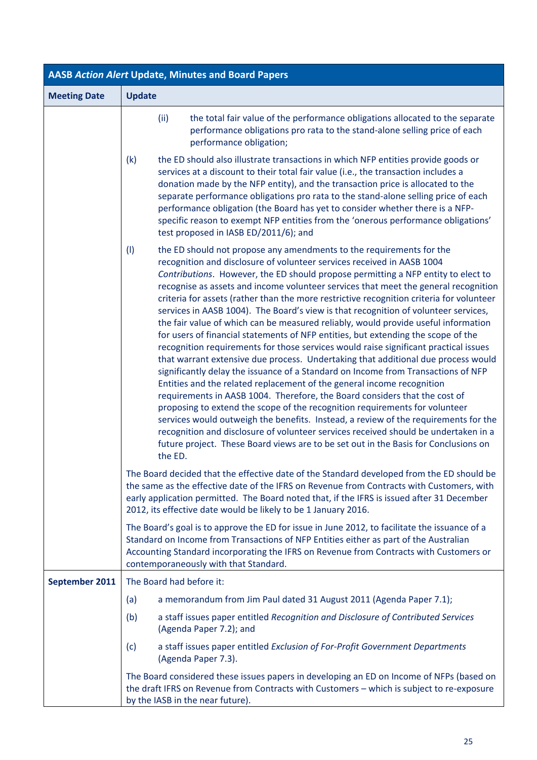| **AASB *Action Alert* Update, Minutes and Board Papers** | |
|---|---|
| **Meeting Date** | **Update** |
| | (ii) the total fair value of the performance obligations allocated to the separate performance obligations pro rata to the stand-alone selling price of each performance obligation;<br><br>(k) the ED should also illustrate transactions in which NFP entities provide goods or services at a discount to their total fair value (i.e., the transaction includes a donation made by the NFP entity), and the transaction price is allocated to the separate performance obligations pro rata to the stand-alone selling price of each performance obligation (the Board has yet to consider whether there is a NFP-specific reason to exempt NFP entities from the 'onerous performance obligations' test proposed in IASB ED/2011/6); and<br><br>(l) the ED should not propose any amendments to the requirements for the recognition and disclosure of volunteer services received in AASB 1004 *Contributions*. However, the ED should propose permitting a NFP entity to elect to recognise as assets and income volunteer services that meet the general recognition criteria for assets (rather than the more restrictive recognition criteria for volunteer services in AASB 1004). The Board's view is that recognition of volunteer services, the fair value of which can be measured reliably, would provide useful information for users of financial statements of NFP entities, but extending the scope of the recognition requirements for those services would raise significant practical issues that warrant extensive due process. Undertaking that additional due process would significantly delay the issuance of a Standard on Income from Transactions of NFP Entities and the related replacement of the general income recognition requirements in AASB 1004. Therefore, the Board considers that the cost of proposing to extend the scope of the recognition requirements for volunteer services would outweigh the benefits. Instead, a review of the requirements for the recognition and disclosure of volunteer services received should be undertaken in a future project. These Board views are to be set out in the Basis for Conclusions on the ED.<br><br>The Board decided that the effective date of the Standard developed from the ED should be the same as the effective date of the IFRS on Revenue from Contracts with Customers, with early application permitted. The Board noted that, if the IFRS is issued after 31 December 2012, its effective date would be likely to be 1 January 2016.<br><br>The Board's goal is to approve the ED for issue in June 2012, to facilitate the issuance of a Standard on Income from Transactions of NFP Entities either as part of the Australian Accounting Standard incorporating the IFRS on Revenue from Contracts with Customers or contemporaneously with that Standard. |
| **September 2011** | The Board had before it:<br><br>(a) a memorandum from Jim Paul dated 31 August 2011 (Agenda Paper 7.1);<br><br>(b) a staff issues paper entitled *Recognition and Disclosure of Contributed Services* (Agenda Paper 7.2); and<br><br>(c) a staff issues paper entitled *Exclusion of For-Profit Government Departments* (Agenda Paper 7.3).<br><br>The Board considered these issues papers in developing an ED on Income of NFPs (based on the draft IFRS on Revenue from Contracts with Customers – which is subject to re-exposure by the IASB in the near future). |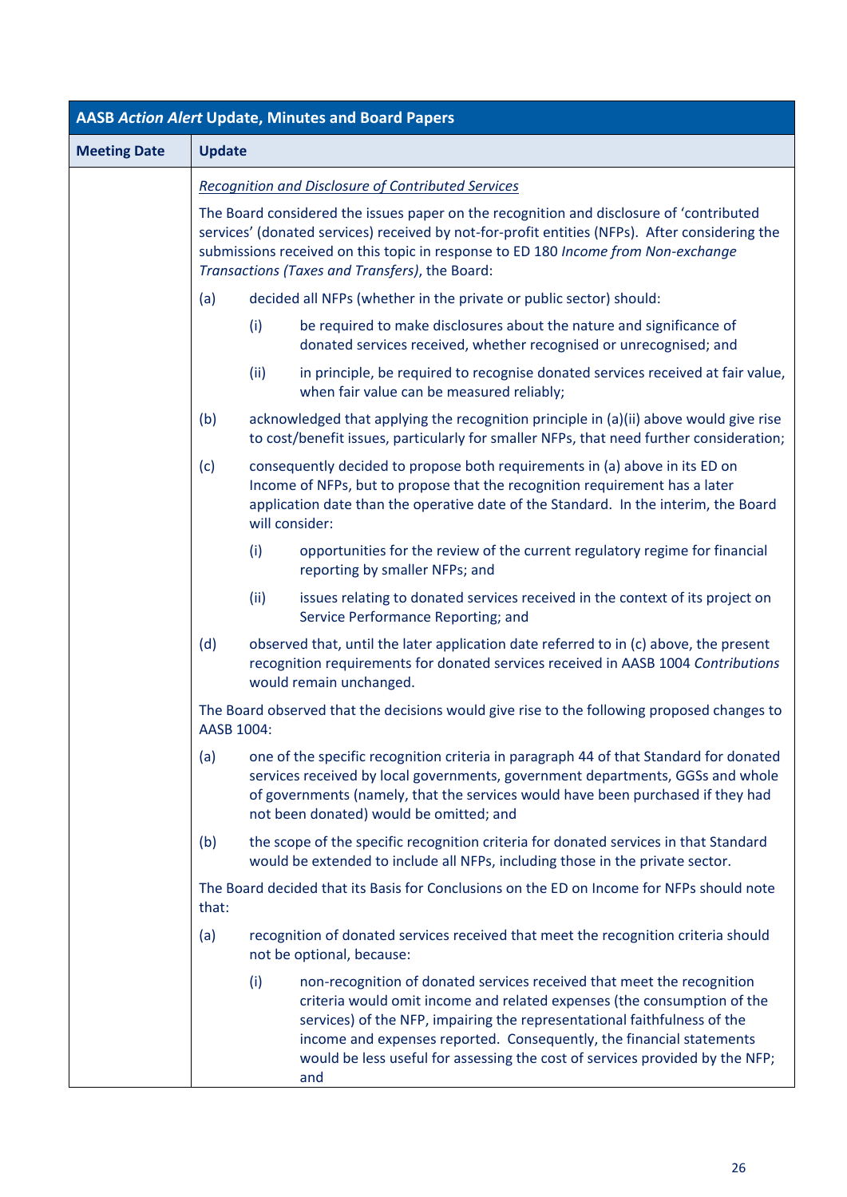| AASB *Action Alert* Update, Minutes and Board Papers | |
|---|---|
| **Meeting Date** | **Update** |
| | ***Recognition and Disclosure of Contributed Services***<br><br>The Board considered the issues paper on the recognition and disclosure of 'contributed services' (donated services) received by not-for-profit entities (NFPs). After considering the submissions received on this topic in response to ED 180 *Income from Non-exchange Transactions (Taxes and Transfers)*, the Board:<br><br>(a) decided all NFPs (whether in the private or public sector) should:<br>&nbsp;&nbsp;&nbsp;&nbsp;(i) be required to make disclosures about the nature and significance of donated services received, whether recognised or unrecognised; and<br>&nbsp;&nbsp;&nbsp;&nbsp;(ii) in principle, be required to recognise donated services received at fair value, when fair value can be measured reliably;<br><br>(b) acknowledged that applying the recognition principle in (a)(ii) above would give rise to cost/benefit issues, particularly for smaller NFPs, that need further consideration;<br><br>(c) consequently decided to propose both requirements in (a) above in its ED on Income of NFPs, but to propose that the recognition requirement has a later application date than the operative date of the Standard. In the interim, the Board will consider:<br>&nbsp;&nbsp;&nbsp;&nbsp;(i) opportunities for the review of the current regulatory regime for financial reporting by smaller NFPs; and<br>&nbsp;&nbsp;&nbsp;&nbsp;(ii) issues relating to donated services received in the context of its project on Service Performance Reporting; and<br><br>(d) observed that, until the later application date referred to in (c) above, the present recognition requirements for donated services received in AASB 1004 *Contributions* would remain unchanged.<br><br>The Board observed that the decisions would give rise to the following proposed changes to AASB 1004:<br><br>(a) one of the specific recognition criteria in paragraph 44 of that Standard for donated services received by local governments, government departments, GGSs and whole of governments (namely, that the services would have been purchased if they had not been donated) would be omitted; and<br><br>(b) the scope of the specific recognition criteria for donated services in that Standard would be extended to include all NFPs, including those in the private sector.<br><br>The Board decided that its Basis for Conclusions on the ED on Income for NFPs should note that:<br><br>(a) recognition of donated services received that meet the recognition criteria should not be optional, because:<br>&nbsp;&nbsp;&nbsp;&nbsp;(i) non-recognition of donated services received that meet the recognition criteria would omit income and related expenses (the consumption of the services) of the NFP, impairing the representational faithfulness of the income and expenses reported. Consequently, the financial statements would be less useful for assessing the cost of services provided by the NFP; and |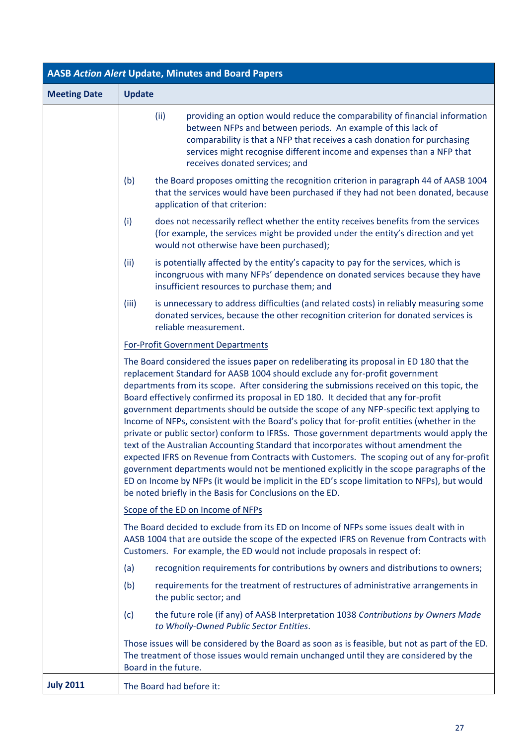| Meeting Date | Update |
| --- | --- |
| | (ii) providing an option would reduce the comparability of financial information between NFPs and between periods. An example of this lack of comparability is that a NFP that receives a cash donation for purchasing services might recognise different income and expenses than a NFP that receives donated services; and<br><br>(b) the Board proposes omitting the recognition criterion in paragraph 44 of AASB 1004 that the services would have been purchased if they had not been donated, because application of that criterion:<br><br>(i) does not necessarily reflect whether the entity receives benefits from the services (for example, the services might be provided under the entity's direction and yet would not otherwise have been purchased);<br><br>(ii) is potentially affected by the entity's capacity to pay for the services, which is incongruous with many NFPs' dependence on donated services because they have insufficient resources to purchase them; and<br><br>(iii) is unnecessary to address difficulties (and related costs) in reliably measuring some donated services, because the other recognition criterion for donated services is reliable measurement.<br><br><u>For-Profit Government Departments</u><br><br>The Board considered the issues paper on redeliberating its proposal in ED 180 that the replacement Standard for AASB 1004 should exclude any for-profit government departments from its scope. After considering the submissions received on this topic, the Board effectively confirmed its proposal in ED 180. It decided that any for-profit government departments should be outside the scope of any NFP-specific text applying to Income of NFPs, consistent with the Board's policy that for-profit entities (whether in the private or public sector) conform to IFRSs. Those government departments would apply the text of the Australian Accounting Standard that incorporates without amendment the expected IFRS on Revenue from Contracts with Customers. The scoping out of any for-profit government departments would not be mentioned explicitly in the scope paragraphs of the ED on Income by NFPs (it would be implicit in the ED's scope limitation to NFPs), but would be noted briefly in the Basis for Conclusions on the ED.<br><br><u>Scope of the ED on Income of NFPs</u><br><br>The Board decided to exclude from its ED on Income of NFPs some issues dealt with in AASB 1004 that are outside the scope of the expected IFRS on Revenue from Contracts with Customers. For example, the ED would not include proposals in respect of:<br><br>(a) recognition requirements for contributions by owners and distributions to owners;<br><br>(b) requirements for the treatment of restructures of administrative arrangements in the public sector; and<br><br>(c) the future role (if any) of AASB Interpretation 1038 *Contributions by Owners Made to Wholly-Owned Public Sector Entities*.<br><br>Those issues will be considered by the Board as soon as is feasible, but not as part of the ED. The treatment of those issues would remain unchanged until they are considered by the Board in the future. |
| **July 2011** | The Board had before it: |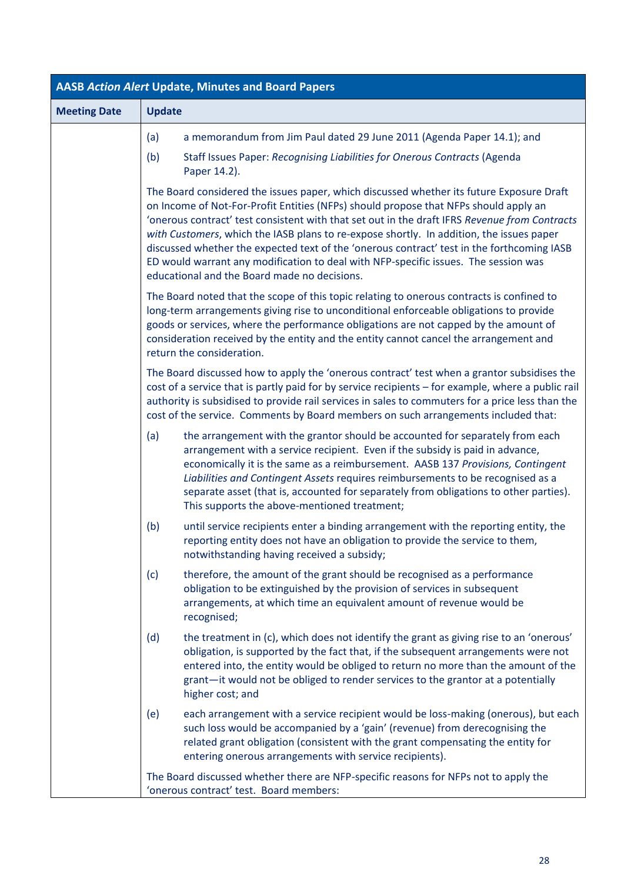| AASB *Action Alert* Update, Minutes and Board Papers | |
|---|---|
| **Meeting Date** | **Update** |
| | (a) a memorandum from Jim Paul dated 29 June 2011 (Agenda Paper 14.1); and<br><br>(b) Staff Issues Paper: *Recognising Liabilities for Onerous Contracts* (Agenda Paper 14.2).<br><br>The Board considered the issues paper, which discussed whether its future Exposure Draft on Income of Not-For-Profit Entities (NFPs) should propose that NFPs should apply an 'onerous contract' test consistent with that set out in the draft IFRS *Revenue from Contracts with Customers*, which the IASB plans to re-expose shortly. In addition, the issues paper discussed whether the expected text of the 'onerous contract' test in the forthcoming IASB ED would warrant any modification to deal with NFP-specific issues. The session was educational and the Board made no decisions.<br><br>The Board noted that the scope of this topic relating to onerous contracts is confined to long-term arrangements giving rise to unconditional enforceable obligations to provide goods or services, where the performance obligations are not capped by the amount of consideration received by the entity and the entity cannot cancel the arrangement and return the consideration.<br><br>The Board discussed how to apply the 'onerous contract' test when a grantor subsidises the cost of a service that is partly paid for by service recipients – for example, where a public rail authority is subsidised to provide rail services in sales to commuters for a price less than the cost of the service. Comments by Board members on such arrangements included that:<br><br>(a) the arrangement with the grantor should be accounted for separately from each arrangement with a service recipient. Even if the subsidy is paid in advance, economically it is the same as a reimbursement. AASB 137 *Provisions, Contingent Liabilities and Contingent Assets* requires reimbursements to be recognised as a separate asset (that is, accounted for separately from obligations to other parties). This supports the above-mentioned treatment;<br><br>(b) until service recipients enter a binding arrangement with the reporting entity, the reporting entity does not have an obligation to provide the service to them, notwithstanding having received a subsidy;<br><br>(c) therefore, the amount of the grant should be recognised as a performance obligation to be extinguished by the provision of services in subsequent arrangements, at which time an equivalent amount of revenue would be recognised;<br><br>(d) the treatment in (c), which does not identify the grant as giving rise to an 'onerous' obligation, is supported by the fact that, if the subsequent arrangements were not entered into, the entity would be obliged to return no more than the amount of the grant—it would not be obliged to render services to the grantor at a potentially higher cost; and<br><br>(e) each arrangement with a service recipient would be loss-making (onerous), but each such loss would be accompanied by a 'gain' (revenue) from derecognising the related grant obligation (consistent with the grant compensating the entity for entering onerous arrangements with service recipients).<br><br>The Board discussed whether there are NFP-specific reasons for NFPs not to apply the 'onerous contract' test. Board members: |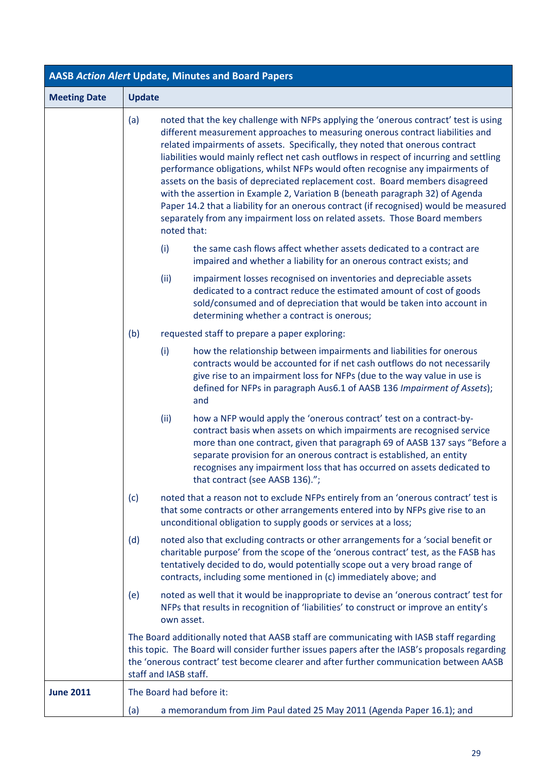| AASB *Action Alert* Update, Minutes and Board Papers | |
|---|---|
| **Meeting Date** | **Update** |
| | (a) noted that the key challenge with NFPs applying the 'onerous contract' test is using different measurement approaches to measuring onerous contract liabilities and related impairments of assets. Specifically, they noted that onerous contract liabilities would mainly reflect net cash outflows in respect of incurring and settling performance obligations, whilst NFPs would often recognise any impairments of assets on the basis of depreciated replacement cost. Board members disagreed with the assertion in Example 2, Variation B (beneath paragraph 32) of Agenda Paper 14.2 that a liability for an onerous contract (if recognised) would be measured separately from any impairment loss on related assets. Those Board members noted that:<br><br>(i) the same cash flows affect whether assets dedicated to a contract are impaired and whether a liability for an onerous contract exists; and<br><br>(ii) impairment losses recognised on inventories and depreciable assets dedicated to a contract reduce the estimated amount of cost of goods sold/consumed and of depreciation that would be taken into account in determining whether a contract is onerous;<br><br>(b) requested staff to prepare a paper exploring:<br><br>(i) how the relationship between impairments and liabilities for onerous contracts would be accounted for if net cash outflows do not necessarily give rise to an impairment loss for NFPs (due to the way value in use is defined for NFPs in paragraph Aus6.1 of AASB 136 *Impairment of Assets*); and<br><br>(ii) how a NFP would apply the 'onerous contract' test on a contract-by-contract basis when assets on which impairments are recognised service more than one contract, given that paragraph 69 of AASB 137 says "Before a separate provision for an onerous contract is established, an entity recognises any impairment loss that has occurred on assets dedicated to that contract (see AASB 136).";<br><br>(c) noted that a reason not to exclude NFPs entirely from an 'onerous contract' test is that some contracts or other arrangements entered into by NFPs give rise to an unconditional obligation to supply goods or services at a loss;<br><br>(d) noted also that excluding contracts or other arrangements for a 'social benefit or charitable purpose' from the scope of the 'onerous contract' test, as the FASB has tentatively decided to do, would potentially scope out a very broad range of contracts, including some mentioned in (c) immediately above; and<br><br>(e) noted as well that it would be inappropriate to devise an 'onerous contract' test for NFPs that results in recognition of 'liabilities' to construct or improve an entity's own asset.<br><br>The Board additionally noted that AASB staff are communicating with IASB staff regarding this topic. The Board will consider further issues papers after the IASB's proposals regarding the 'onerous contract' test become clearer and after further communication between AASB staff and IASB staff. |
| **June 2011** | The Board had before it:<br><br>(a) a memorandum from Jim Paul dated 25 May 2011 (Agenda Paper 16.1); and |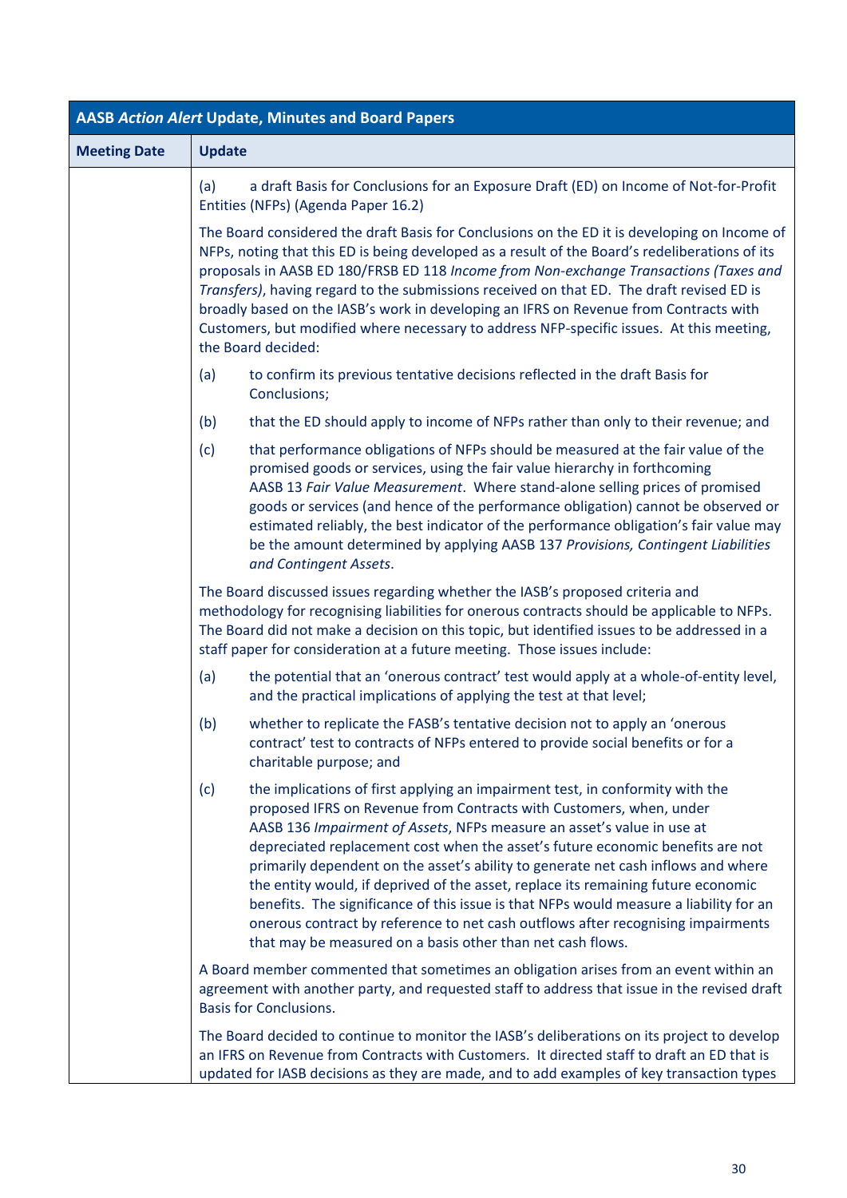| AASB *Action Alert* Update, Minutes and Board Papers | |
|---|---|
| **Meeting Date** | **Update** |
| | (a) a draft Basis for Conclusions for an Exposure Draft (ED) on Income of Not-for-Profit Entities (NFPs) (Agenda Paper 16.2)<br><br>The Board considered the draft Basis for Conclusions on the ED it is developing on Income of NFPs, noting that this ED is being developed as a result of the Board's redeliberations of its proposals in AASB ED 180/FRSB ED 118 *Income from Non-exchange Transactions (Taxes and Transfers)*, having regard to the submissions received on that ED. The draft revised ED is broadly based on the IASB's work in developing an IFRS on Revenue from Contracts with Customers, but modified where necessary to address NFP-specific issues. At this meeting, the Board decided:<br><br>(a) to confirm its previous tentative decisions reflected in the draft Basis for Conclusions;<br><br>(b) that the ED should apply to income of NFPs rather than only to their revenue; and<br><br>(c) that performance obligations of NFPs should be measured at the fair value of the promised goods or services, using the fair value hierarchy in forthcoming AASB 13 *Fair Value Measurement*. Where stand-alone selling prices of promised goods or services (and hence of the performance obligation) cannot be observed or estimated reliably, the best indicator of the performance obligation's fair value may be the amount determined by applying AASB 137 *Provisions, Contingent Liabilities and Contingent Assets*.<br><br>The Board discussed issues regarding whether the IASB's proposed criteria and methodology for recognising liabilities for onerous contracts should be applicable to NFPs. The Board did not make a decision on this topic, but identified issues to be addressed in a staff paper for consideration at a future meeting. Those issues include:<br><br>(a) the potential that an 'onerous contract' test would apply at a whole-of-entity level, and the practical implications of applying the test at that level;<br><br>(b) whether to replicate the FASB's tentative decision not to apply an 'onerous contract' test to contracts of NFPs entered to provide social benefits or for a charitable purpose; and<br><br>(c) the implications of first applying an impairment test, in conformity with the proposed IFRS on Revenue from Contracts with Customers, when, under AASB 136 *Impairment of Assets*, NFPs measure an asset's value in use at depreciated replacement cost when the asset's future economic benefits are not primarily dependent on the asset's ability to generate net cash inflows and where the entity would, if deprived of the asset, replace its remaining future economic benefits. The significance of this issue is that NFPs would measure a liability for an onerous contract by reference to net cash outflows after recognising impairments that may be measured on a basis other than net cash flows.<br><br>A Board member commented that sometimes an obligation arises from an event within an agreement with another party, and requested staff to address that issue in the revised draft Basis for Conclusions.<br><br>The Board decided to continue to monitor the IASB's deliberations on its project to develop an IFRS on Revenue from Contracts with Customers. It directed staff to draft an ED that is updated for IASB decisions as they are made, and to add examples of key transaction types |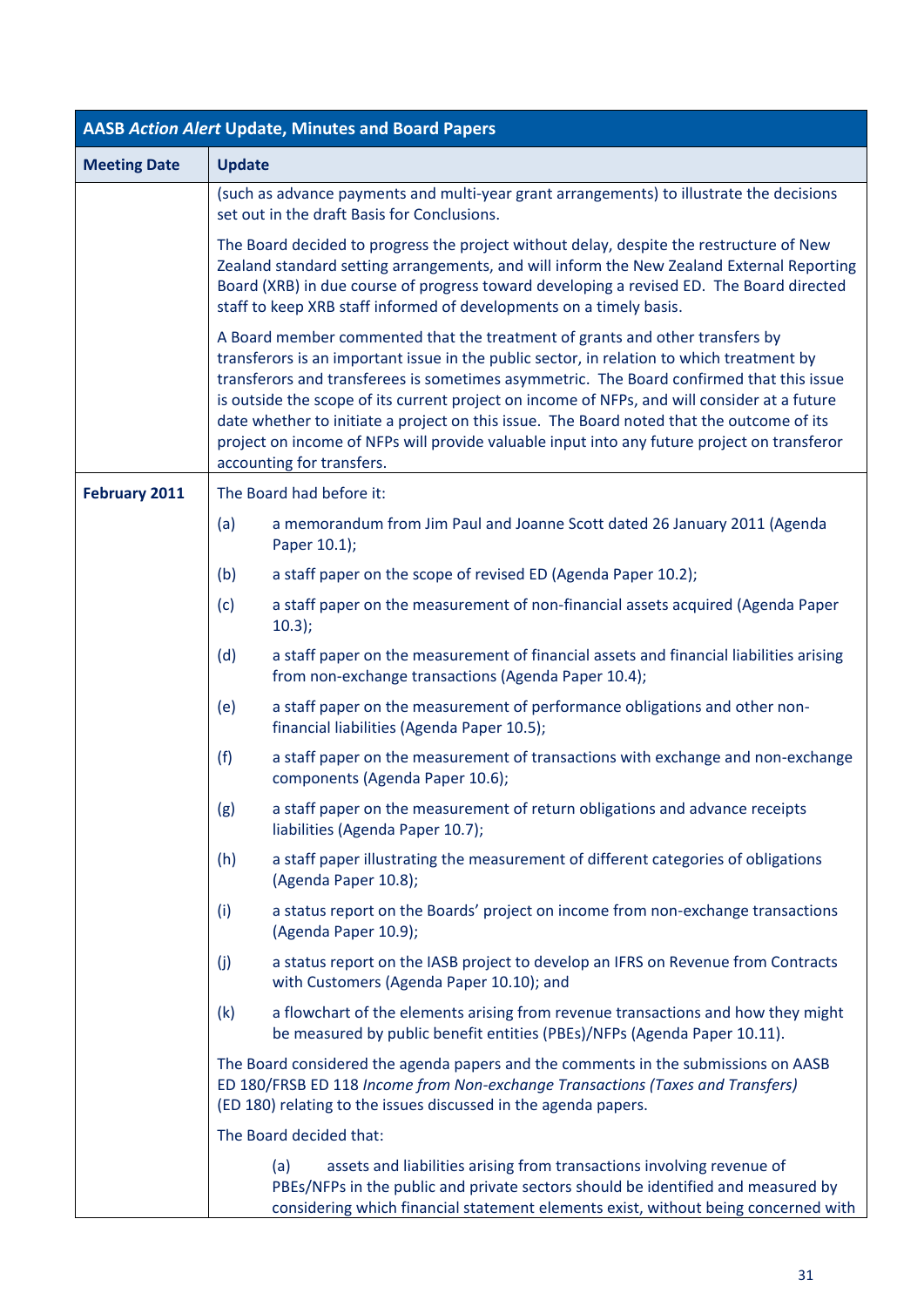| AASB *Action Alert* Update, Minutes and Board Papers | |
|---|---|
| **Meeting Date** | **Update** |
| | (such as advance payments and multi-year grant arrangements) to illustrate the decisions set out in the draft Basis for Conclusions.<br><br>The Board decided to progress the project without delay, despite the restructure of New Zealand standard setting arrangements, and will inform the New Zealand External Reporting Board (XRB) in due course of progress toward developing a revised ED. The Board directed staff to keep XRB staff informed of developments on a timely basis.<br><br>A Board member commented that the treatment of grants and other transfers by transferors is an important issue in the public sector, in relation to which treatment by transferors and transferees is sometimes asymmetric. The Board confirmed that this issue is outside the scope of its current project on income of NFPs, and will consider at a future date whether to initiate a project on this issue. The Board noted that the outcome of its project on income of NFPs will provide valuable input into any future project on transferor accounting for transfers. |
| **February 2011** | The Board had before it:<br><br>(a) a memorandum from Jim Paul and Joanne Scott dated 26 January 2011 (Agenda Paper 10.1);<br><br>(b) a staff paper on the scope of revised ED (Agenda Paper 10.2);<br><br>(c) a staff paper on the measurement of non-financial assets acquired (Agenda Paper 10.3);<br><br>(d) a staff paper on the measurement of financial assets and financial liabilities arising from non-exchange transactions (Agenda Paper 10.4);<br><br>(e) a staff paper on the measurement of performance obligations and other non-financial liabilities (Agenda Paper 10.5);<br><br>(f) a staff paper on the measurement of transactions with exchange and non-exchange components (Agenda Paper 10.6);<br><br>(g) a staff paper on the measurement of return obligations and advance receipts liabilities (Agenda Paper 10.7);<br><br>(h) a staff paper illustrating the measurement of different categories of obligations (Agenda Paper 10.8);<br><br>(i) a status report on the Boards' project on income from non-exchange transactions (Agenda Paper 10.9);<br><br>(j) a status report on the IASB project to develop an IFRS on Revenue from Contracts with Customers (Agenda Paper 10.10); and<br><br>(k) a flowchart of the elements arising from revenue transactions and how they might be measured by public benefit entities (PBEs)/NFPs (Agenda Paper 10.11).<br><br>The Board considered the agenda papers and the comments in the submissions on AASB ED 180/FRSB ED 118 *Income from Non-exchange Transactions (Taxes and Transfers)* (ED 180) relating to the issues discussed in the agenda papers.<br><br>The Board decided that:<br><br>(a) assets and liabilities arising from transactions involving revenue of PBEs/NFPs in the public and private sectors should be identified and measured by considering which financial statement elements exist, without being concerned with |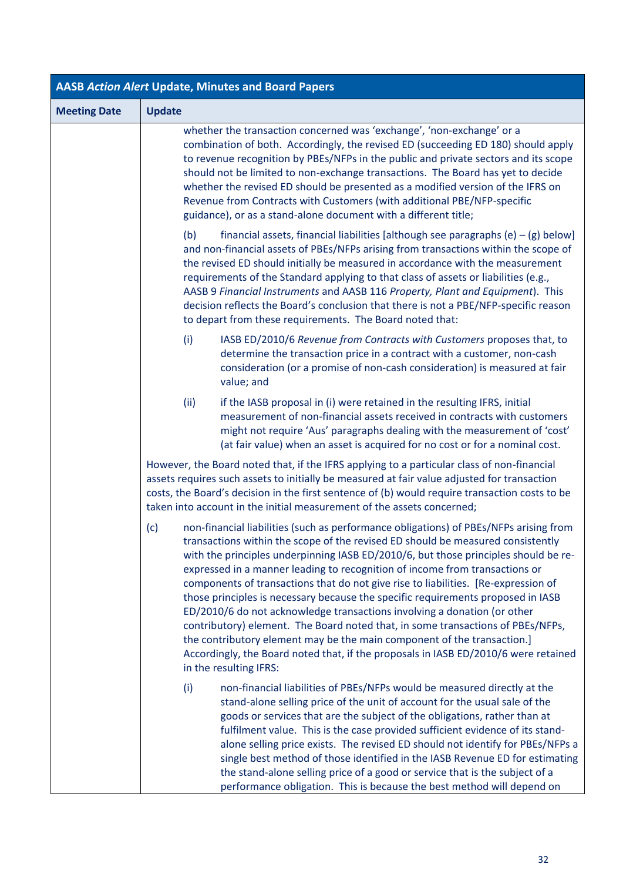| AASB *Action Alert* Update, Minutes and Board Papers | |
|---|---|
| **Meeting Date** | **Update** |
| | whether the transaction concerned was 'exchange', 'non-exchange' or a combination of both. Accordingly, the revised ED (succeeding ED 180) should apply to revenue recognition by PBEs/NFPs in the public and private sectors and its scope should not be limited to non-exchange transactions. The Board has yet to decide whether the revised ED should be presented as a modified version of the IFRS on Revenue from Contracts with Customers (with additional PBE/NFP-specific guidance), or as a stand-alone document with a different title;<br><br>(b) financial assets, financial liabilities [although see paragraphs (e) – (g) below] and non-financial assets of PBEs/NFPs arising from transactions within the scope of the revised ED should initially be measured in accordance with the measurement requirements of the Standard applying to that class of assets or liabilities (e.g., AASB 9 *Financial Instruments* and AASB 116 *Property, Plant and Equipment*). This decision reflects the Board's conclusion that there is not a PBE/NFP-specific reason to depart from these requirements. The Board noted that:<br><br>(i) IASB ED/2010/6 *Revenue from Contracts with Customers* proposes that, to determine the transaction price in a contract with a customer, non-cash consideration (or a promise of non-cash consideration) is measured at fair value; and<br><br>(ii) if the IASB proposal in (i) were retained in the resulting IFRS, initial measurement of non-financial assets received in contracts with customers might not require 'Aus' paragraphs dealing with the measurement of 'cost' (at fair value) when an asset is acquired for no cost or for a nominal cost.<br><br>However, the Board noted that, if the IFRS applying to a particular class of non-financial assets requires such assets to initially be measured at fair value adjusted for transaction costs, the Board's decision in the first sentence of (b) would require transaction costs to be taken into account in the initial measurement of the assets concerned;<br><br>(c) non-financial liabilities (such as performance obligations) of PBEs/NFPs arising from transactions within the scope of the revised ED should be measured consistently with the principles underpinning IASB ED/2010/6, but those principles should be re-expressed in a manner leading to recognition of income from transactions or components of transactions that do not give rise to liabilities. [Re-expression of those principles is necessary because the specific requirements proposed in IASB ED/2010/6 do not acknowledge transactions involving a donation (or other contributory) element. The Board noted that, in some transactions of PBEs/NFPs, the contributory element may be the main component of the transaction.] Accordingly, the Board noted that, if the proposals in IASB ED/2010/6 were retained in the resulting IFRS:<br><br>(i) non-financial liabilities of PBEs/NFPs would be measured directly at the stand-alone selling price of the unit of account for the usual sale of the goods or services that are the subject of the obligations, rather than at fulfilment value. This is the case provided sufficient evidence of its stand-alone selling price exists. The revised ED should not identify for PBEs/NFPs a single best method of those identified in the IASB Revenue ED for estimating the stand-alone selling price of a good or service that is the subject of a performance obligation. This is because the best method will depend on |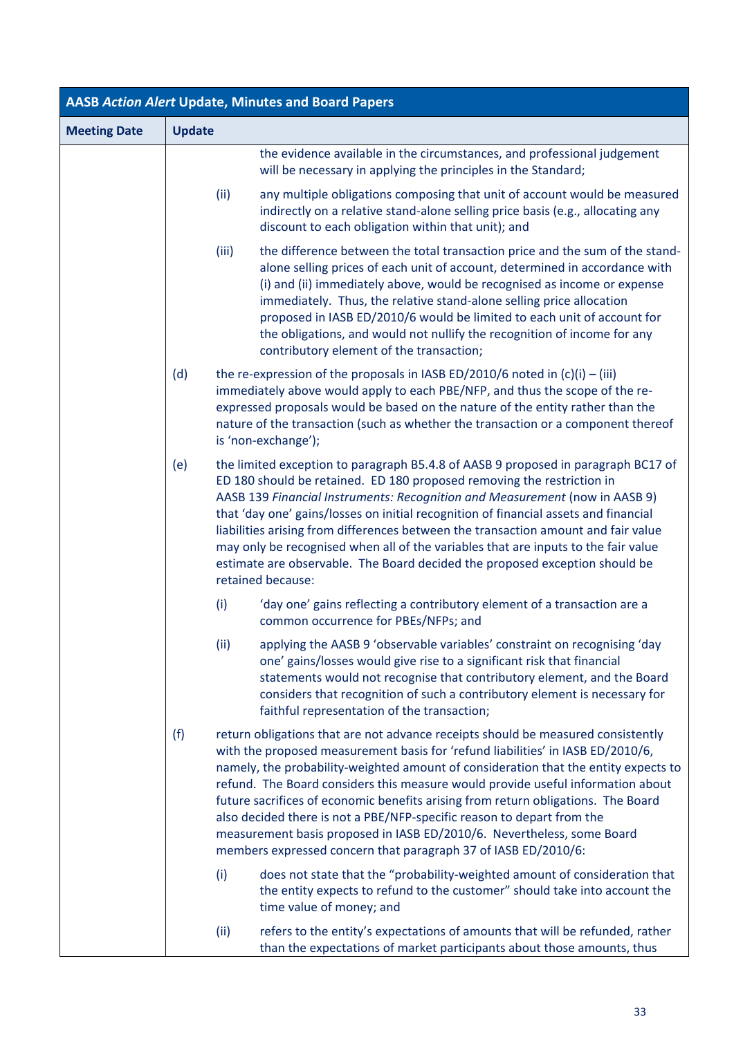| AASB *Action Alert* Update, Minutes and Board Papers | |
|---|---|
| **Meeting Date** | **Update** |
| | the evidence available in the circumstances, and professional judgement will be necessary in applying the principles in the Standard;<br><br>(ii) any multiple obligations composing that unit of account would be measured indirectly on a relative stand-alone selling price basis (e.g., allocating any discount to each obligation within that unit); and<br><br>(iii) the difference between the total transaction price and the sum of the stand-alone selling prices of each unit of account, determined in accordance with (i) and (ii) immediately above, would be recognised as income or expense immediately. Thus, the relative stand-alone selling price allocation proposed in IASB ED/2010/6 would be limited to each unit of account for the obligations, and would not nullify the recognition of income for any contributory element of the transaction;<br><br>(d) the re-expression of the proposals in IASB ED/2010/6 noted in (c)(i) – (iii) immediately above would apply to each PBE/NFP, and thus the scope of the re-expressed proposals would be based on the nature of the entity rather than the nature of the transaction (such as whether the transaction or a component thereof is 'non-exchange');<br><br>(e) the limited exception to paragraph B5.4.8 of AASB 9 proposed in paragraph BC17 of ED 180 should be retained. ED 180 proposed removing the restriction in AASB 139 *Financial Instruments: Recognition and Measurement* (now in AASB 9) that 'day one' gains/losses on initial recognition of financial assets and financial liabilities arising from differences between the transaction amount and fair value may only be recognised when all of the variables that are inputs to the fair value estimate are observable. The Board decided the proposed exception should be retained because:<br><br>(i) 'day one' gains reflecting a contributory element of a transaction are a common occurrence for PBEs/NFPs; and<br><br>(ii) applying the AASB 9 'observable variables' constraint on recognising 'day one' gains/losses would give rise to a significant risk that financial statements would not recognise that contributory element, and the Board considers that recognition of such a contributory element is necessary for faithful representation of the transaction;<br><br>(f) return obligations that are not advance receipts should be measured consistently with the proposed measurement basis for 'refund liabilities' in IASB ED/2010/6, namely, the probability-weighted amount of consideration that the entity expects to refund. The Board considers this measure would provide useful information about future sacrifices of economic benefits arising from return obligations. The Board also decided there is not a PBE/NFP-specific reason to depart from the measurement basis proposed in IASB ED/2010/6. Nevertheless, some Board members expressed concern that paragraph 37 of IASB ED/2010/6:<br><br>(i) does not state that the "probability-weighted amount of consideration that the entity expects to refund to the customer" should take into account the time value of money; and<br><br>(ii) refers to the entity's expectations of amounts that will be refunded, rather than the expectations of market participants about those amounts, thus |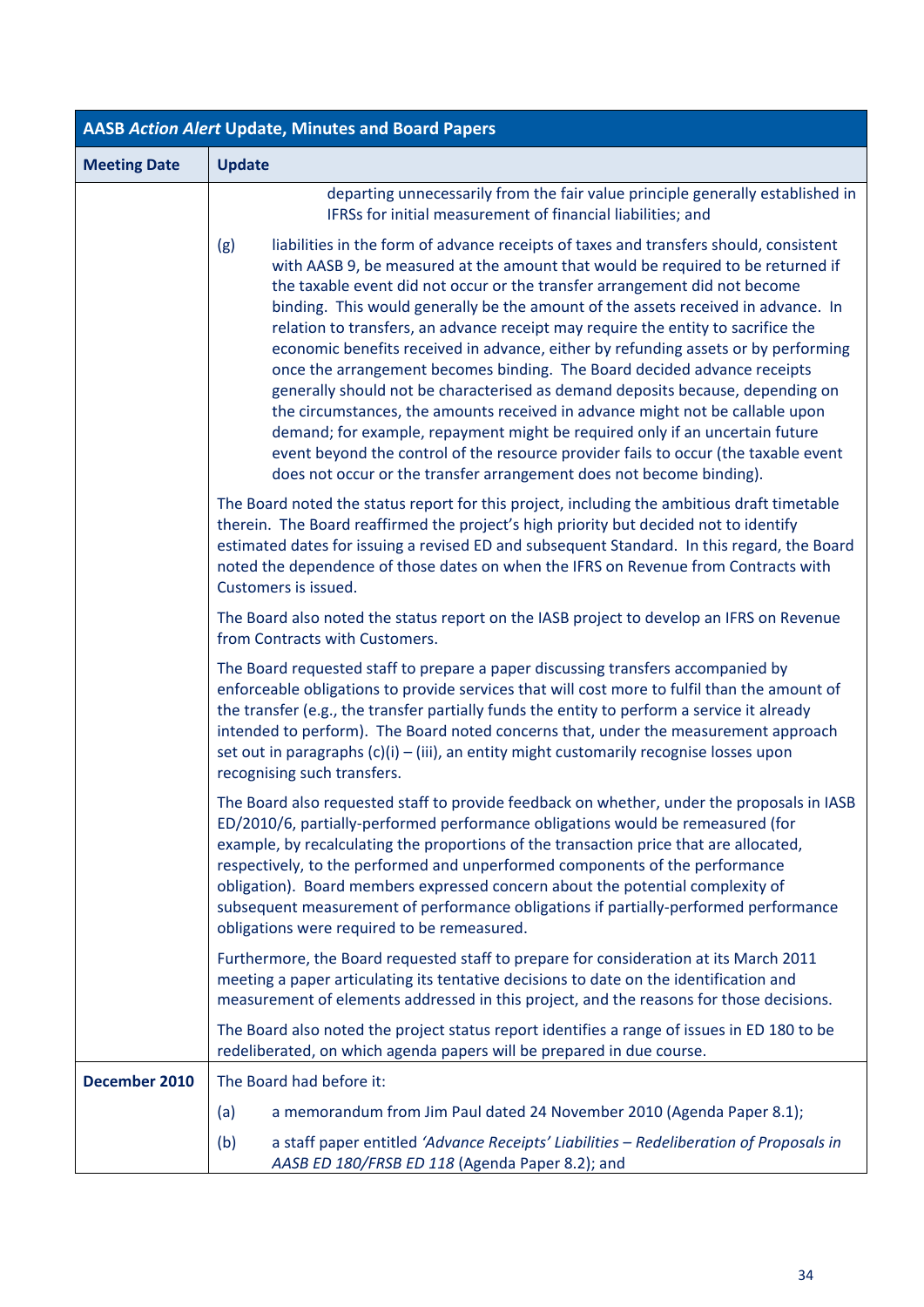| AASB *Action Alert* Update, Minutes and Board Papers | |
|---|---|
| **Meeting Date** | **Update** |
| | departing unnecessarily from the fair value principle generally established in IFRSs for initial measurement of financial liabilities; and<br><br>(g) liabilities in the form of advance receipts of taxes and transfers should, consistent with AASB 9, be measured at the amount that would be required to be returned if the taxable event did not occur or the transfer arrangement did not become binding. This would generally be the amount of the assets received in advance. In relation to transfers, an advance receipt may require the entity to sacrifice the economic benefits received in advance, either by refunding assets or by performing once the arrangement becomes binding. The Board decided advance receipts generally should not be characterised as demand deposits because, depending on the circumstances, the amounts received in advance might not be callable upon demand; for example, repayment might be required only if an uncertain future event beyond the control of the resource provider fails to occur (the taxable event does not occur or the transfer arrangement does not become binding).<br><br>The Board noted the status report for this project, including the ambitious draft timetable therein. The Board reaffirmed the project's high priority but decided not to identify estimated dates for issuing a revised ED and subsequent Standard. In this regard, the Board noted the dependence of those dates on when the IFRS on Revenue from Contracts with Customers is issued.<br><br>The Board also noted the status report on the IASB project to develop an IFRS on Revenue from Contracts with Customers.<br><br>The Board requested staff to prepare a paper discussing transfers accompanied by enforceable obligations to provide services that will cost more to fulfil than the amount of the transfer (e.g., the transfer partially funds the entity to perform a service it already intended to perform). The Board noted concerns that, under the measurement approach set out in paragraphs (c)(i) – (iii), an entity might customarily recognise losses upon recognising such transfers.<br><br>The Board also requested staff to provide feedback on whether, under the proposals in IASB ED/2010/6, partially-performed performance obligations would be remeasured (for example, by recalculating the proportions of the transaction price that are allocated, respectively, to the performed and unperformed components of the performance obligation). Board members expressed concern about the potential complexity of subsequent measurement of performance obligations if partially-performed performance obligations were required to be remeasured.<br><br>Furthermore, the Board requested staff to prepare for consideration at its March 2011 meeting a paper articulating its tentative decisions to date on the identification and measurement of elements addressed in this project, and the reasons for those decisions.<br><br>The Board also noted the project status report identifies a range of issues in ED 180 to be redeliberated, on which agenda papers will be prepared in due course. |
| **December 2010** | The Board had before it:<br><br>(a) a memorandum from Jim Paul dated 24 November 2010 (Agenda Paper 8.1);<br><br>(b) a staff paper entitled *'Advance Receipts' Liabilities – Redeliberation of Proposals in AASB ED 180/FRSB ED 118* (Agenda Paper 8.2); and |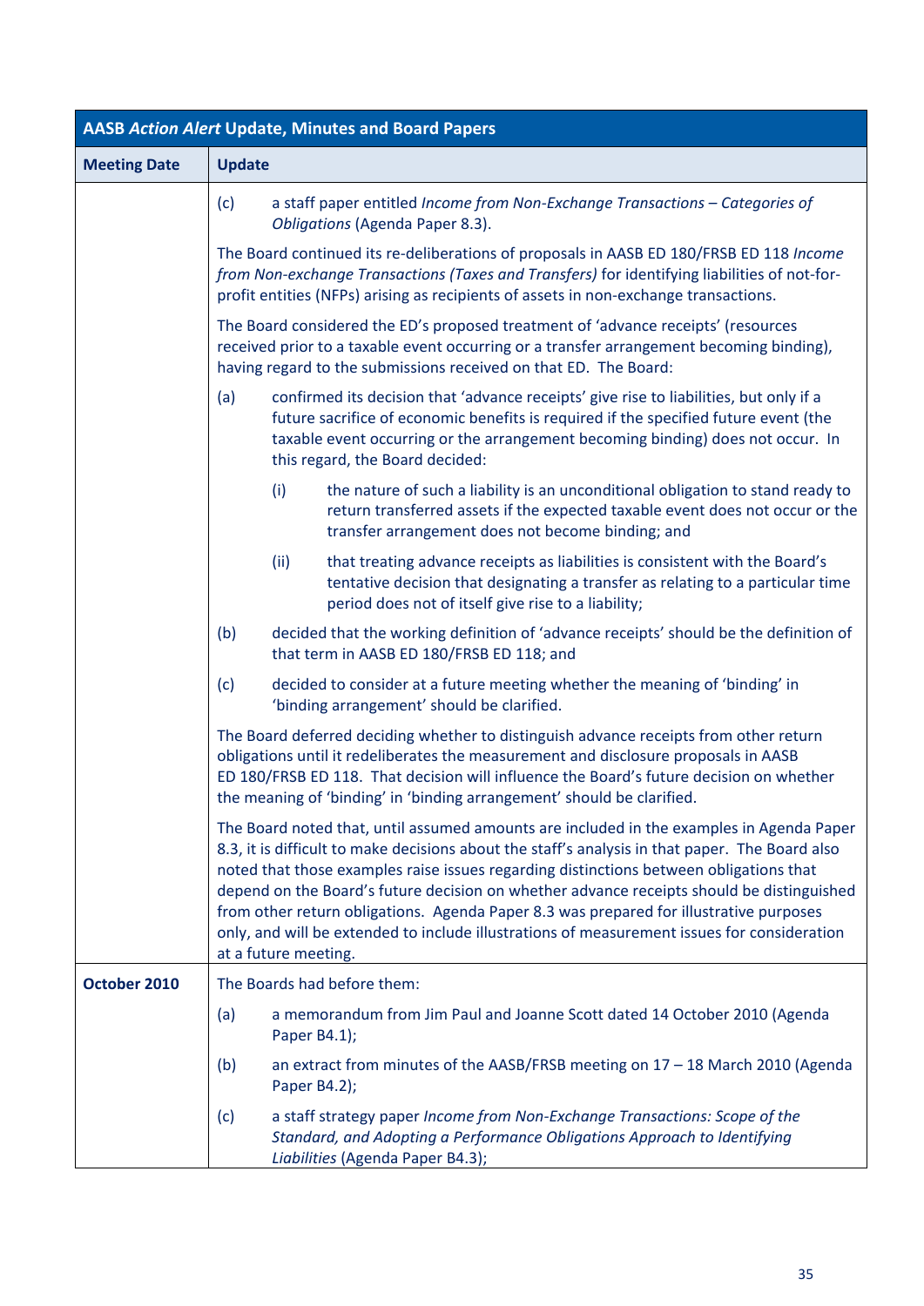| AASB *Action Alert* Update, Minutes and Board Papers | |
|---|---|
| **Meeting Date** | **Update** |
| | (c) a staff paper entitled *Income from Non-Exchange Transactions – Categories of Obligations* (Agenda Paper 8.3).<br><br>The Board continued its re-deliberations of proposals in AASB ED 180/FRSB ED 118 *Income from Non-exchange Transactions (Taxes and Transfers)* for identifying liabilities of not-for-profit entities (NFPs) arising as recipients of assets in non-exchange transactions.<br><br>The Board considered the ED's proposed treatment of 'advance receipts' (resources received prior to a taxable event occurring or a transfer arrangement becoming binding), having regard to the submissions received on that ED. The Board:<br><br>(a) confirmed its decision that 'advance receipts' give rise to liabilities, but only if a future sacrifice of economic benefits is required if the specified future event (the taxable event occurring or the arrangement becoming binding) does not occur. In this regard, the Board decided:<br><br>(i) the nature of such a liability is an unconditional obligation to stand ready to return transferred assets if the expected taxable event does not occur or the transfer arrangement does not become binding; and<br><br>(ii) that treating advance receipts as liabilities is consistent with the Board's tentative decision that designating a transfer as relating to a particular time period does not of itself give rise to a liability;<br><br>(b) decided that the working definition of 'advance receipts' should be the definition of that term in AASB ED 180/FRSB ED 118; and<br><br>(c) decided to consider at a future meeting whether the meaning of 'binding' in 'binding arrangement' should be clarified.<br><br>The Board deferred deciding whether to distinguish advance receipts from other return obligations until it redeliberates the measurement and disclosure proposals in AASB ED 180/FRSB ED 118. That decision will influence the Board's future decision on whether the meaning of 'binding' in 'binding arrangement' should be clarified.<br><br>The Board noted that, until assumed amounts are included in the examples in Agenda Paper 8.3, it is difficult to make decisions about the staff's analysis in that paper. The Board also noted that those examples raise issues regarding distinctions between obligations that depend on the Board's future decision on whether advance receipts should be distinguished from other return obligations. Agenda Paper 8.3 was prepared for illustrative purposes only, and will be extended to include illustrations of measurement issues for consideration at a future meeting. |
| **October 2010** | The Boards had before them:<br><br>(a) a memorandum from Jim Paul and Joanne Scott dated 14 October 2010 (Agenda Paper B4.1);<br><br>(b) an extract from minutes of the AASB/FRSB meeting on 17 – 18 March 2010 (Agenda Paper B4.2);<br><br>(c) a staff strategy paper *Income from Non-Exchange Transactions: Scope of the Standard, and Adopting a Performance Obligations Approach to Identifying Liabilities* (Agenda Paper B4.3); |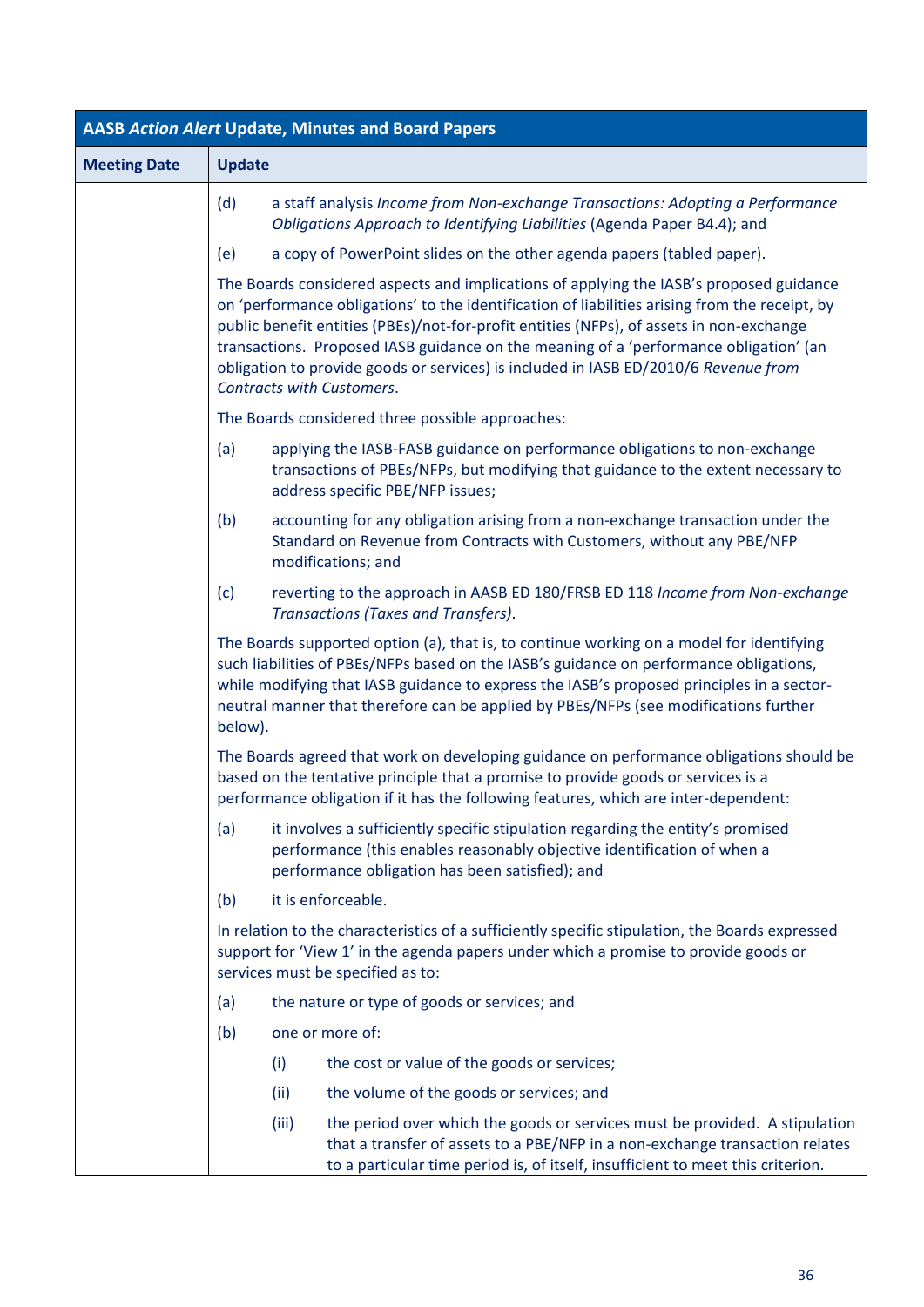| AASB *Action Alert* Update, Minutes and Board Papers | |
|---|---|
| **Meeting Date** | **Update** |
| | (d) a staff analysis *Income from Non-exchange Transactions: Adopting a Performance Obligations Approach to Identifying Liabilities* (Agenda Paper B4.4); and<br><br>(e) a copy of PowerPoint slides on the other agenda papers (tabled paper).<br><br>The Boards considered aspects and implications of applying the IASB's proposed guidance on 'performance obligations' to the identification of liabilities arising from the receipt, by public benefit entities (PBEs)/not-for-profit entities (NFPs), of assets in non-exchange transactions. Proposed IASB guidance on the meaning of a 'performance obligation' (an obligation to provide goods or services) is included in IASB ED/2010/6 *Revenue from Contracts with Customers*.<br><br>The Boards considered three possible approaches:<br><br>(a) applying the IASB-FASB guidance on performance obligations to non-exchange transactions of PBEs/NFPs, but modifying that guidance to the extent necessary to address specific PBE/NFP issues;<br><br>(b) accounting for any obligation arising from a non-exchange transaction under the Standard on Revenue from Contracts with Customers, without any PBE/NFP modifications; and<br><br>(c) reverting to the approach in AASB ED 180/FRSB ED 118 *Income from Non-exchange Transactions (Taxes and Transfers)*.<br><br>The Boards supported option (a), that is, to continue working on a model for identifying such liabilities of PBEs/NFPs based on the IASB's guidance on performance obligations, while modifying that IASB guidance to express the IASB's proposed principles in a sector-neutral manner that therefore can be applied by PBEs/NFPs (see modifications further below).<br><br>The Boards agreed that work on developing guidance on performance obligations should be based on the tentative principle that a promise to provide goods or services is a performance obligation if it has the following features, which are inter-dependent:<br><br>(a) it involves a sufficiently specific stipulation regarding the entity's promised performance (this enables reasonably objective identification of when a performance obligation has been satisfied); and<br><br>(b) it is enforceable.<br><br>In relation to the characteristics of a sufficiently specific stipulation, the Boards expressed support for 'View 1' in the agenda papers under which a promise to provide goods or services must be specified as to:<br><br>(a) the nature or type of goods or services; and<br><br>(b) one or more of:<br><br>(i) the cost or value of the goods or services;<br><br>(ii) the volume of the goods or services; and<br><br>(iii) the period over which the goods or services must be provided. A stipulation that a transfer of assets to a PBE/NFP in a non-exchange transaction relates to a particular time period is, of itself, insufficient to meet this criterion. |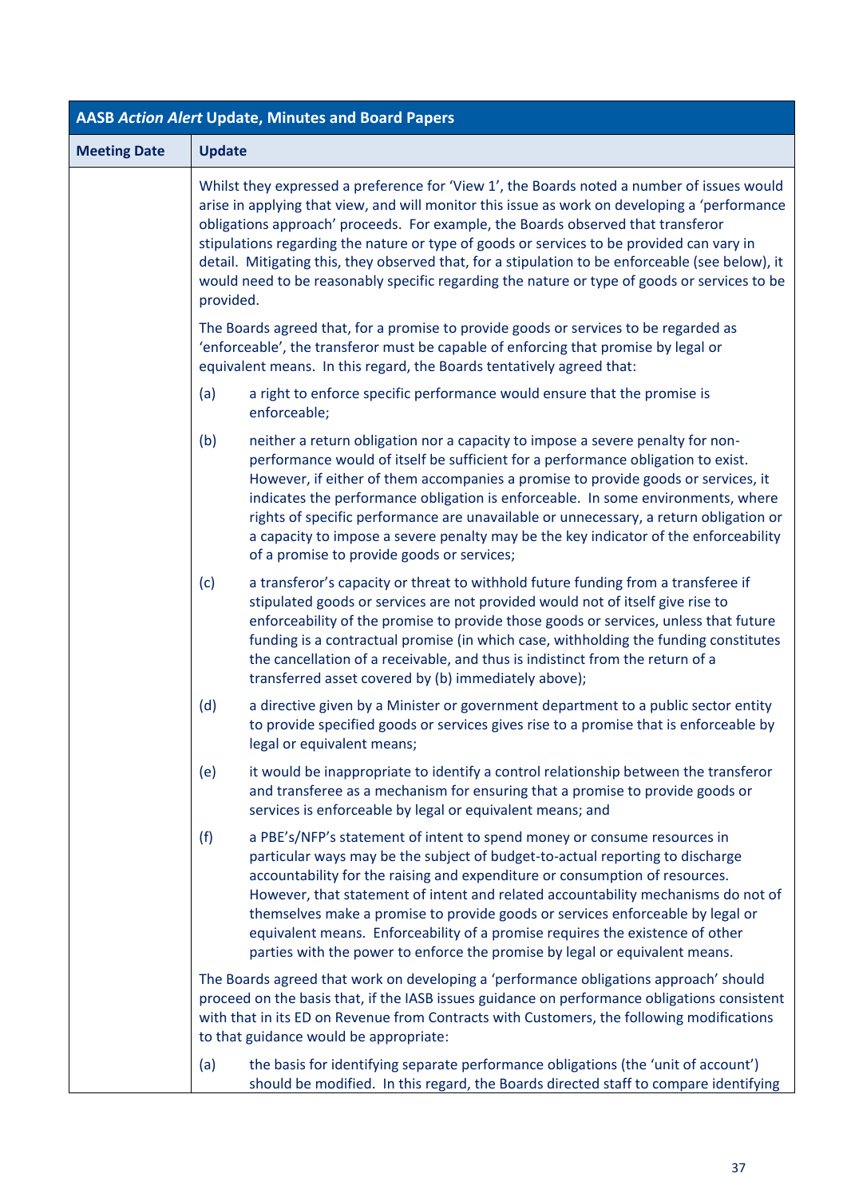| AASB *Action Alert* Update, Minutes and Board Papers | |
|---|---|
| **Meeting Date** | **Update** |
| | Whilst they expressed a preference for 'View 1', the Boards noted a number of issues would arise in applying that view, and will monitor this issue as work on developing a 'performance obligations approach' proceeds. For example, the Boards observed that transferor stipulations regarding the nature or type of goods or services to be provided can vary in detail. Mitigating this, they observed that, for a stipulation to be enforceable (see below), it would need to be reasonably specific regarding the nature or type of goods or services to be provided.<br><br>The Boards agreed that, for a promise to provide goods or services to be regarded as 'enforceable', the transferor must be capable of enforcing that promise by legal or equivalent means. In this regard, the Boards tentatively agreed that:<br><br>(a) a right to enforce specific performance would ensure that the promise is enforceable;<br><br>(b) neither a return obligation nor a capacity to impose a severe penalty for non-performance would of itself be sufficient for a performance obligation to exist. However, if either of them accompanies a promise to provide goods or services, it indicates the performance obligation is enforceable. In some environments, where rights of specific performance are unavailable or unnecessary, a return obligation or a capacity to impose a severe penalty may be the key indicator of the enforceability of a promise to provide goods or services;<br><br>(c) a transferor's capacity or threat to withhold future funding from a transferee if stipulated goods or services are not provided would not of itself give rise to enforceability of the promise to provide those goods or services, unless that future funding is a contractual promise (in which case, withholding the funding constitutes the cancellation of a receivable, and thus is indistinct from the return of a transferred asset covered by (b) immediately above);<br><br>(d) a directive given by a Minister or government department to a public sector entity to provide specified goods or services gives rise to a promise that is enforceable by legal or equivalent means;<br><br>(e) it would be inappropriate to identify a control relationship between the transferor and transferee as a mechanism for ensuring that a promise to provide goods or services is enforceable by legal or equivalent means; and<br><br>(f) a PBE's/NFP's statement of intent to spend money or consume resources in particular ways may be the subject of budget-to-actual reporting to discharge accountability for the raising and expenditure or consumption of resources. However, that statement of intent and related accountability mechanisms do not of themselves make a promise to provide goods or services enforceable by legal or equivalent means. Enforceability of a promise requires the existence of other parties with the power to enforce the promise by legal or equivalent means.<br><br>The Boards agreed that work on developing a 'performance obligations approach' should proceed on the basis that, if the IASB issues guidance on performance obligations consistent with that in its ED on Revenue from Contracts with Customers, the following modifications to that guidance would be appropriate:<br><br>(a) the basis for identifying separate performance obligations (the 'unit of account') should be modified. In this regard, the Boards directed staff to compare identifying |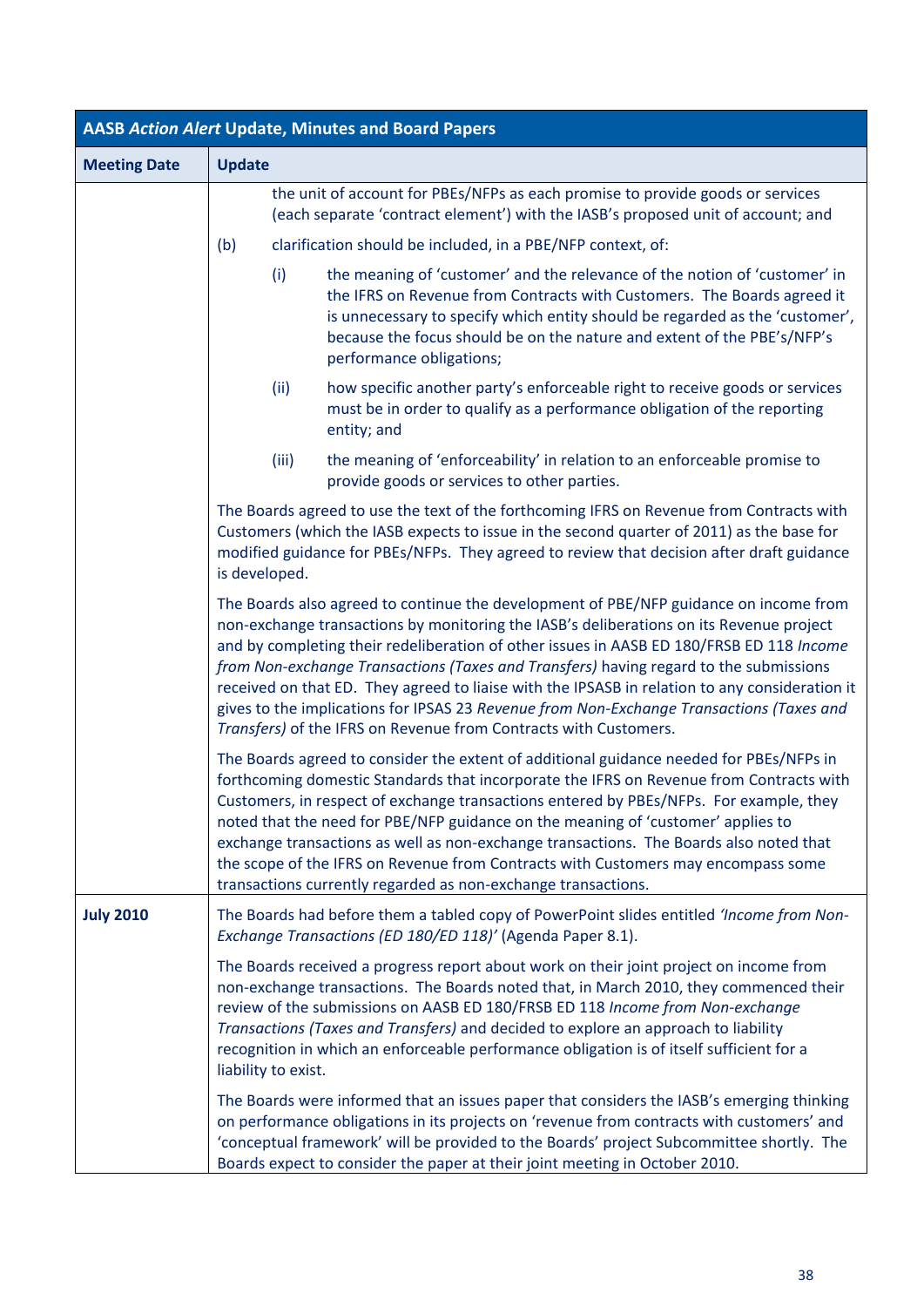| AASB *Action Alert* Update, Minutes and Board Papers | |
|---|---|
| **Meeting Date** | **Update** |
| | the unit of account for PBEs/NFPs as each promise to provide goods or services (each separate 'contract element') with the IASB's proposed unit of account; and<br><br>(b) clarification should be included, in a PBE/NFP context, of:<br><br>(i) the meaning of 'customer' and the relevance of the notion of 'customer' in the IFRS on Revenue from Contracts with Customers. The Boards agreed it is unnecessary to specify which entity should be regarded as the 'customer', because the focus should be on the nature and extent of the PBE's/NFP's performance obligations;<br><br>(ii) how specific another party's enforceable right to receive goods or services must be in order to qualify as a performance obligation of the reporting entity; and<br><br>(iii) the meaning of 'enforceability' in relation to an enforceable promise to provide goods or services to other parties.<br><br>The Boards agreed to use the text of the forthcoming IFRS on Revenue from Contracts with Customers (which the IASB expects to issue in the second quarter of 2011) as the base for modified guidance for PBEs/NFPs. They agreed to review that decision after draft guidance is developed.<br><br>The Boards also agreed to continue the development of PBE/NFP guidance on income from non-exchange transactions by monitoring the IASB's deliberations on its Revenue project and by completing their redeliberation of other issues in AASB ED 180/FRSB ED 118 *Income from Non-exchange Transactions (Taxes and Transfers)* having regard to the submissions received on that ED. They agreed to liaise with the IPSASB in relation to any consideration it gives to the implications for IPSAS 23 *Revenue from Non-Exchange Transactions (Taxes and Transfers)* of the IFRS on Revenue from Contracts with Customers.<br><br>The Boards agreed to consider the extent of additional guidance needed for PBEs/NFPs in forthcoming domestic Standards that incorporate the IFRS on Revenue from Contracts with Customers, in respect of exchange transactions entered by PBEs/NFPs. For example, they noted that the need for PBE/NFP guidance on the meaning of 'customer' applies to exchange transactions as well as non-exchange transactions. The Boards also noted that the scope of the IFRS on Revenue from Contracts with Customers may encompass some transactions currently regarded as non-exchange transactions. |
| **July 2010** | The Boards had before them a tabled copy of PowerPoint slides entitled *'Income from Non-Exchange Transactions (ED 180/ED 118)'* (Agenda Paper 8.1).<br><br>The Boards received a progress report about work on their joint project on income from non-exchange transactions. The Boards noted that, in March 2010, they commenced their review of the submissions on AASB ED 180/FRSB ED 118 *Income from Non-exchange Transactions (Taxes and Transfers)* and decided to explore an approach to liability recognition in which an enforceable performance obligation is of itself sufficient for a liability to exist.<br><br>The Boards were informed that an issues paper that considers the IASB's emerging thinking on performance obligations in its projects on 'revenue from contracts with customers' and 'conceptual framework' will be provided to the Boards' project Subcommittee shortly. The Boards expect to consider the paper at their joint meeting in October 2010. |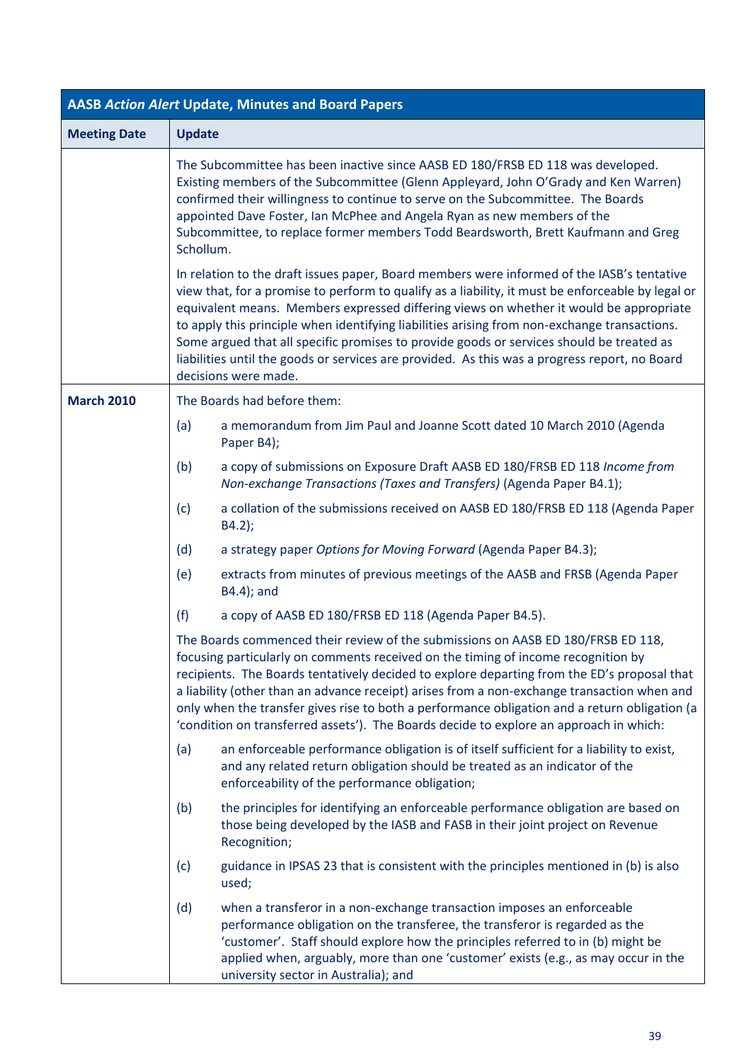| AASB *Action Alert* Update, Minutes and Board Papers | |
|---|---|
| **Meeting Date** | **Update** |
| | The Subcommittee has been inactive since AASB ED 180/FRSB ED 118 was developed. Existing members of the Subcommittee (Glenn Appleyard, John O'Grady and Ken Warren) confirmed their willingness to continue to serve on the Subcommittee. The Boards appointed Dave Foster, Ian McPhee and Angela Ryan as new members of the Subcommittee, to replace former members Todd Beardsworth, Brett Kaufmann and Greg Schollum.<br><br>In relation to the draft issues paper, Board members were informed of the IASB's tentative view that, for a promise to perform to qualify as a liability, it must be enforceable by legal or equivalent means. Members expressed differing views on whether it would be appropriate to apply this principle when identifying liabilities arising from non-exchange transactions. Some argued that all specific promises to provide goods or services should be treated as liabilities until the goods or services are provided. As this was a progress report, no Board decisions were made. |
| **March 2010** | The Boards had before them:<br><br>(a) a memorandum from Jim Paul and Joanne Scott dated 10 March 2010 (Agenda Paper B4);<br><br>(b) a copy of submissions on Exposure Draft AASB ED 180/FRSB ED 118 *Income from Non-exchange Transactions (Taxes and Transfers)* (Agenda Paper B4.1);<br><br>(c) a collation of the submissions received on AASB ED 180/FRSB ED 118 (Agenda Paper B4.2);<br><br>(d) a strategy paper *Options for Moving Forward* (Agenda Paper B4.3);<br><br>(e) extracts from minutes of previous meetings of the AASB and FRSB (Agenda Paper B4.4); and<br><br>(f) a copy of AASB ED 180/FRSB ED 118 (Agenda Paper B4.5).<br><br>The Boards commenced their review of the submissions on AASB ED 180/FRSB ED 118, focusing particularly on comments received on the timing of income recognition by recipients. The Boards tentatively decided to explore departing from the ED's proposal that a liability (other than an advance receipt) arises from a non-exchange transaction when and only when the transfer gives rise to both a performance obligation and a return obligation (a 'condition on transferred assets'). The Boards decide to explore an approach in which:<br><br>(a) an enforceable performance obligation is of itself sufficient for a liability to exist, and any related return obligation should be treated as an indicator of the enforceability of the performance obligation;<br><br>(b) the principles for identifying an enforceable performance obligation are based on those being developed by the IASB and FASB in their joint project on Revenue Recognition;<br><br>(c) guidance in IPSAS 23 that is consistent with the principles mentioned in (b) is also used;<br><br>(d) when a transferor in a non-exchange transaction imposes an enforceable performance obligation on the transferee, the transferor is regarded as the 'customer'. Staff should explore how the principles referred to in (b) might be applied when, arguably, more than one 'customer' exists (e.g., as may occur in the university sector in Australia); and |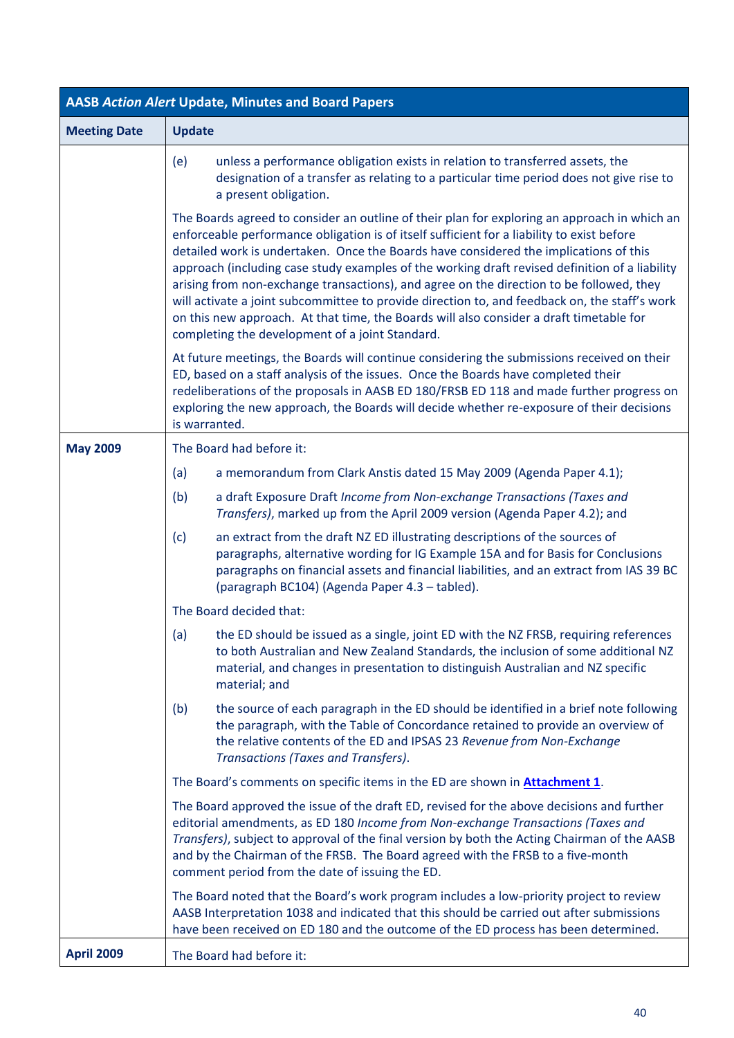| AASB *Action Alert* Update, Minutes and Board Papers | |
|---|---|
| **Meeting Date** | **Update** |
| | (e) unless a performance obligation exists in relation to transferred assets, the designation of a transfer as relating to a particular time period does not give rise to a present obligation.<br><br>The Boards agreed to consider an outline of their plan for exploring an approach in which an enforceable performance obligation is of itself sufficient for a liability to exist before detailed work is undertaken. Once the Boards have considered the implications of this approach (including case study examples of the working draft revised definition of a liability arising from non-exchange transactions), and agree on the direction to be followed, they will activate a joint subcommittee to provide direction to, and feedback on, the staff's work on this new approach. At that time, the Boards will also consider a draft timetable for completing the development of a joint Standard.<br><br>At future meetings, the Boards will continue considering the submissions received on their ED, based on a staff analysis of the issues. Once the Boards have completed their redeliberations of the proposals in AASB ED 180/FRSB ED 118 and made further progress on exploring the new approach, the Boards will decide whether re-exposure of their decisions is warranted. |
| **May 2009** | The Board had before it:<br><br>(a) a memorandum from Clark Anstis dated 15 May 2009 (Agenda Paper 4.1);<br><br>(b) a draft Exposure Draft *Income from Non-exchange Transactions (Taxes and Transfers)*, marked up from the April 2009 version (Agenda Paper 4.2); and<br><br>(c) an extract from the draft NZ ED illustrating descriptions of the sources of paragraphs, alternative wording for IG Example 15A and for Basis for Conclusions paragraphs on financial assets and financial liabilities, and an extract from IAS 39 BC (paragraph BC104) (Agenda Paper 4.3 – tabled).<br><br>The Board decided that:<br><br>(a) the ED should be issued as a single, joint ED with the NZ FRSB, requiring references to both Australian and New Zealand Standards, the inclusion of some additional NZ material, and changes in presentation to distinguish Australian and NZ specific material; and<br><br>(b) the source of each paragraph in the ED should be identified in a brief note following the paragraph, with the Table of Concordance retained to provide an overview of the relative contents of the ED and IPSAS 23 *Revenue from Non-Exchange Transactions (Taxes and Transfers)*.<br><br>The Board's comments on specific items in the ED are shown in **Attachment 1**.<br><br>The Board approved the issue of the draft ED, revised for the above decisions and further editorial amendments, as ED 180 *Income from Non-exchange Transactions (Taxes and Transfers)*, subject to approval of the final version by both the Acting Chairman of the AASB and by the Chairman of the FRSB. The Board agreed with the FRSB to a five-month comment period from the date of issuing the ED.<br><br>The Board noted that the Board's work program includes a low-priority project to review AASB Interpretation 1038 and indicated that this should be carried out after submissions have been received on ED 180 and the outcome of the ED process has been determined. |
| **April 2009** | The Board had before it: |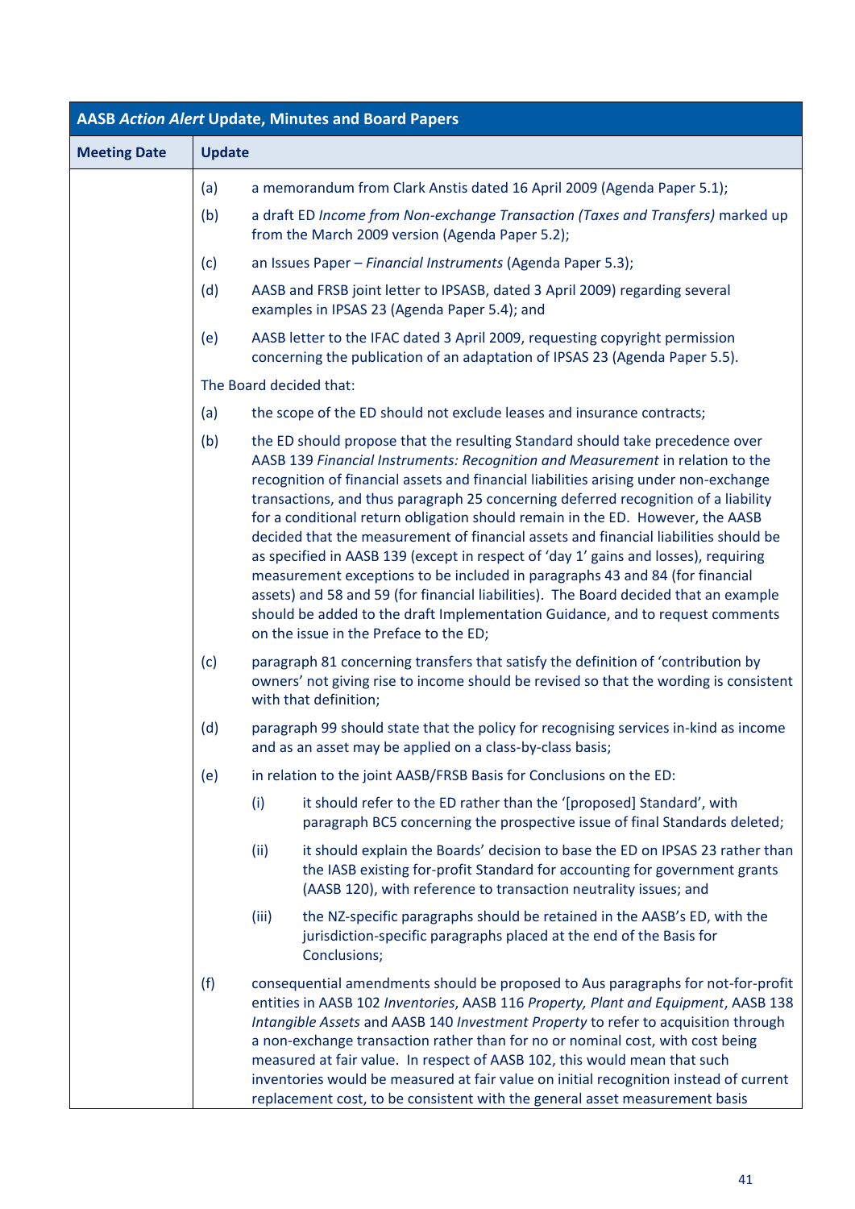| AASB *Action Alert* Update, Minutes and Board Papers | |
|---|---|
| **Meeting Date** | **Update** |
| | (a) a memorandum from Clark Anstis dated 16 April 2009 (Agenda Paper 5.1);<br><br>(b) a draft ED *Income from Non-exchange Transaction (Taxes and Transfers)* marked up from the March 2009 version (Agenda Paper 5.2);<br><br>(c) an Issues Paper – *Financial Instruments* (Agenda Paper 5.3);<br><br>(d) AASB and FRSB joint letter to IPSASB, dated 3 April 2009) regarding several examples in IPSAS 23 (Agenda Paper 5.4); and<br><br>(e) AASB letter to the IFAC dated 3 April 2009, requesting copyright permission concerning the publication of an adaptation of IPSAS 23 (Agenda Paper 5.5).<br><br>The Board decided that:<br><br>(a) the scope of the ED should not exclude leases and insurance contracts;<br><br>(b) the ED should propose that the resulting Standard should take precedence over AASB 139 *Financial Instruments: Recognition and Measurement* in relation to the recognition of financial assets and financial liabilities arising under non-exchange transactions, and thus paragraph 25 concerning deferred recognition of a liability for a conditional return obligation should remain in the ED. However, the AASB decided that the measurement of financial assets and financial liabilities should be as specified in AASB 139 (except in respect of 'day 1' gains and losses), requiring measurement exceptions to be included in paragraphs 43 and 84 (for financial assets) and 58 and 59 (for financial liabilities). The Board decided that an example should be added to the draft Implementation Guidance, and to request comments on the issue in the Preface to the ED;<br><br>(c) paragraph 81 concerning transfers that satisfy the definition of 'contribution by owners' not giving rise to income should be revised so that the wording is consistent with that definition;<br><br>(d) paragraph 99 should state that the policy for recognising services in-kind as income and as an asset may be applied on a class-by-class basis;<br><br>(e) in relation to the joint AASB/FRSB Basis for Conclusions on the ED:<br><br>(i) it should refer to the ED rather than the '[proposed] Standard', with paragraph BC5 concerning the prospective issue of final Standards deleted;<br><br>(ii) it should explain the Boards' decision to base the ED on IPSAS 23 rather than the IASB existing for-profit Standard for accounting for government grants (AASB 120), with reference to transaction neutrality issues; and<br><br>(iii) the NZ-specific paragraphs should be retained in the AASB's ED, with the jurisdiction-specific paragraphs placed at the end of the Basis for Conclusions;<br><br>(f) consequential amendments should be proposed to Aus paragraphs for not-for-profit entities in AASB 102 *Inventories*, AASB 116 *Property, Plant and Equipment*, AASB 138 *Intangible Assets* and AASB 140 *Investment Property* to refer to acquisition through a non-exchange transaction rather than for no or nominal cost, with cost being measured at fair value. In respect of AASB 102, this would mean that such inventories would be measured at fair value on initial recognition instead of current replacement cost, to be consistent with the general asset measurement basis |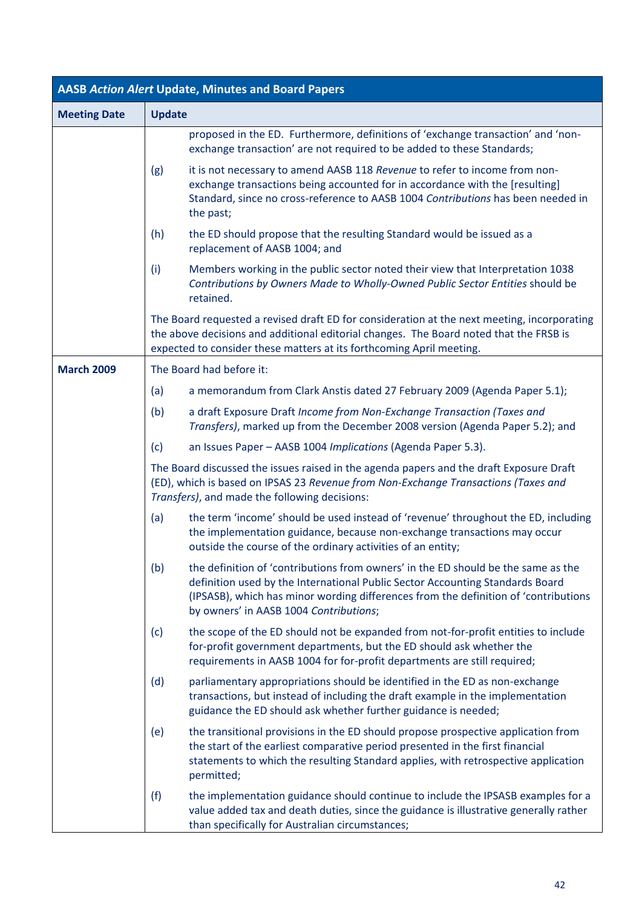| AASB *Action Alert* Update, Minutes and Board Papers | |
|---|---|
| **Meeting Date** | **Update** |
| | proposed in the ED. Furthermore, definitions of 'exchange transaction' and 'non-exchange transaction' are not required to be added to these Standards;<br><br>(g) it is not necessary to amend AASB 118 *Revenue* to refer to income from non-exchange transactions being accounted for in accordance with the [resulting] Standard, since no cross-reference to AASB 1004 *Contributions* has been needed in the past;<br><br>(h) the ED should propose that the resulting Standard would be issued as a replacement of AASB 1004; and<br><br>(i) Members working in the public sector noted their view that Interpretation 1038 *Contributions by Owners Made to Wholly-Owned Public Sector Entities* should be retained.<br><br>The Board requested a revised draft ED for consideration at the next meeting, incorporating the above decisions and additional editorial changes. The Board noted that the FRSB is expected to consider these matters at its forthcoming April meeting. |
| **March 2009** | The Board had before it:<br><br>(a) a memorandum from Clark Anstis dated 27 February 2009 (Agenda Paper 5.1);<br><br>(b) a draft Exposure Draft *Income from Non-Exchange Transaction (Taxes and Transfers)*, marked up from the December 2008 version (Agenda Paper 5.2); and<br><br>(c) an Issues Paper – AASB 1004 *Implications* (Agenda Paper 5.3).<br><br>The Board discussed the issues raised in the agenda papers and the draft Exposure Draft (ED), which is based on IPSAS 23 *Revenue from Non-Exchange Transactions (Taxes and Transfers)*, and made the following decisions:<br><br>(a) the term 'income' should be used instead of 'revenue' throughout the ED, including the implementation guidance, because non-exchange transactions may occur outside the course of the ordinary activities of an entity;<br><br>(b) the definition of 'contributions from owners' in the ED should be the same as the definition used by the International Public Sector Accounting Standards Board (IPSASB), which has minor wording differences from the definition of 'contributions by owners' in AASB 1004 *Contributions*;<br><br>(c) the scope of the ED should not be expanded from not-for-profit entities to include for-profit government departments, but the ED should ask whether the requirements in AASB 1004 for for-profit departments are still required;<br><br>(d) parliamentary appropriations should be identified in the ED as non-exchange transactions, but instead of including the draft example in the implementation guidance the ED should ask whether further guidance is needed;<br><br>(e) the transitional provisions in the ED should propose prospective application from the start of the earliest comparative period presented in the first financial statements to which the resulting Standard applies, with retrospective application permitted;<br><br>(f) the implementation guidance should continue to include the IPSASB examples for a value added tax and death duties, since the guidance is illustrative generally rather than specifically for Australian circumstances; |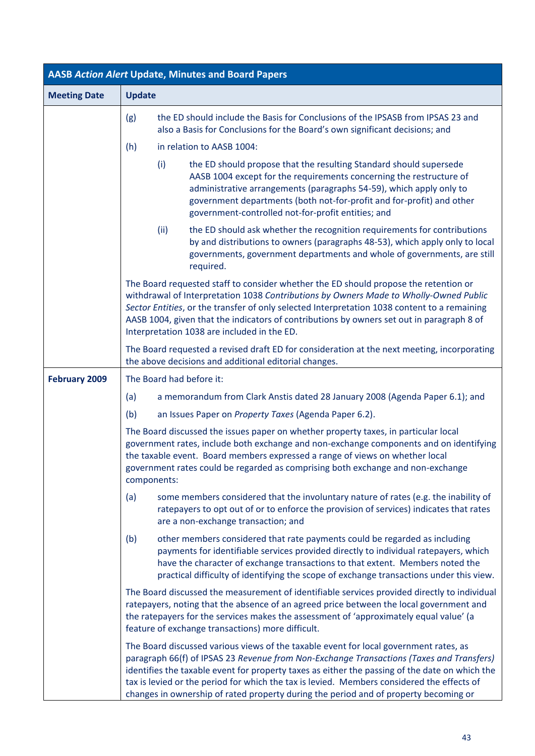| AASB *Action Alert* Update, Minutes and Board Papers | |
|---|---|
| **Meeting Date** | **Update** |
| | (g) the ED should include the Basis for Conclusions of the IPSASB from IPSAS 23 and also a Basis for Conclusions for the Board's own significant decisions; and<br><br>(h) in relation to AASB 1004:<br><br>(i) the ED should propose that the resulting Standard should supersede AASB 1004 except for the requirements concerning the restructure of administrative arrangements (paragraphs 54-59), which apply only to government departments (both not-for-profit and for-profit) and other government-controlled not-for-profit entities; and<br><br>(ii) the ED should ask whether the recognition requirements for contributions by and distributions to owners (paragraphs 48-53), which apply only to local governments, government departments and whole of governments, are still required.<br><br>The Board requested staff to consider whether the ED should propose the retention or withdrawal of Interpretation 1038 *Contributions by Owners Made to Wholly-Owned Public Sector Entities*, or the transfer of only selected Interpretation 1038 content to a remaining AASB 1004, given that the indicators of contributions by owners set out in paragraph 8 of Interpretation 1038 are included in the ED.<br><br>The Board requested a revised draft ED for consideration at the next meeting, incorporating the above decisions and additional editorial changes. |
| **February 2009** | The Board had before it:<br><br>(a) a memorandum from Clark Anstis dated 28 January 2008 (Agenda Paper 6.1); and<br><br>(b) an Issues Paper on *Property Taxes* (Agenda Paper 6.2).<br><br>The Board discussed the issues paper on whether property taxes, in particular local government rates, include both exchange and non-exchange components and on identifying the taxable event. Board members expressed a range of views on whether local government rates could be regarded as comprising both exchange and non-exchange components:<br><br>(a) some members considered that the involuntary nature of rates (e.g. the inability of ratepayers to opt out of or to enforce the provision of services) indicates that rates are a non-exchange transaction; and<br><br>(b) other members considered that rate payments could be regarded as including payments for identifiable services provided directly to individual ratepayers, which have the character of exchange transactions to that extent. Members noted the practical difficulty of identifying the scope of exchange transactions under this view.<br><br>The Board discussed the measurement of identifiable services provided directly to individual ratepayers, noting that the absence of an agreed price between the local government and the ratepayers for the services makes the assessment of 'approximately equal value' (a feature of exchange transactions) more difficult.<br><br>The Board discussed various views of the taxable event for local government rates, as paragraph 66(f) of IPSAS 23 *Revenue from Non-Exchange Transactions (Taxes and Transfers)* identifies the taxable event for property taxes as either the passing of the date on which the tax is levied or the period for which the tax is levied. Members considered the effects of changes in ownership of rated property during the period and of property becoming or |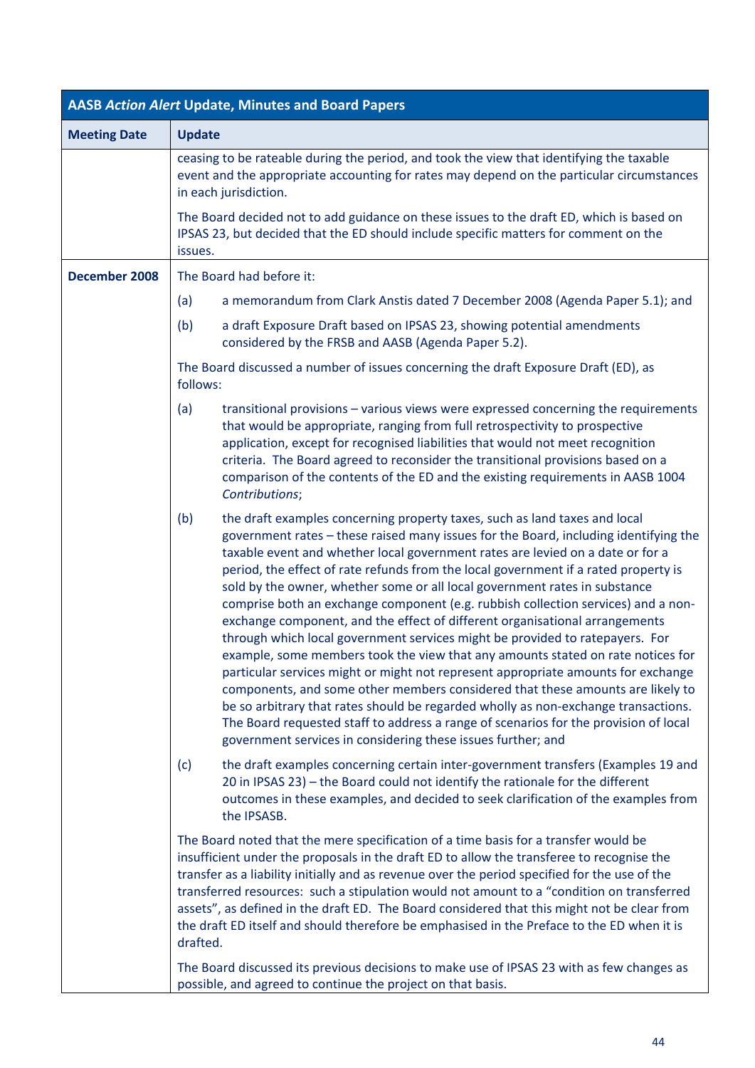| AASB *Action Alert* Update, Minutes and Board Papers | |
|---|---|
| **Meeting Date** | **Update** |
| | ceasing to be rateable during the period, and took the view that identifying the taxable event and the appropriate accounting for rates may depend on the particular circumstances in each jurisdiction.<br><br>The Board decided not to add guidance on these issues to the draft ED, which is based on IPSAS 23, but decided that the ED should include specific matters for comment on the issues. |
| **December 2008** | The Board had before it:<br><br>(a) a memorandum from Clark Anstis dated 7 December 2008 (Agenda Paper 5.1); and<br><br>(b) a draft Exposure Draft based on IPSAS 23, showing potential amendments considered by the FRSB and AASB (Agenda Paper 5.2).<br><br>The Board discussed a number of issues concerning the draft Exposure Draft (ED), as follows:<br><br>(a) transitional provisions – various views were expressed concerning the requirements that would be appropriate, ranging from full retrospectivity to prospective application, except for recognised liabilities that would not meet recognition criteria. The Board agreed to reconsider the transitional provisions based on a comparison of the contents of the ED and the existing requirements in AASB 1004 *Contributions*;<br><br>(b) the draft examples concerning property taxes, such as land taxes and local government rates – these raised many issues for the Board, including identifying the taxable event and whether local government rates are levied on a date or for a period, the effect of rate refunds from the local government if a rated property is sold by the owner, whether some or all local government rates in substance comprise both an exchange component (e.g. rubbish collection services) and a non-exchange component, and the effect of different organisational arrangements through which local government services might be provided to ratepayers. For example, some members took the view that any amounts stated on rate notices for particular services might or might not represent appropriate amounts for exchange components, and some other members considered that these amounts are likely to be so arbitrary that rates should be regarded wholly as non-exchange transactions. The Board requested staff to address a range of scenarios for the provision of local government services in considering these issues further; and<br><br>(c) the draft examples concerning certain inter-government transfers (Examples 19 and 20 in IPSAS 23) – the Board could not identify the rationale for the different outcomes in these examples, and decided to seek clarification of the examples from the IPSASB.<br><br>The Board noted that the mere specification of a time basis for a transfer would be insufficient under the proposals in the draft ED to allow the transferee to recognise the transfer as a liability initially and as revenue over the period specified for the use of the transferred resources: such a stipulation would not amount to a "condition on transferred assets", as defined in the draft ED. The Board considered that this might not be clear from the draft ED itself and should therefore be emphasised in the Preface to the ED when it is drafted.<br><br>The Board discussed its previous decisions to make use of IPSAS 23 with as few changes as possible, and agreed to continue the project on that basis. |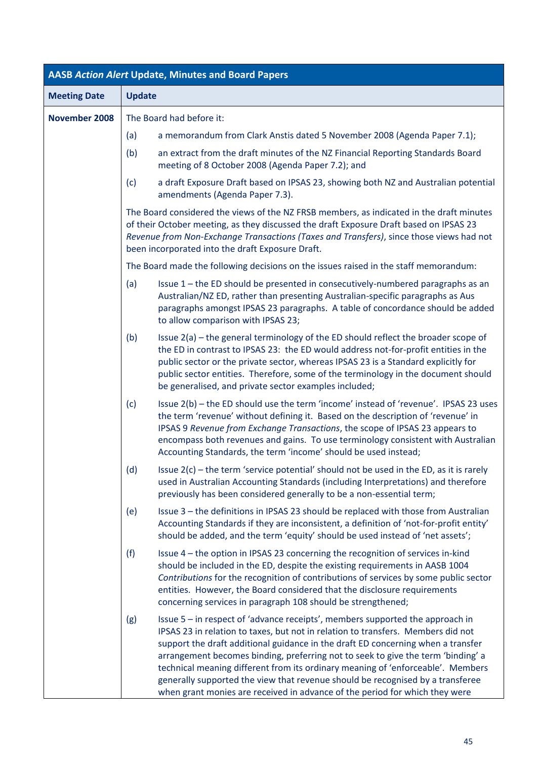| AASB *Action Alert* Update, Minutes and Board Papers | |
|---|---|
| **Meeting Date** | **Update** |
| **November 2008** | The Board had before it:<br><br>(a) a memorandum from Clark Anstis dated 5 November 2008 (Agenda Paper 7.1);<br><br>(b) an extract from the draft minutes of the NZ Financial Reporting Standards Board meeting of 8 October 2008 (Agenda Paper 7.2); and<br><br>(c) a draft Exposure Draft based on IPSAS 23, showing both NZ and Australian potential amendments (Agenda Paper 7.3).<br><br>The Board considered the views of the NZ FRSB members, as indicated in the draft minutes of their October meeting, as they discussed the draft Exposure Draft based on IPSAS 23 *Revenue from Non-Exchange Transactions (Taxes and Transfers)*, since those views had not been incorporated into the draft Exposure Draft.<br><br>The Board made the following decisions on the issues raised in the staff memorandum:<br><br>(a) Issue 1 – the ED should be presented in consecutively-numbered paragraphs as an Australian/NZ ED, rather than presenting Australian-specific paragraphs as Aus paragraphs amongst IPSAS 23 paragraphs. A table of concordance should be added to allow comparison with IPSAS 23;<br><br>(b) Issue 2(a) – the general terminology of the ED should reflect the broader scope of the ED in contrast to IPSAS 23: the ED would address not-for-profit entities in the public sector or the private sector, whereas IPSAS 23 is a Standard explicitly for public sector entities. Therefore, some of the terminology in the document should be generalised, and private sector examples included;<br><br>(c) Issue 2(b) – the ED should use the term 'income' instead of 'revenue'. IPSAS 23 uses the term 'revenue' without defining it. Based on the description of 'revenue' in IPSAS 9 *Revenue from Exchange Transactions*, the scope of IPSAS 23 appears to encompass both revenues and gains. To use terminology consistent with Australian Accounting Standards, the term 'income' should be used instead;<br><br>(d) Issue 2(c) – the term 'service potential' should not be used in the ED, as it is rarely used in Australian Accounting Standards (including Interpretations) and therefore previously has been considered generally to be a non-essential term;<br><br>(e) Issue 3 – the definitions in IPSAS 23 should be replaced with those from Australian Accounting Standards if they are inconsistent, a definition of 'not-for-profit entity' should be added, and the term 'equity' should be used instead of 'net assets';<br><br>(f) Issue 4 – the option in IPSAS 23 concerning the recognition of services in-kind should be included in the ED, despite the existing requirements in AASB 1004 *Contributions* for the recognition of contributions of services by some public sector entities. However, the Board considered that the disclosure requirements concerning services in paragraph 108 should be strengthened;<br><br>(g) Issue 5 – in respect of 'advance receipts', members supported the approach in IPSAS 23 in relation to taxes, but not in relation to transfers. Members did not support the draft additional guidance in the draft ED concerning when a transfer arrangement becomes binding, preferring not to seek to give the term 'binding' a technical meaning different from its ordinary meaning of 'enforceable'. Members generally supported the view that revenue should be recognised by a transferee when grant monies are received in advance of the period for which they were |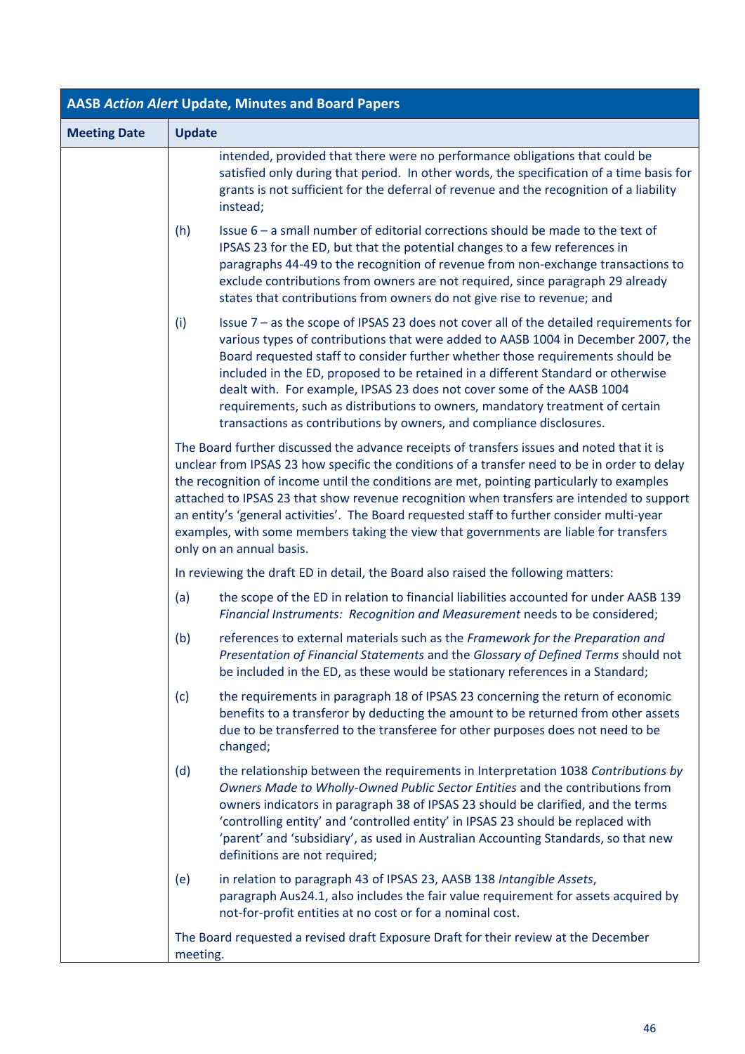| AASB *Action Alert* Update, Minutes and Board Papers | |
|---|---|
| **Meeting Date** | **Update** |
| | intended, provided that there were no performance obligations that could be satisfied only during that period. In other words, the specification of a time basis for grants is not sufficient for the deferral of revenue and the recognition of a liability instead;<br><br>(h) Issue 6 – a small number of editorial corrections should be made to the text of IPSAS 23 for the ED, but that the potential changes to a few references in paragraphs 44-49 to the recognition of revenue from non-exchange transactions to exclude contributions from owners are not required, since paragraph 29 already states that contributions from owners do not give rise to revenue; and<br><br>(i) Issue 7 – as the scope of IPSAS 23 does not cover all of the detailed requirements for various types of contributions that were added to AASB 1004 in December 2007, the Board requested staff to consider further whether those requirements should be included in the ED, proposed to be retained in a different Standard or otherwise dealt with. For example, IPSAS 23 does not cover some of the AASB 1004 requirements, such as distributions to owners, mandatory treatment of certain transactions as contributions by owners, and compliance disclosures.<br><br>The Board further discussed the advance receipts of transfers issues and noted that it is unclear from IPSAS 23 how specific the conditions of a transfer need to be in order to delay the recognition of income until the conditions are met, pointing particularly to examples attached to IPSAS 23 that show revenue recognition when transfers are intended to support an entity's 'general activities'. The Board requested staff to further consider multi-year examples, with some members taking the view that governments are liable for transfers only on an annual basis.<br><br>In reviewing the draft ED in detail, the Board also raised the following matters:<br><br>(a) the scope of the ED in relation to financial liabilities accounted for under AASB 139 *Financial Instruments: Recognition and Measurement* needs to be considered;<br><br>(b) references to external materials such as the *Framework for the Preparation and Presentation of Financial Statements* and the *Glossary of Defined Terms* should not be included in the ED, as these would be stationary references in a Standard;<br><br>(c) the requirements in paragraph 18 of IPSAS 23 concerning the return of economic benefits to a transferor by deducting the amount to be returned from other assets due to be transferred to the transferee for other purposes does not need to be changed;<br><br>(d) the relationship between the requirements in Interpretation 1038 *Contributions by Owners Made to Wholly-Owned Public Sector Entities* and the contributions from owners indicators in paragraph 38 of IPSAS 23 should be clarified, and the terms 'controlling entity' and 'controlled entity' in IPSAS 23 should be replaced with 'parent' and 'subsidiary', as used in Australian Accounting Standards, so that new definitions are not required;<br><br>(e) in relation to paragraph 43 of IPSAS 23, AASB 138 *Intangible Assets*, paragraph Aus24.1, also includes the fair value requirement for assets acquired by not-for-profit entities at no cost or for a nominal cost.<br><br>The Board requested a revised draft Exposure Draft for their review at the December meeting. |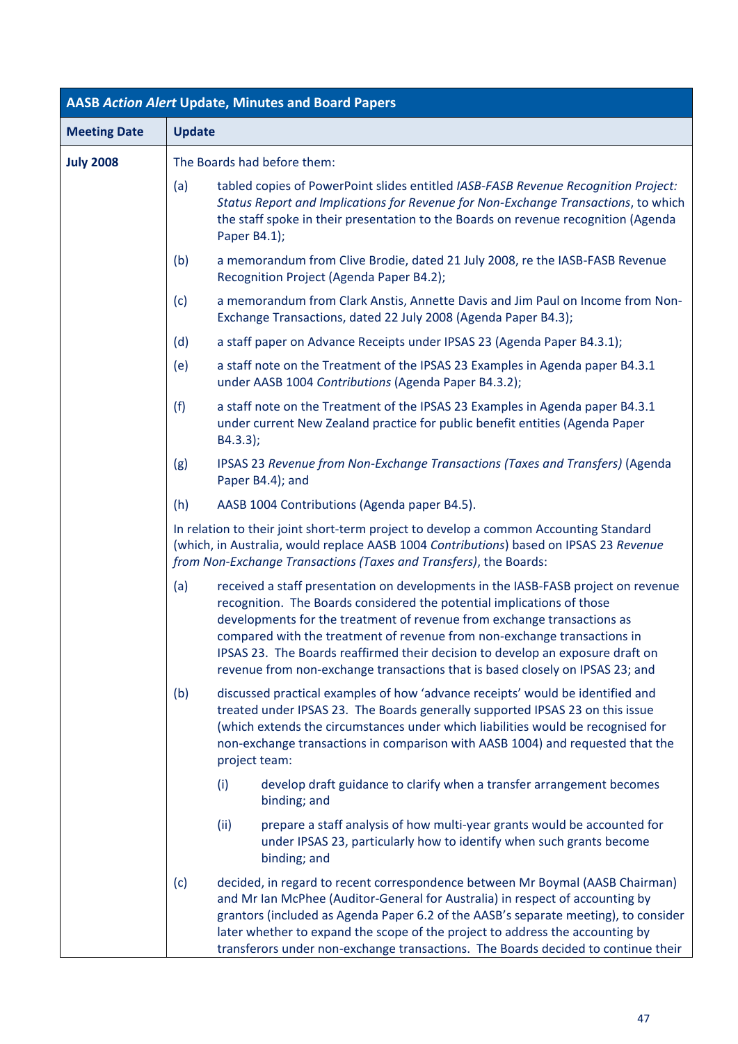| AASB *Action Alert* Update, Minutes and Board Papers | |
|---|---|
| **Meeting Date** | **Update** |
| **July 2008** | The Boards had before them:<br><br>(a) tabled copies of PowerPoint slides entitled *IASB-FASB Revenue Recognition Project: Status Report and Implications for Revenue for Non-Exchange Transactions*, to which the staff spoke in their presentation to the Boards on revenue recognition (Agenda Paper B4.1);<br><br>(b) a memorandum from Clive Brodie, dated 21 July 2008, re the IASB-FASB Revenue Recognition Project (Agenda Paper B4.2);<br><br>(c) a memorandum from Clark Anstis, Annette Davis and Jim Paul on Income from Non-Exchange Transactions, dated 22 July 2008 (Agenda Paper B4.3);<br><br>(d) a staff paper on Advance Receipts under IPSAS 23 (Agenda Paper B4.3.1);<br><br>(e) a staff note on the Treatment of the IPSAS 23 Examples in Agenda paper B4.3.1 under AASB 1004 *Contributions* (Agenda Paper B4.3.2);<br><br>(f) a staff note on the Treatment of the IPSAS 23 Examples in Agenda paper B4.3.1 under current New Zealand practice for public benefit entities (Agenda Paper B4.3.3);<br><br>(g) IPSAS 23 *Revenue from Non-Exchange Transactions (Taxes and Transfers)* (Agenda Paper B4.4); and<br><br>(h) AASB 1004 Contributions (Agenda paper B4.5).<br><br>In relation to their joint short-term project to develop a common Accounting Standard (which, in Australia, would replace AASB 1004 *Contributions*) based on IPSAS 23 *Revenue from Non-Exchange Transactions (Taxes and Transfers)*, the Boards:<br><br>(a) received a staff presentation on developments in the IASB-FASB project on revenue recognition. The Boards considered the potential implications of those developments for the treatment of revenue from exchange transactions as compared with the treatment of revenue from non-exchange transactions in IPSAS 23. The Boards reaffirmed their decision to develop an exposure draft on revenue from non-exchange transactions that is based closely on IPSAS 23; and<br><br>(b) discussed practical examples of how 'advance receipts' would be identified and treated under IPSAS 23. The Boards generally supported IPSAS 23 on this issue (which extends the circumstances under which liabilities would be recognised for non-exchange transactions in comparison with AASB 1004) and requested that the project team:<br><br>(i) develop draft guidance to clarify when a transfer arrangement becomes binding; and<br><br>(ii) prepare a staff analysis of how multi-year grants would be accounted for under IPSAS 23, particularly how to identify when such grants become binding; and<br><br>(c) decided, in regard to recent correspondence between Mr Boymal (AASB Chairman) and Mr Ian McPhee (Auditor-General for Australia) in respect of accounting by grantors (included as Agenda Paper 6.2 of the AASB's separate meeting), to consider later whether to expand the scope of the project to address the accounting by transferors under non-exchange transactions. The Boards decided to continue their |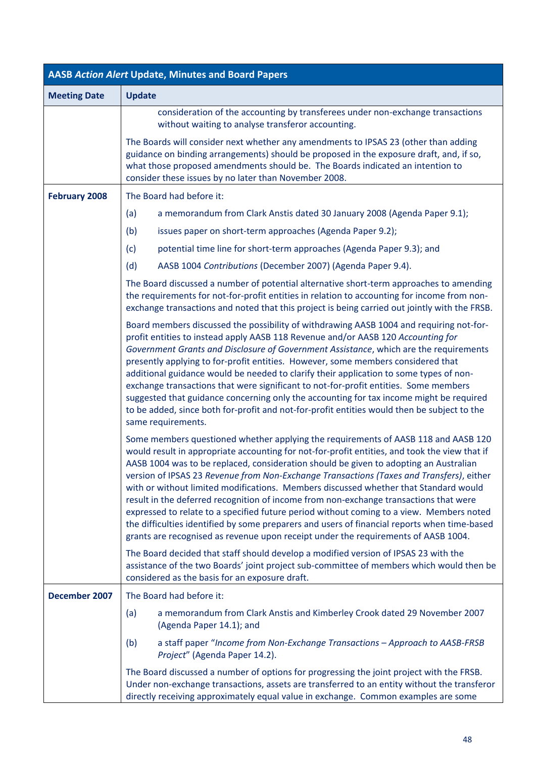| AASB *Action Alert* Update, Minutes and Board Papers | |
|---|---|
| **Meeting Date** | **Update** |
| | consideration of the accounting by transferees under non-exchange transactions without waiting to analyse transferor accounting.<br><br>The Boards will consider next whether any amendments to IPSAS 23 (other than adding guidance on binding arrangements) should be proposed in the exposure draft, and, if so, what those proposed amendments should be. The Boards indicated an intention to consider these issues by no later than November 2008. |
| **February 2008** | The Board had before it:<br><br>(a) a memorandum from Clark Anstis dated 30 January 2008 (Agenda Paper 9.1);<br><br>(b) issues paper on short-term approaches (Agenda Paper 9.2);<br><br>(c) potential time line for short-term approaches (Agenda Paper 9.3); and<br><br>(d) AASB 1004 *Contributions* (December 2007) (Agenda Paper 9.4).<br><br>The Board discussed a number of potential alternative short-term approaches to amending the requirements for not-for-profit entities in relation to accounting for income from non-exchange transactions and noted that this project is being carried out jointly with the FRSB.<br><br>Board members discussed the possibility of withdrawing AASB 1004 and requiring not-for-profit entities to instead apply AASB 118 Revenue and/or AASB 120 *Accounting for Government Grants and Disclosure of Government Assistance*, which are the requirements presently applying to for-profit entities. However, some members considered that additional guidance would be needed to clarify their application to some types of non-exchange transactions that were significant to not-for-profit entities. Some members suggested that guidance concerning only the accounting for tax income might be required to be added, since both for-profit and not-for-profit entities would then be subject to the same requirements.<br><br>Some members questioned whether applying the requirements of AASB 118 and AASB 120 would result in appropriate accounting for not-for-profit entities, and took the view that if AASB 1004 was to be replaced, consideration should be given to adopting an Australian version of IPSAS 23 *Revenue from Non-Exchange Transactions (Taxes and Transfers)*, either with or without limited modifications. Members discussed whether that Standard would result in the deferred recognition of income from non-exchange transactions that were expressed to relate to a specified future period without coming to a view. Members noted the difficulties identified by some preparers and users of financial reports when time-based grants are recognised as revenue upon receipt under the requirements of AASB 1004.<br><br>The Board decided that staff should develop a modified version of IPSAS 23 with the assistance of the two Boards' joint project sub-committee of members which would then be considered as the basis for an exposure draft. |
| **December 2007** | The Board had before it:<br><br>(a) a memorandum from Clark Anstis and Kimberley Crook dated 29 November 2007 (Agenda Paper 14.1); and<br><br>(b) a staff paper "*Income from Non-Exchange Transactions – Approach to AASB-FRSB Project*" (Agenda Paper 14.2).<br><br>The Board discussed a number of options for progressing the joint project with the FRSB. Under non-exchange transactions, assets are transferred to an entity without the transferor directly receiving approximately equal value in exchange. Common examples are some |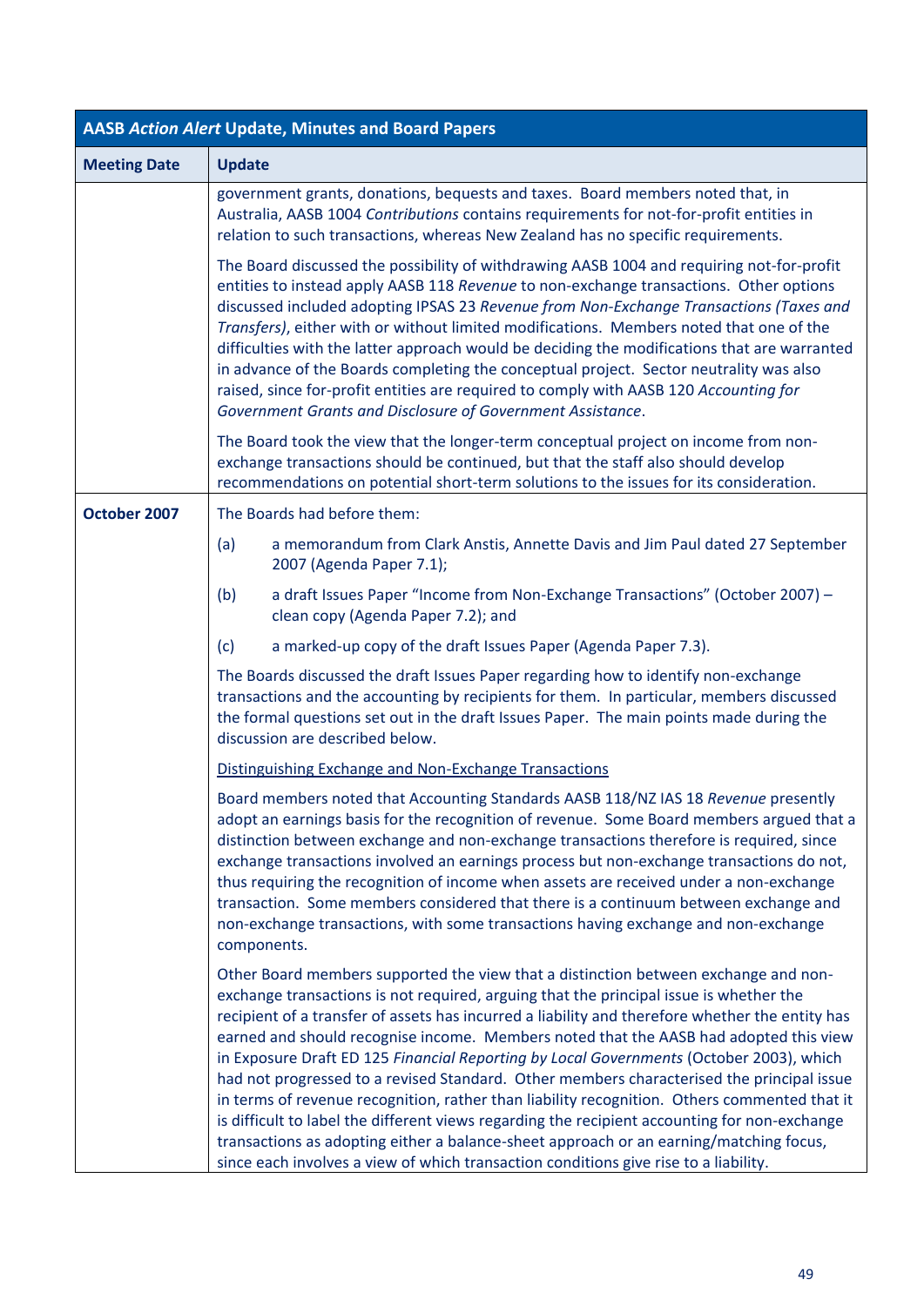| AASB *Action Alert* Update, Minutes and Board Papers | |
|---|---|
| **Meeting Date** | **Update** |
| | government grants, donations, bequests and taxes. Board members noted that, in Australia, AASB 1004 *Contributions* contains requirements for not-for-profit entities in relation to such transactions, whereas New Zealand has no specific requirements.<br><br>The Board discussed the possibility of withdrawing AASB 1004 and requiring not-for-profit entities to instead apply AASB 118 *Revenue* to non-exchange transactions. Other options discussed included adopting IPSAS 23 *Revenue from Non-Exchange Transactions (Taxes and Transfers)*, either with or without limited modifications. Members noted that one of the difficulties with the latter approach would be deciding the modifications that are warranted in advance of the Boards completing the conceptual project. Sector neutrality was also raised, since for-profit entities are required to comply with AASB 120 *Accounting for Government Grants and Disclosure of Government Assistance*.<br><br>The Board took the view that the longer-term conceptual project on income from non-exchange transactions should be continued, but that the staff also should develop recommendations on potential short-term solutions to the issues for its consideration. |
| **October 2007** | The Boards had before them:<br><br>(a) a memorandum from Clark Anstis, Annette Davis and Jim Paul dated 27 September 2007 (Agenda Paper 7.1);<br><br>(b) a draft Issues Paper "Income from Non-Exchange Transactions" (October 2007) – clean copy (Agenda Paper 7.2); and<br><br>(c) a marked-up copy of the draft Issues Paper (Agenda Paper 7.3).<br><br>The Boards discussed the draft Issues Paper regarding how to identify non-exchange transactions and the accounting by recipients for them. In particular, members discussed the formal questions set out in the draft Issues Paper. The main points made during the discussion are described below.<br><br><u>Distinguishing Exchange and Non-Exchange Transactions</u><br><br>Board members noted that Accounting Standards AASB 118/NZ IAS 18 *Revenue* presently adopt an earnings basis for the recognition of revenue. Some Board members argued that a distinction between exchange and non-exchange transactions therefore is required, since exchange transactions involved an earnings process but non-exchange transactions do not, thus requiring the recognition of income when assets are received under a non-exchange transaction. Some members considered that there is a continuum between exchange and non-exchange transactions, with some transactions having exchange and non-exchange components.<br><br>Other Board members supported the view that a distinction between exchange and non-exchange transactions is not required, arguing that the principal issue is whether the recipient of a transfer of assets has incurred a liability and therefore whether the entity has earned and should recognise income. Members noted that the AASB had adopted this view in Exposure Draft ED 125 *Financial Reporting by Local Governments* (October 2003), which had not progressed to a revised Standard. Other members characterised the principal issue in terms of revenue recognition, rather than liability recognition. Others commented that it is difficult to label the different views regarding the recipient accounting for non-exchange transactions as adopting either a balance-sheet approach or an earning/matching focus, since each involves a view of which transaction conditions give rise to a liability. |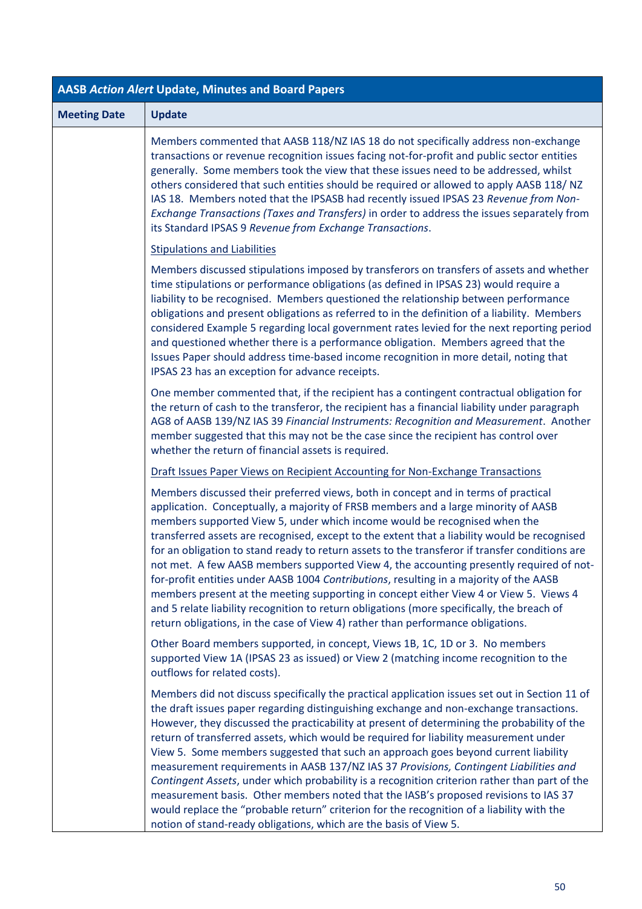| AASB *Action Alert* Update, Minutes and Board Papers | |
|---|---|
| **Meeting Date** | **Update** |
| | Members commented that AASB 118/NZ IAS 18 do not specifically address non-exchange transactions or revenue recognition issues facing not-for-profit and public sector entities generally. Some members took the view that these issues need to be addressed, whilst others considered that such entities should be required or allowed to apply AASB 118/ NZ IAS 18. Members noted that the IPSASB had recently issued IPSAS 23 *Revenue from Non-Exchange Transactions (Taxes and Transfers)* in order to address the issues separately from its Standard IPSAS 9 *Revenue from Exchange Transactions*.<br><br><u>Stipulations and Liabilities</u><br><br>Members discussed stipulations imposed by transferors on transfers of assets and whether time stipulations or performance obligations (as defined in IPSAS 23) would require a liability to be recognised. Members questioned the relationship between performance obligations and present obligations as referred to in the definition of a liability. Members considered Example 5 regarding local government rates levied for the next reporting period and questioned whether there is a performance obligation. Members agreed that the Issues Paper should address time-based income recognition in more detail, noting that IPSAS 23 has an exception for advance receipts.<br><br>One member commented that, if the recipient has a contingent contractual obligation for the return of cash to the transferor, the recipient has a financial liability under paragraph AG8 of AASB 139/NZ IAS 39 *Financial Instruments: Recognition and Measurement*. Another member suggested that this may not be the case since the recipient has control over whether the return of financial assets is required.<br><br><u>Draft Issues Paper Views on Recipient Accounting for Non-Exchange Transactions</u><br><br>Members discussed their preferred views, both in concept and in terms of practical application. Conceptually, a majority of FRSB members and a large minority of AASB members supported View 5, under which income would be recognised when the transferred assets are recognised, except to the extent that a liability would be recognised for an obligation to stand ready to return assets to the transferor if transfer conditions are not met. A few AASB members supported View 4, the accounting presently required of not-for-profit entities under AASB 1004 *Contributions*, resulting in a majority of the AASB members present at the meeting supporting in concept either View 4 or View 5. Views 4 and 5 relate liability recognition to return obligations (more specifically, the breach of return obligations, in the case of View 4) rather than performance obligations.<br><br>Other Board members supported, in concept, Views 1B, 1C, 1D or 3. No members supported View 1A (IPSAS 23 as issued) or View 2 (matching income recognition to the outflows for related costs).<br><br>Members did not discuss specifically the practical application issues set out in Section 11 of the draft issues paper regarding distinguishing exchange and non-exchange transactions. However, they discussed the practicability at present of determining the probability of the return of transferred assets, which would be required for liability measurement under View 5. Some members suggested that such an approach goes beyond current liability measurement requirements in AASB 137/NZ IAS 37 *Provisions, Contingent Liabilities and Contingent Assets*, under which probability is a recognition criterion rather than part of the measurement basis. Other members noted that the IASB's proposed revisions to IAS 37 would replace the "probable return" criterion for the recognition of a liability with the notion of stand-ready obligations, which are the basis of View 5. |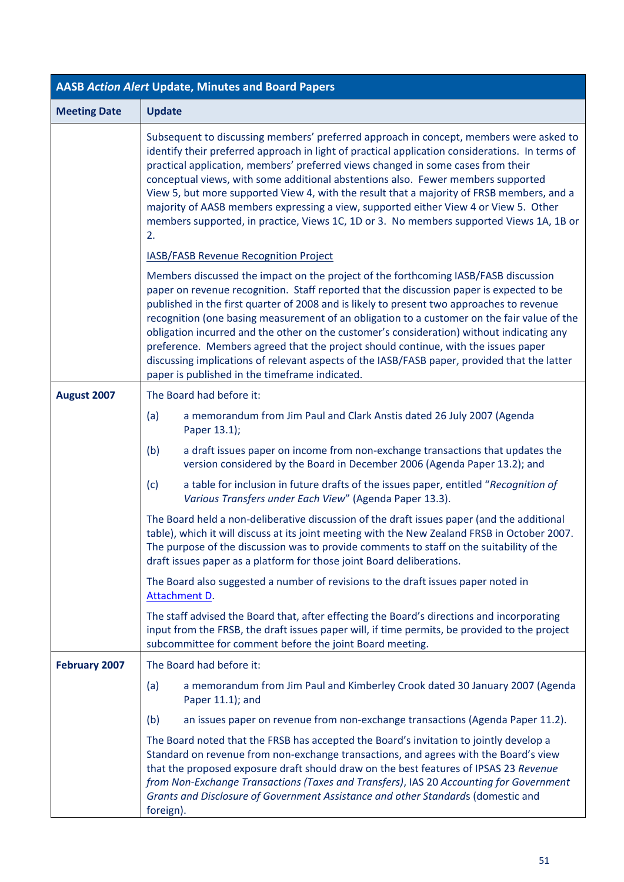| AASB *Action Alert* Update, Minutes and Board Papers | |
|---|---|
| **Meeting Date** | **Update** |
| | Subsequent to discussing members' preferred approach in concept, members were asked to identify their preferred approach in light of practical application considerations. In terms of practical application, members' preferred views changed in some cases from their conceptual views, with some additional abstentions also. Fewer members supported View 5, but more supported View 4, with the result that a majority of FRSB members, and a majority of AASB members expressing a view, supported either View 4 or View 5. Other members supported, in practice, Views 1C, 1D or 3. No members supported Views 1A, 1B or 2.<br><br>IASB/FASB Revenue Recognition Project<br><br>Members discussed the impact on the project of the forthcoming IASB/FASB discussion paper on revenue recognition. Staff reported that the discussion paper is expected to be published in the first quarter of 2008 and is likely to present two approaches to revenue recognition (one basing measurement of an obligation to a customer on the fair value of the obligation incurred and the other on the customer's consideration) without indicating any preference. Members agreed that the project should continue, with the issues paper discussing implications of relevant aspects of the IASB/FASB paper, provided that the latter paper is published in the timeframe indicated. |
| **August 2007** | The Board had before it:<br><br>(a) a memorandum from Jim Paul and Clark Anstis dated 26 July 2007 (Agenda Paper 13.1);<br><br>(b) a draft issues paper on income from non-exchange transactions that updates the version considered by the Board in December 2006 (Agenda Paper 13.2); and<br><br>(c) a table for inclusion in future drafts of the issues paper, entitled "*Recognition of Various Transfers under Each View*" (Agenda Paper 13.3).<br><br>The Board held a non-deliberative discussion of the draft issues paper (and the additional table), which it will discuss at its joint meeting with the New Zealand FRSB in October 2007. The purpose of the discussion was to provide comments to staff on the suitability of the draft issues paper as a platform for those joint Board deliberations.<br><br>The Board also suggested a number of revisions to the draft issues paper noted in Attachment D.<br><br>The staff advised the Board that, after effecting the Board's directions and incorporating input from the FRSB, the draft issues paper will, if time permits, be provided to the project subcommittee for comment before the joint Board meeting. |
| **February 2007** | The Board had before it:<br><br>(a) a memorandum from Jim Paul and Kimberley Crook dated 30 January 2007 (Agenda Paper 11.1); and<br><br>(b) an issues paper on revenue from non-exchange transactions (Agenda Paper 11.2).<br><br>The Board noted that the FRSB has accepted the Board's invitation to jointly develop a Standard on revenue from non-exchange transactions, and agrees with the Board's view that the proposed exposure draft should draw on the best features of IPSAS 23 *Revenue from Non-Exchange Transactions (Taxes and Transfers)*, IAS 20 *Accounting for Government Grants and Disclosure of Government Assistance and other Standard*s (domestic and foreign). |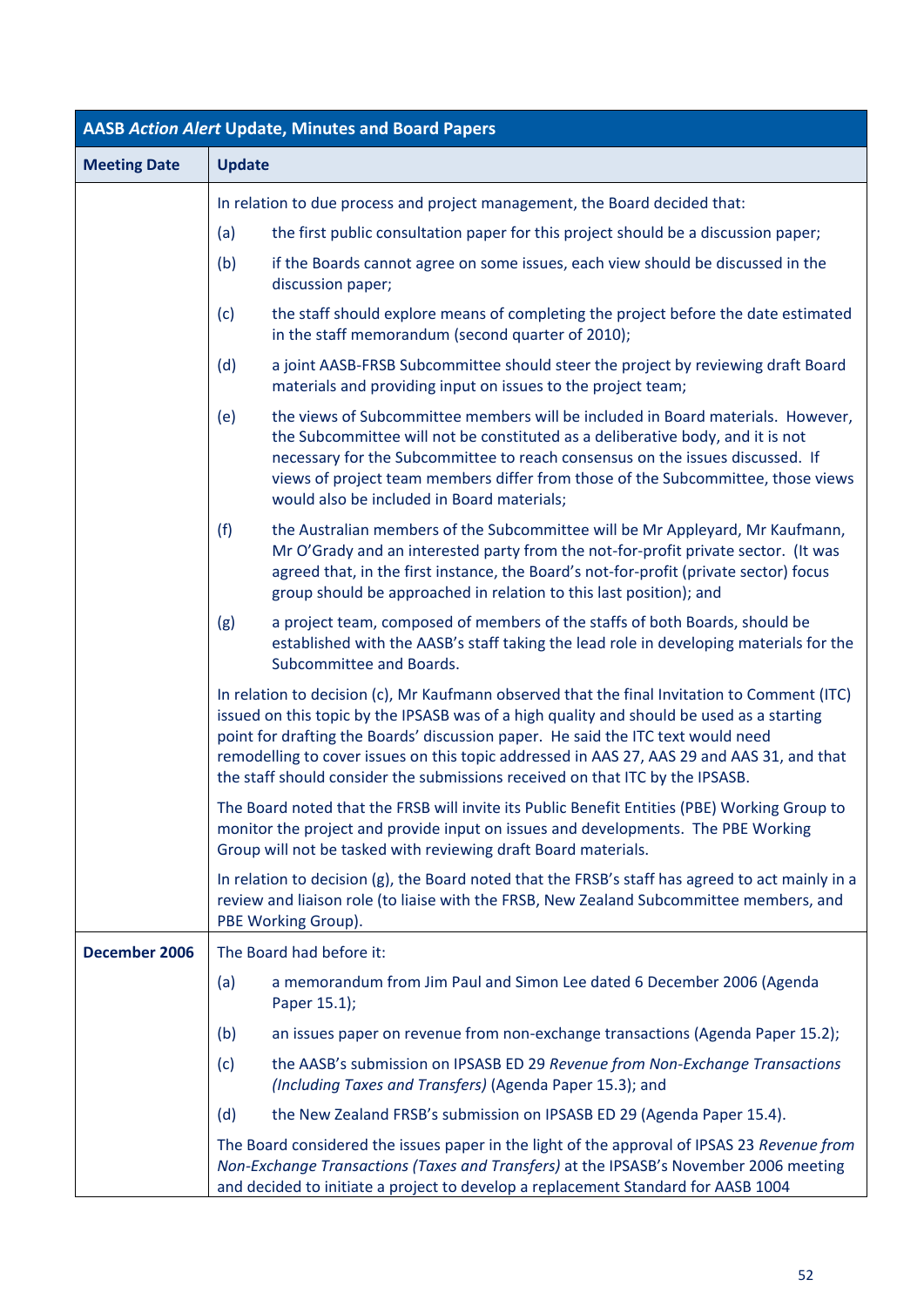| AASB *Action Alert* Update, Minutes and Board Papers | |
|---|---|
| **Meeting Date** | **Update** |
| | In relation to due process and project management, the Board decided that:<br>(a) the first public consultation paper for this project should be a discussion paper;<br>(b) if the Boards cannot agree on some issues, each view should be discussed in the discussion paper;<br>(c) the staff should explore means of completing the project before the date estimated in the staff memorandum (second quarter of 2010);<br>(d) a joint AASB-FRSB Subcommittee should steer the project by reviewing draft Board materials and providing input on issues to the project team;<br>(e) the views of Subcommittee members will be included in Board materials. However, the Subcommittee will not be constituted as a deliberative body, and it is not necessary for the Subcommittee to reach consensus on the issues discussed. If views of project team members differ from those of the Subcommittee, those views would also be included in Board materials;<br>(f) the Australian members of the Subcommittee will be Mr Appleyard, Mr Kaufmann, Mr O'Grady and an interested party from the not-for-profit private sector. (It was agreed that, in the first instance, the Board's not-for-profit (private sector) focus group should be approached in relation to this last position); and<br>(g) a project team, composed of members of the staffs of both Boards, should be established with the AASB's staff taking the lead role in developing materials for the Subcommittee and Boards.<br>In relation to decision (c), Mr Kaufmann observed that the final Invitation to Comment (ITC) issued on this topic by the IPSASB was of a high quality and should be used as a starting point for drafting the Boards' discussion paper. He said the ITC text would need remodelling to cover issues on this topic addressed in AAS 27, AAS 29 and AAS 31, and that the staff should consider the submissions received on that ITC by the IPSASB.<br>The Board noted that the FRSB will invite its Public Benefit Entities (PBE) Working Group to monitor the project and provide input on issues and developments. The PBE Working Group will not be tasked with reviewing draft Board materials.<br>In relation to decision (g), the Board noted that the FRSB's staff has agreed to act mainly in a review and liaison role (to liaise with the FRSB, New Zealand Subcommittee members, and PBE Working Group). |
| **December 2006** | The Board had before it:<br>(a) a memorandum from Jim Paul and Simon Lee dated 6 December 2006 (Agenda Paper 15.1);<br>(b) an issues paper on revenue from non-exchange transactions (Agenda Paper 15.2);<br>(c) the AASB's submission on IPSASB ED 29 *Revenue from Non-Exchange Transactions (Including Taxes and Transfers)* (Agenda Paper 15.3); and<br>(d) the New Zealand FRSB's submission on IPSASB ED 29 (Agenda Paper 15.4).<br>The Board considered the issues paper in the light of the approval of IPSAS 23 *Revenue from Non-Exchange Transactions (Taxes and Transfers)* at the IPSASB's November 2006 meeting and decided to initiate a project to develop a replacement Standard for AASB 1004 |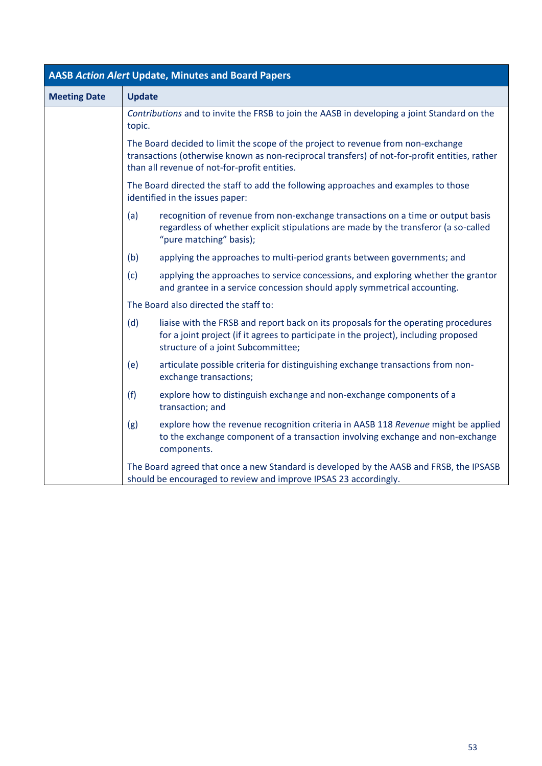| AASB *Action Alert* Update, Minutes and Board Papers | |
|---|---|
| **Meeting Date** | **Update** |
| | *Contributions* and to invite the FRSB to join the AASB in developing a joint Standard on the topic.<br><br>The Board decided to limit the scope of the project to revenue from non-exchange transactions (otherwise known as non-reciprocal transfers) of not-for-profit entities, rather than all revenue of not-for-profit entities.<br><br>The Board directed the staff to add the following approaches and examples to those identified in the issues paper:<br><br>(a) recognition of revenue from non-exchange transactions on a time or output basis regardless of whether explicit stipulations are made by the transferor (a so-called "pure matching" basis);<br><br>(b) applying the approaches to multi-period grants between governments; and<br><br>(c) applying the approaches to service concessions, and exploring whether the grantor and grantee in a service concession should apply symmetrical accounting.<br><br>The Board also directed the staff to:<br><br>(d) liaise with the FRSB and report back on its proposals for the operating procedures for a joint project (if it agrees to participate in the project), including proposed structure of a joint Subcommittee;<br><br>(e) articulate possible criteria for distinguishing exchange transactions from non-exchange transactions;<br><br>(f) explore how to distinguish exchange and non-exchange components of a transaction; and<br><br>(g) explore how the revenue recognition criteria in AASB 118 *Revenue* might be applied to the exchange component of a transaction involving exchange and non-exchange components.<br><br>The Board agreed that once a new Standard is developed by the AASB and FRSB, the IPSASB should be encouraged to review and improve IPSAS 23 accordingly. |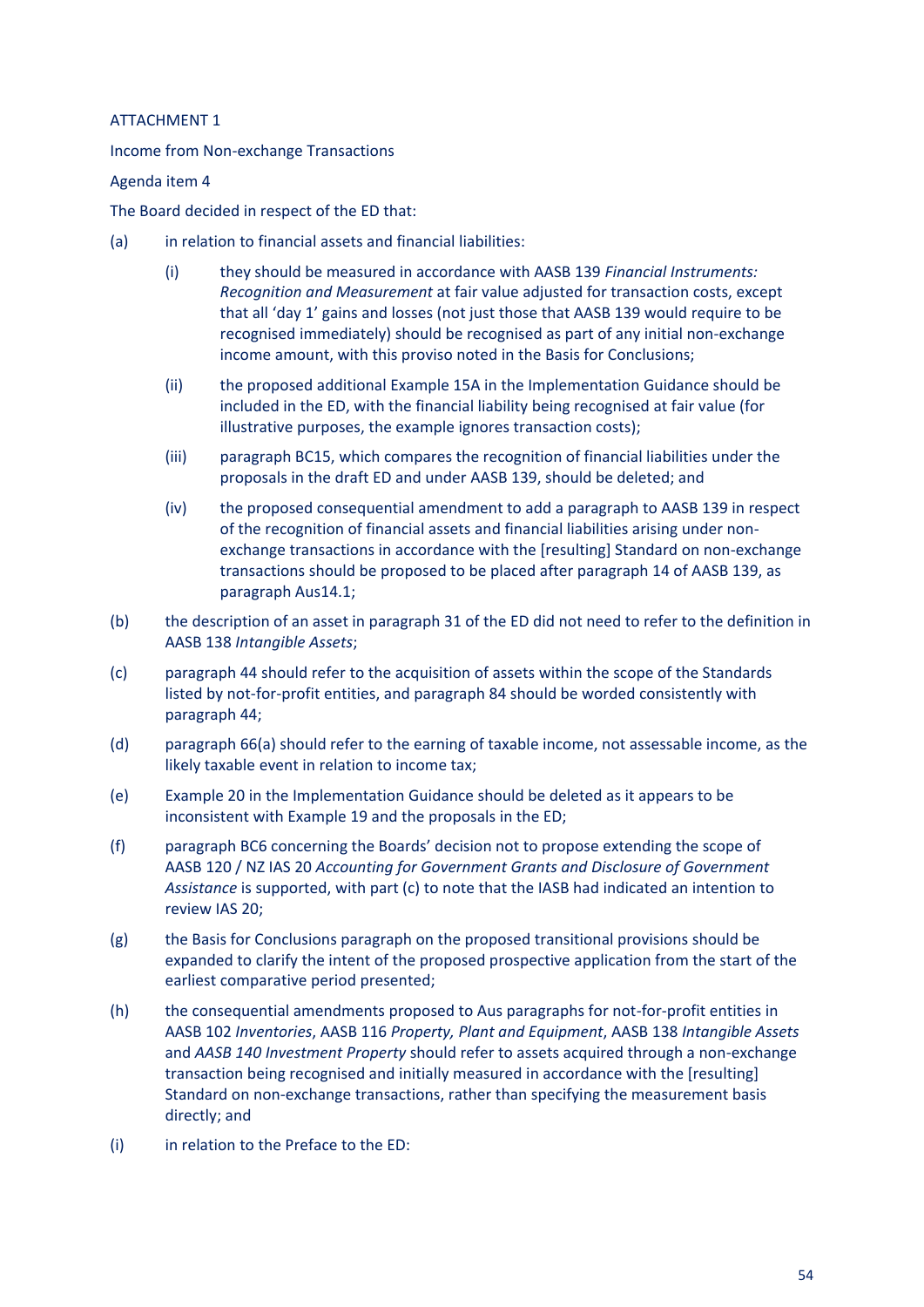ATTACHMENT 1

Income from Non-exchange Transactions

Agenda item 4

The Board decided in respect of the ED that:

(a) in relation to financial assets and financial liabilities:

   (i) they should be measured in accordance with AASB 139 *Financial Instruments: Recognition and Measurement* at fair value adjusted for transaction costs, except that all 'day 1' gains and losses (not just those that AASB 139 would require to be recognised immediately) should be recognised as part of any initial non-exchange income amount, with this proviso noted in the Basis for Conclusions;

   (ii) the proposed additional Example 15A in the Implementation Guidance should be included in the ED, with the financial liability being recognised at fair value (for illustrative purposes, the example ignores transaction costs);

   (iii) paragraph BC15, which compares the recognition of financial liabilities under the proposals in the draft ED and under AASB 139, should be deleted; and

   (iv) the proposed consequential amendment to add a paragraph to AASB 139 in respect of the recognition of financial assets and financial liabilities arising under non-exchange transactions in accordance with the [resulting] Standard on non-exchange transactions should be proposed to be placed after paragraph 14 of AASB 139, as paragraph Aus14.1;

(b) the description of an asset in paragraph 31 of the ED did not need to refer to the definition in AASB 138 *Intangible Assets*;

(c) paragraph 44 should refer to the acquisition of assets within the scope of the Standards listed by not-for-profit entities, and paragraph 84 should be worded consistently with paragraph 44;

(d) paragraph 66(a) should refer to the earning of taxable income, not assessable income, as the likely taxable event in relation to income tax;

(e) Example 20 in the Implementation Guidance should be deleted as it appears to be inconsistent with Example 19 and the proposals in the ED;

(f) paragraph BC6 concerning the Boards' decision not to propose extending the scope of AASB 120 / NZ IAS 20 *Accounting for Government Grants and Disclosure of Government Assistance* is supported, with part (c) to note that the IASB had indicated an intention to review IAS 20;

(g) the Basis for Conclusions paragraph on the proposed transitional provisions should be expanded to clarify the intent of the proposed prospective application from the start of the earliest comparative period presented;

(h) the consequential amendments proposed to Aus paragraphs for not-for-profit entities in AASB 102 *Inventories*, AASB 116 *Property, Plant and Equipment*, AASB 138 *Intangible Assets* and *AASB 140 Investment Property* should refer to assets acquired through a non-exchange transaction being recognised and initially measured in accordance with the [resulting] Standard on non-exchange transactions, rather than specifying the measurement basis directly; and

(i) in relation to the Preface to the ED: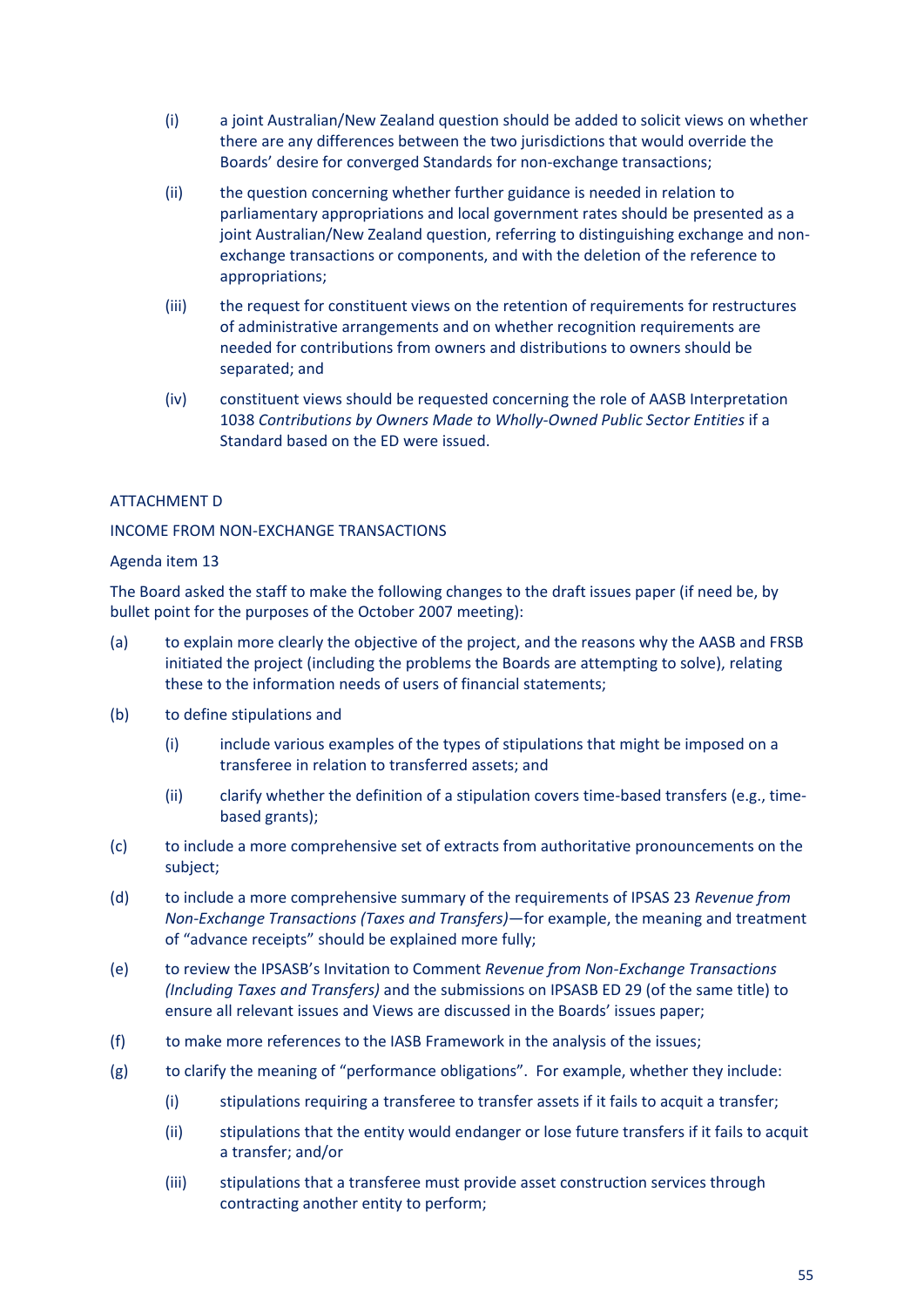(i) a joint Australian/New Zealand question should be added to solicit views on whether there are any differences between the two jurisdictions that would override the Boards' desire for converged Standards for non-exchange transactions;

(ii) the question concerning whether further guidance is needed in relation to parliamentary appropriations and local government rates should be presented as a joint Australian/New Zealand question, referring to distinguishing exchange and non-exchange transactions or components, and with the deletion of the reference to appropriations;

(iii) the request for constituent views on the retention of requirements for restructures of administrative arrangements and on whether recognition requirements are needed for contributions from owners and distributions to owners should be separated; and

(iv) constituent views should be requested concerning the role of AASB Interpretation 1038 *Contributions by Owners Made to Wholly-Owned Public Sector Entities* if a Standard based on the ED were issued.

ATTACHMENT D

INCOME FROM NON-EXCHANGE TRANSACTIONS

Agenda item 13

The Board asked the staff to make the following changes to the draft issues paper (if need be, by bullet point for the purposes of the October 2007 meeting):

(a) to explain more clearly the objective of the project, and the reasons why the AASB and FRSB initiated the project (including the problems the Boards are attempting to solve), relating these to the information needs of users of financial statements;

(b) to define stipulations and

  (i) include various examples of the types of stipulations that might be imposed on a transferee in relation to transferred assets; and

  (ii) clarify whether the definition of a stipulation covers time-based transfers (e.g., time-based grants);

(c) to include a more comprehensive set of extracts from authoritative pronouncements on the subject;

(d) to include a more comprehensive summary of the requirements of IPSAS 23 *Revenue from Non-Exchange Transactions (Taxes and Transfers)*—for example, the meaning and treatment of "advance receipts" should be explained more fully;

(e) to review the IPSASB's Invitation to Comment *Revenue from Non-Exchange Transactions (Including Taxes and Transfers)* and the submissions on IPSASB ED 29 (of the same title) to ensure all relevant issues and Views are discussed in the Boards' issues paper;

(f) to make more references to the IASB Framework in the analysis of the issues;

(g) to clarify the meaning of "performance obligations". For example, whether they include:

  (i) stipulations requiring a transferee to transfer assets if it fails to acquit a transfer;

  (ii) stipulations that the entity would endanger or lose future transfers if it fails to acquit a transfer; and/or

  (iii) stipulations that a transferee must provide asset construction services through contracting another entity to perform;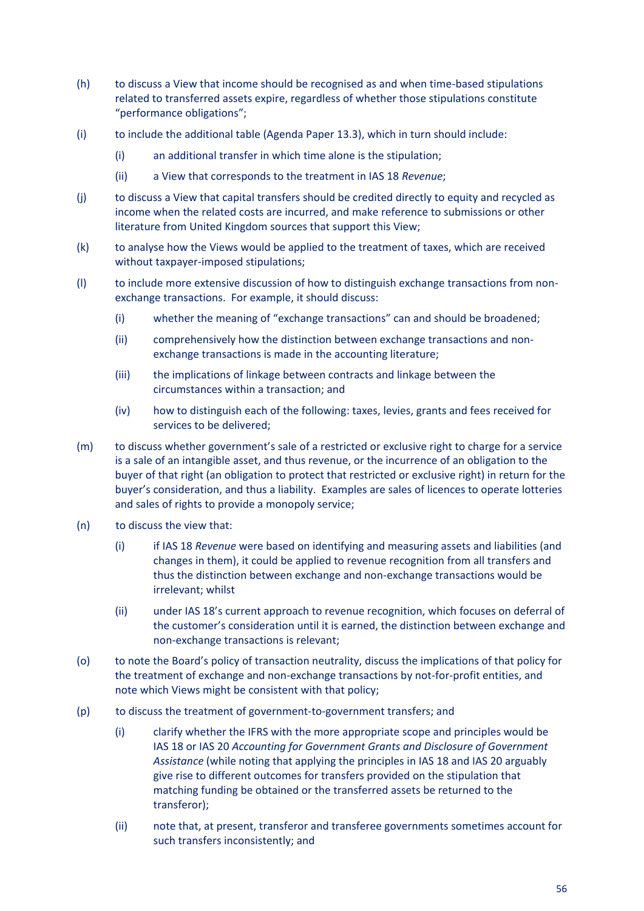(h) to discuss a View that income should be recognised as and when time-based stipulations related to transferred assets expire, regardless of whether those stipulations constitute "performance obligations";

(i) to include the additional table (Agenda Paper 13.3), which in turn should include:

  (i) an additional transfer in which time alone is the stipulation;

  (ii) a View that corresponds to the treatment in IAS 18 *Revenue*;

(j) to discuss a View that capital transfers should be credited directly to equity and recycled as income when the related costs are incurred, and make reference to submissions or other literature from United Kingdom sources that support this View;

(k) to analyse how the Views would be applied to the treatment of taxes, which are received without taxpayer-imposed stipulations;

(l) to include more extensive discussion of how to distinguish exchange transactions from non-exchange transactions. For example, it should discuss:

  (i) whether the meaning of "exchange transactions" can and should be broadened;

  (ii) comprehensively how the distinction between exchange transactions and non-exchange transactions is made in the accounting literature;

  (iii) the implications of linkage between contracts and linkage between the circumstances within a transaction; and

  (iv) how to distinguish each of the following: taxes, levies, grants and fees received for services to be delivered;

(m) to discuss whether government's sale of a restricted or exclusive right to charge for a service is a sale of an intangible asset, and thus revenue, or the incurrence of an obligation to the buyer of that right (an obligation to protect that restricted or exclusive right) in return for the buyer's consideration, and thus a liability. Examples are sales of licences to operate lotteries and sales of rights to provide a monopoly service;

(n) to discuss the view that:

  (i) if IAS 18 *Revenue* were based on identifying and measuring assets and liabilities (and changes in them), it could be applied to revenue recognition from all transfers and thus the distinction between exchange and non-exchange transactions would be irrelevant; whilst

  (ii) under IAS 18's current approach to revenue recognition, which focuses on deferral of the customer's consideration until it is earned, the distinction between exchange and non-exchange transactions is relevant;

(o) to note the Board's policy of transaction neutrality, discuss the implications of that policy for the treatment of exchange and non-exchange transactions by not-for-profit entities, and note which Views might be consistent with that policy;

(p) to discuss the treatment of government-to-government transfers; and

  (i) clarify whether the IFRS with the more appropriate scope and principles would be IAS 18 or IAS 20 *Accounting for Government Grants and Disclosure of Government Assistance* (while noting that applying the principles in IAS 18 and IAS 20 arguably give rise to different outcomes for transfers provided on the stipulation that matching funding be obtained or the transferred assets be returned to the transferor);

  (ii) note that, at present, transferor and transferee governments sometimes account for such transfers inconsistently; and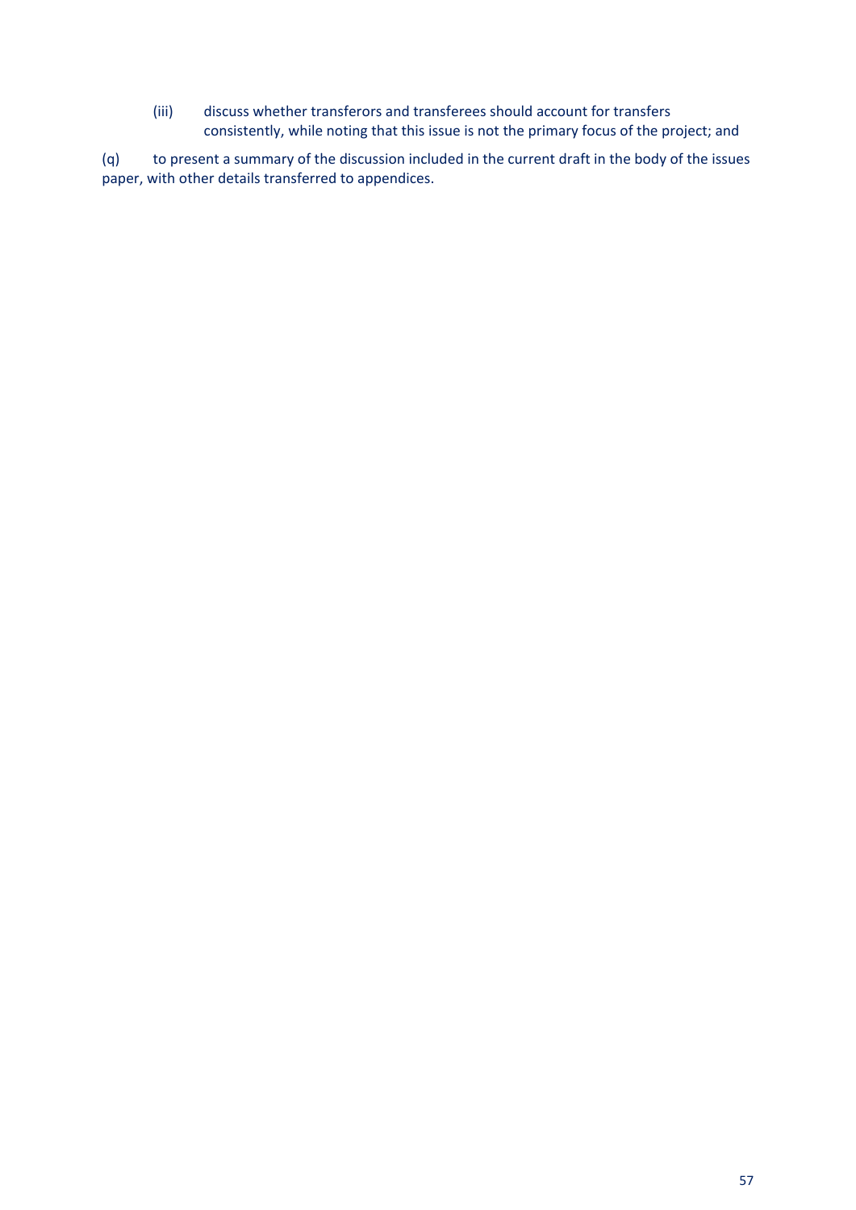(iii) discuss whether transferors and transferees should account for transfers consistently, while noting that this issue is not the primary focus of the project; and

(q) to present a summary of the discussion included in the current draft in the body of the issues paper, with other details transferred to appendices.